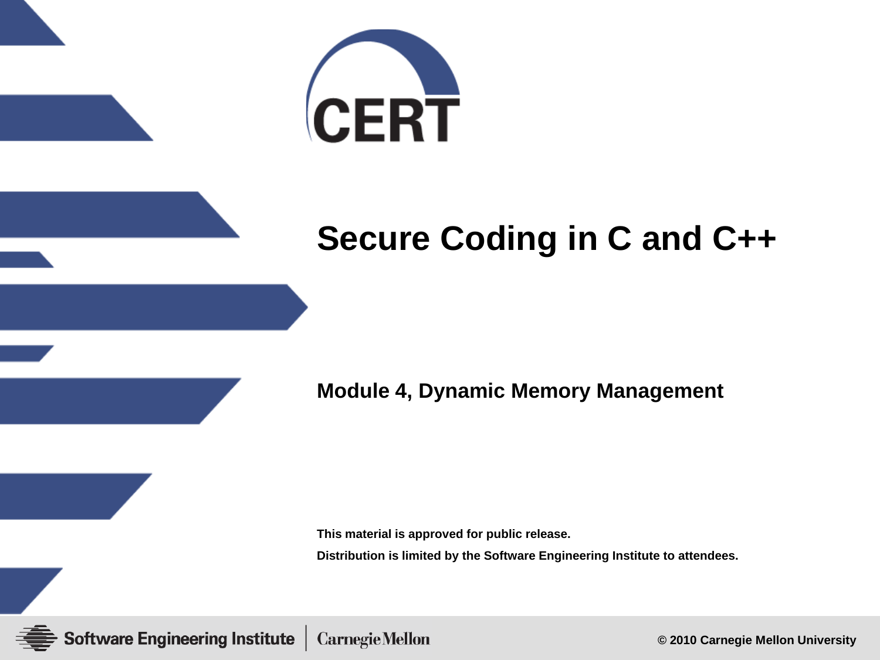CERT

# Secure Coding in C and C++

## Module 4, Dynamic Memory Management

**This material is approved for public release.**

**Distribution is limited by the Software Engineering Institute to attendees.**

Software Engineering Institute | Carnegie Mellon

© 2010 Carnegie Mellon University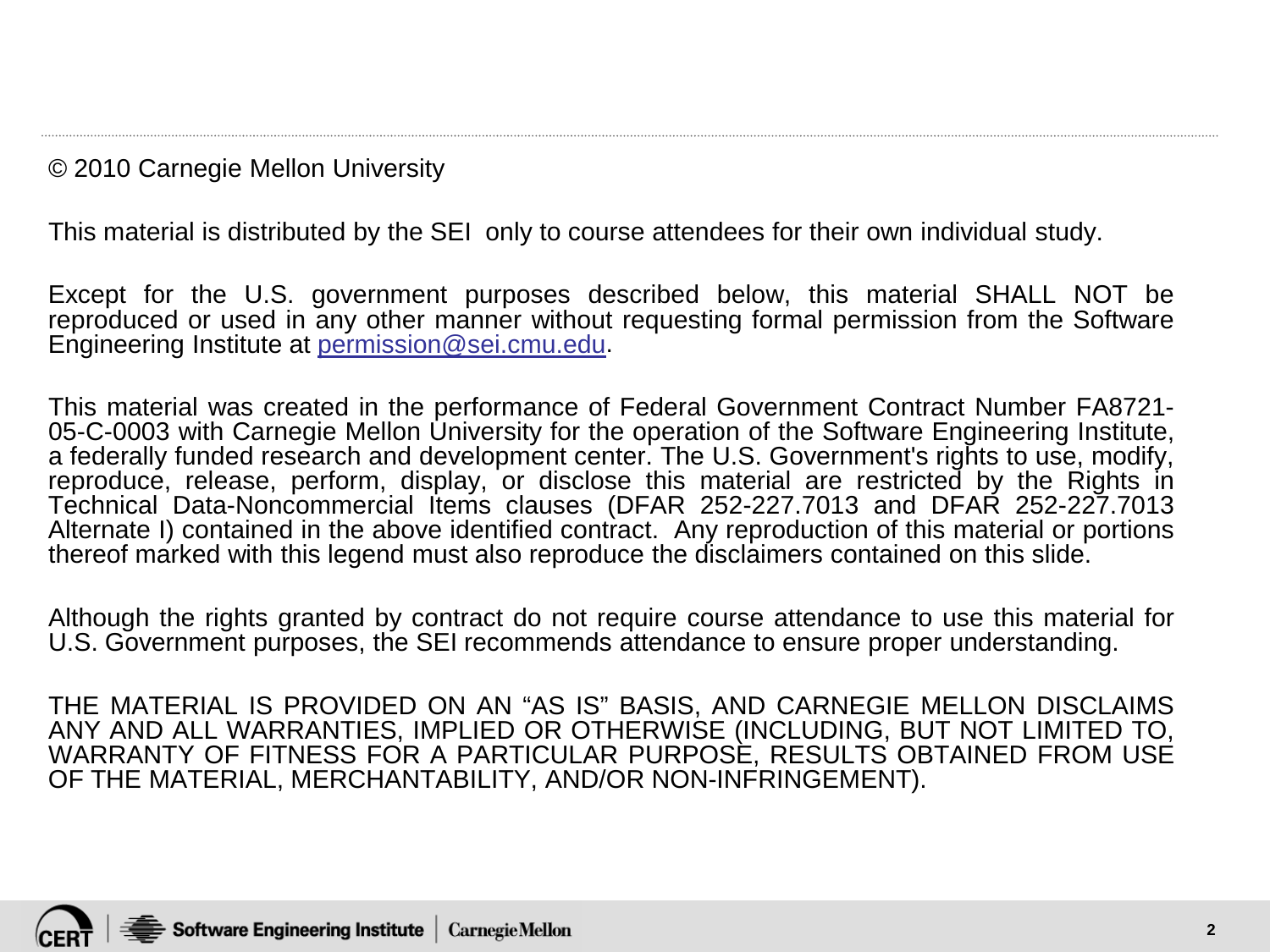© 2010 Carnegie Mellon University

This material is distributed by the SEI only to course attendees for their own individual study.

Except for the U.S. government purposes described below, this material SHALL NOT be reproduced or used in any other manner without requesting formal permission from the Software Engineering Institute at permission@sei.cmu.edu.

This material was created in the performance of Federal Government Contract Number FA8721-05-C-0003 with Carnegie Mellon University for the operation of the Software Engineering Institute, a federally funded research and development center. The U.S. Government's rights to use, modify, reproduce, release, perform, display, or disclose this material are restricted by the Rights in Technical Data-Noncommercial Items clauses (DFAR 252-227.7013 and DFAR 252-227.7013 Alternate I) contained in the above identified contract. Any reproduction of this material or portions thereof marked with this legend must also reproduce the disclaimers contained on this slide.

Although the rights granted by contract do not require course attendance to use this material for U.S. Government purposes, the SEI recommends attendance to ensure proper understanding.

THE MATERIAL IS PROVIDED ON AN "AS IS" BASIS, AND CARNEGIE MELLON DISCLAIMS ANY AND ALL WARRANTIES, IMPLIED OR OTHERWISE (INCLUDING, BUT NOT LIMITED TO, WARRANTY OF FITNESS FOR A PARTICULAR PURPOSE, RESULTS OBTAINED FROM USE OF THE MATERIAL, MERCHANTABILITY, AND/OR NON-INFRINGEMENT).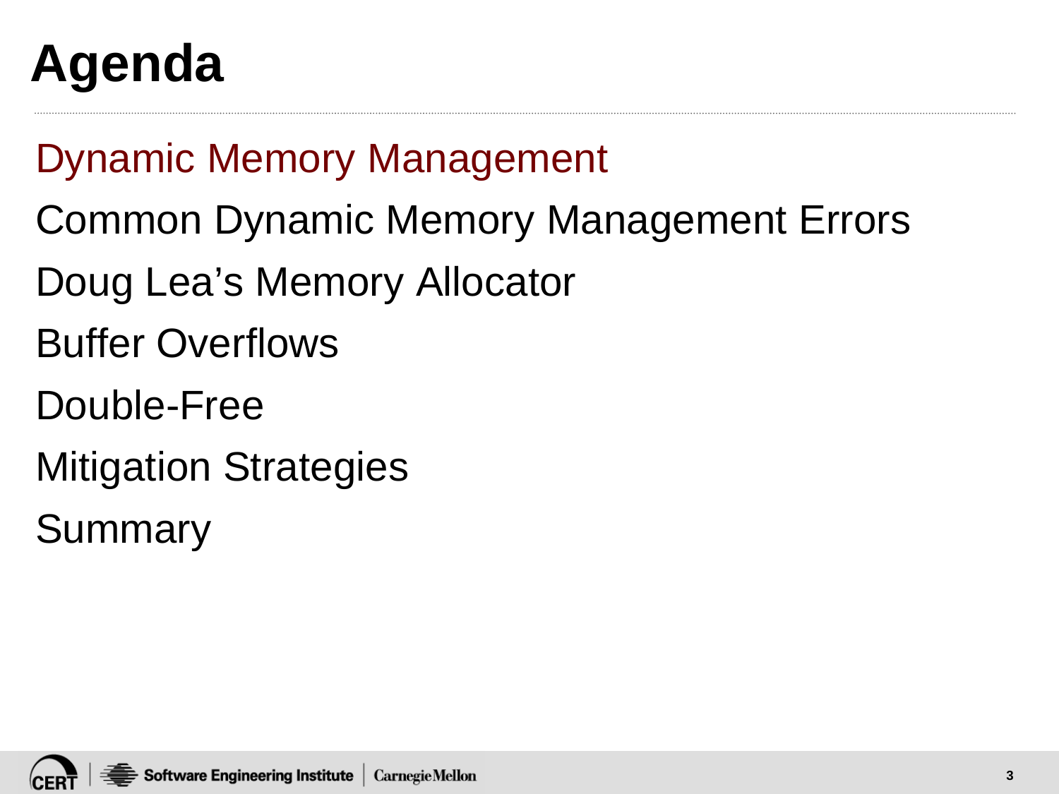# Agenda

Dynamic Memory Management

Common Dynamic Memory Management Errors

Doug Lea's Memory Allocator

Buffer Overflows

Double-Free

Mitigation Strategies

Summary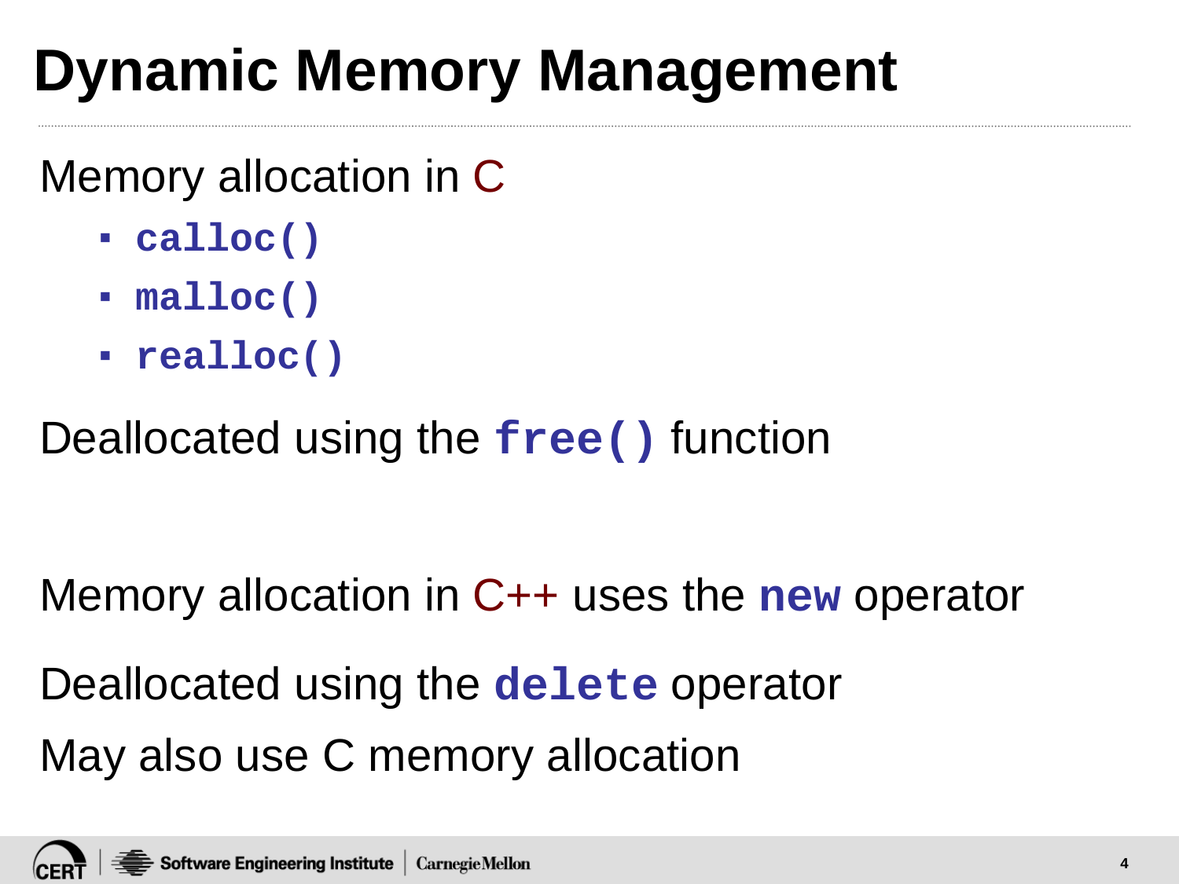# Dynamic Memory Management

Memory allocation in C

- **`calloc()`**
- **`malloc()`**
- **`realloc()`**

Deallocated using the **`free()`** function

Memory allocation in C++ uses the **`new`** operator

Deallocated using the **`delete`** operator

May also use C memory allocation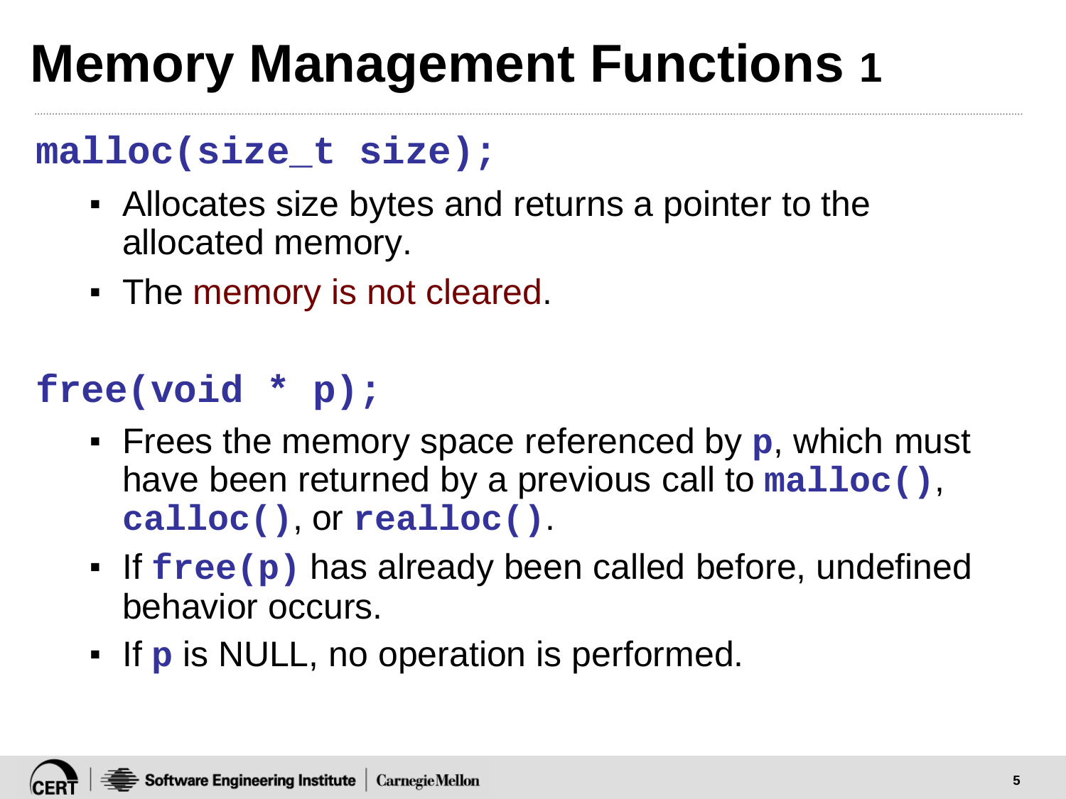# Memory Management Functions 1

`malloc(size_t size);`

- Allocates size bytes and returns a pointer to the allocated memory.
- The memory is not cleared.

`free(void * p);`

- Frees the memory space referenced by `p`, which must have been returned by a previous call to `malloc()`, `calloc()`, or `realloc()`.
- If `free(p)` has already been called before, undefined behavior occurs.
- If `p` is NULL, no operation is performed.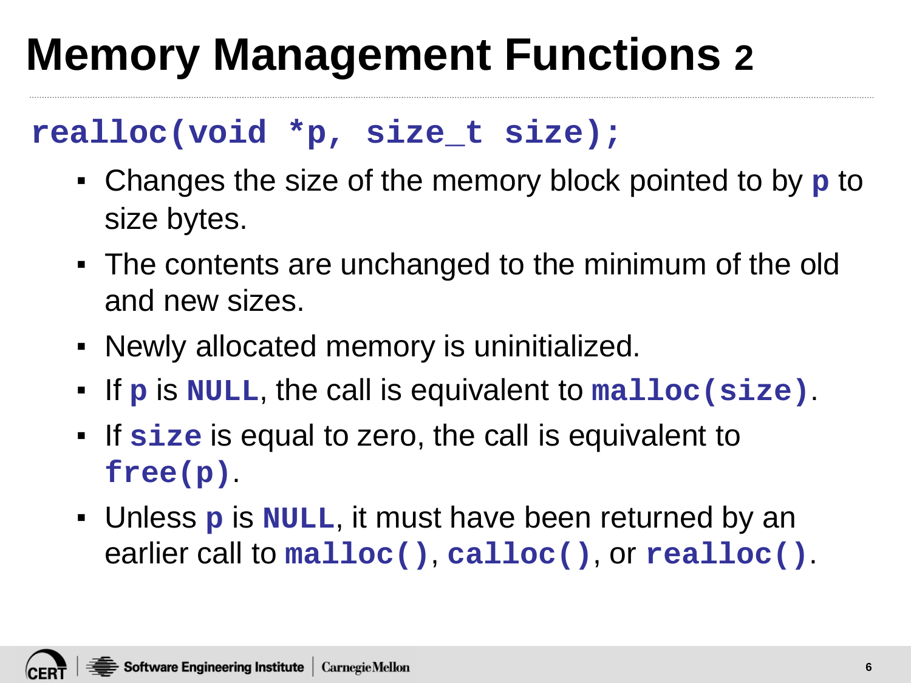# Memory Management Functions 2

**`realloc(void *p, size_t size);`**

- Changes the size of the memory block pointed to by **`p`** to size bytes.
- The contents are unchanged to the minimum of the old and new sizes.
- Newly allocated memory is uninitialized.
- If **`p`** is **`NULL`**, the call is equivalent to **`malloc(size)`**.
- If **`size`** is equal to zero, the call is equivalent to **`free(p)`**.
- Unless **`p`** is **`NULL`**, it must have been returned by an earlier call to **`malloc()`**, **`calloc()`**, or **`realloc()`**.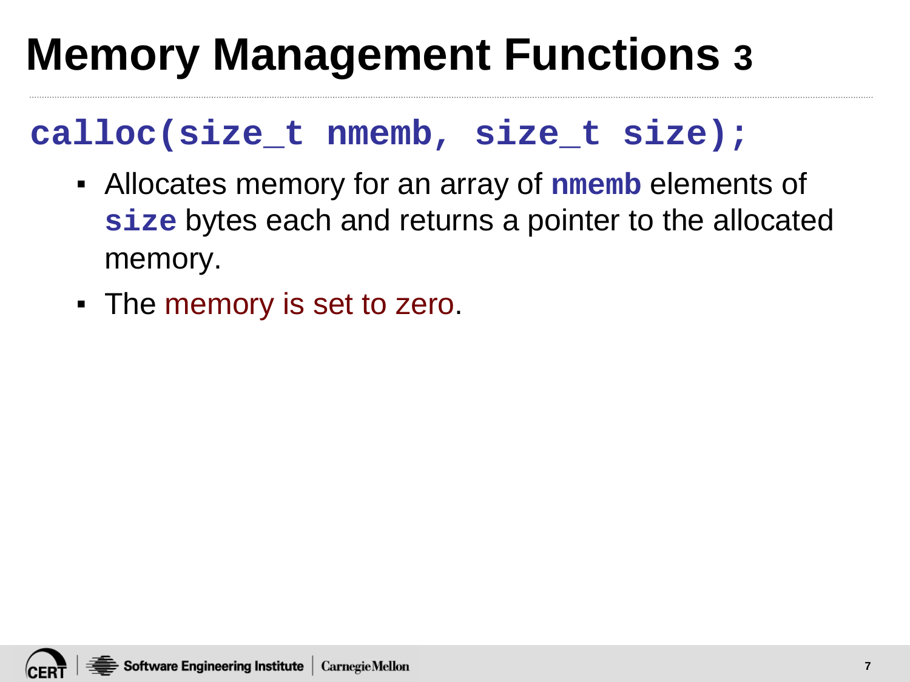# Memory Management Functions 3

## `calloc(size_t nmemb, size_t size);`

- Allocates memory for an array of **`nmemb`** elements of **`size`** bytes each and returns a pointer to the allocated memory.
- The memory is set to zero.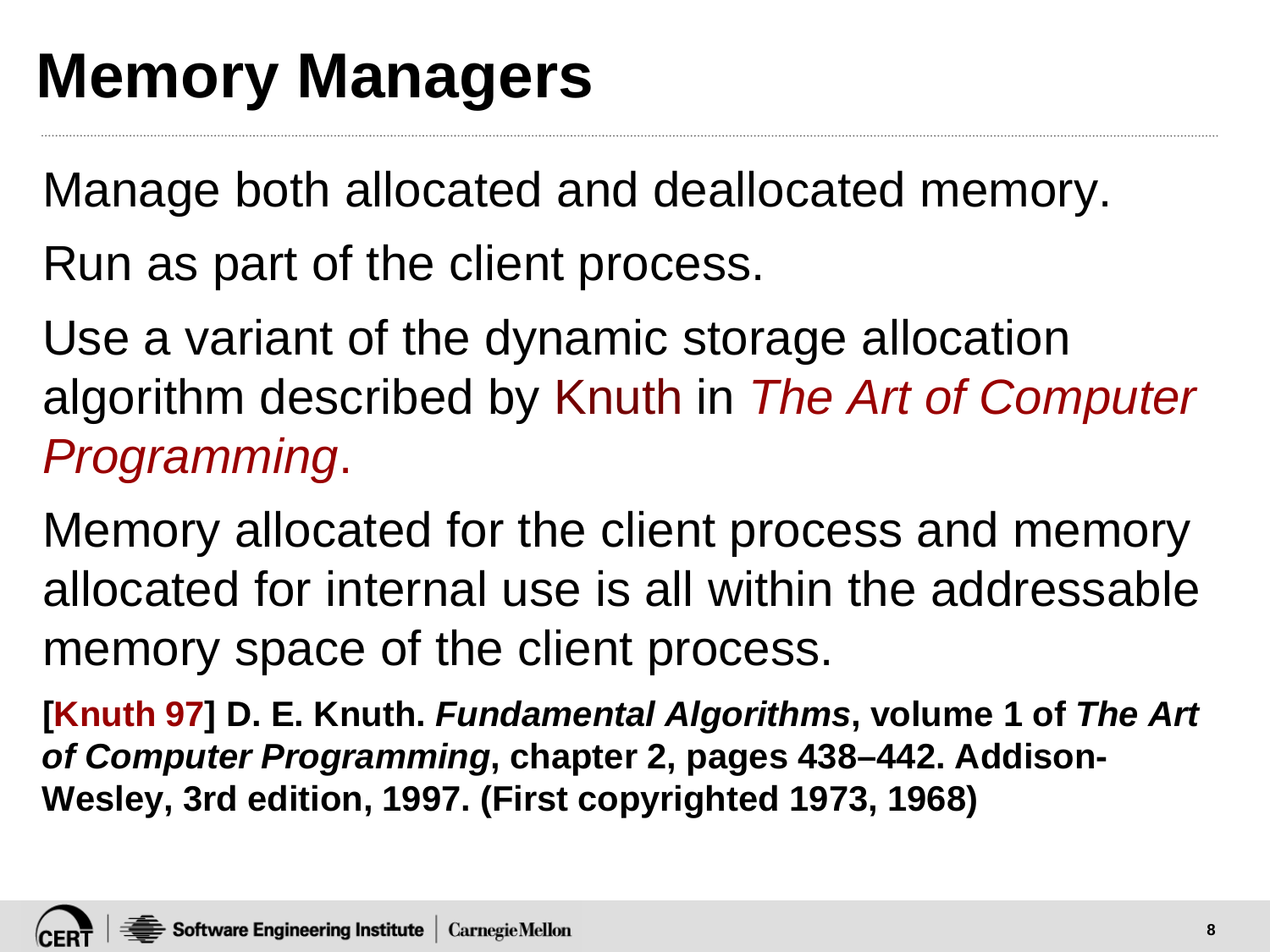# Memory Managers

Manage both allocated and deallocated memory.

Run as part of the client process.

Use a variant of the dynamic storage allocation algorithm described by Knuth in *The Art of Computer Programming*.

Memory allocated for the client process and memory allocated for internal use is all within the addressable memory space of the client process.

**[Knuth 97] D. E. Knuth. *Fundamental Algorithms*, volume 1 of *The Art of Computer Programming*, chapter 2, pages 438–442. Addison-Wesley, 3rd edition, 1997. (First copyrighted 1973, 1968)**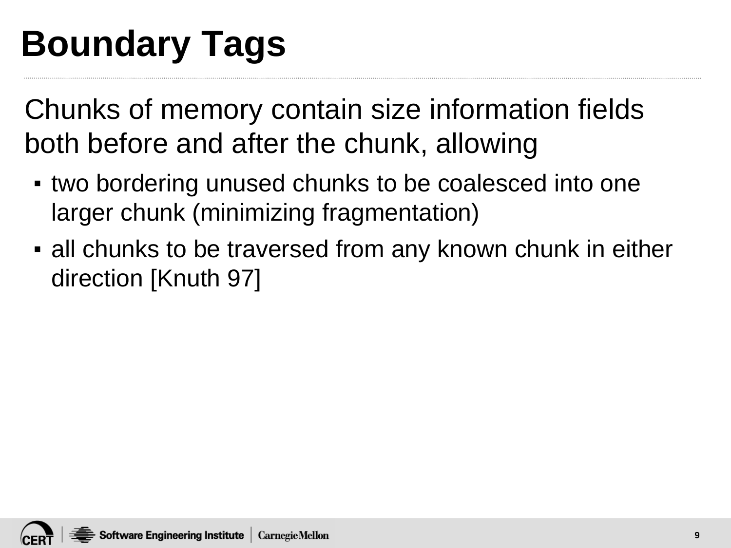# Boundary Tags

Chunks of memory contain size information fields both before and after the chunk, allowing

- two bordering unused chunks to be coalesced into one larger chunk (minimizing fragmentation)
- all chunks to be traversed from any known chunk in either direction [Knuth 97]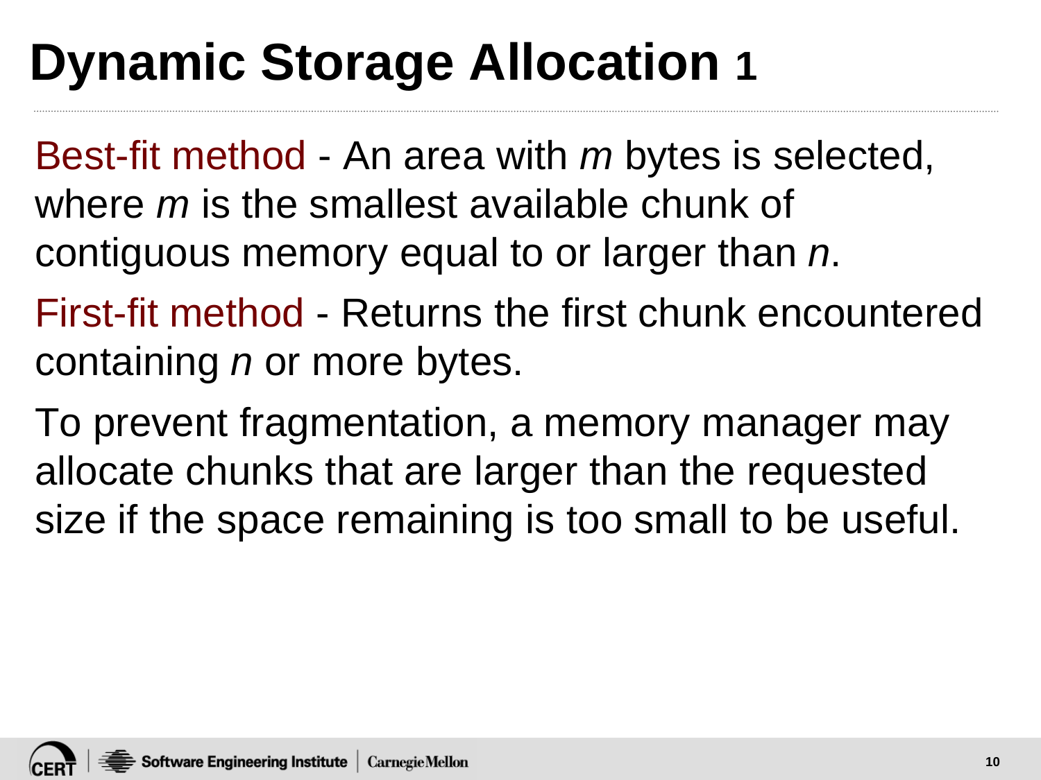# Dynamic Storage Allocation 1

Best-fit method - An area with *m* bytes is selected, where *m* is the smallest available chunk of contiguous memory equal to or larger than *n*.

First-fit method - Returns the first chunk encountered containing *n* or more bytes.

To prevent fragmentation, a memory manager may allocate chunks that are larger than the requested size if the space remaining is too small to be useful.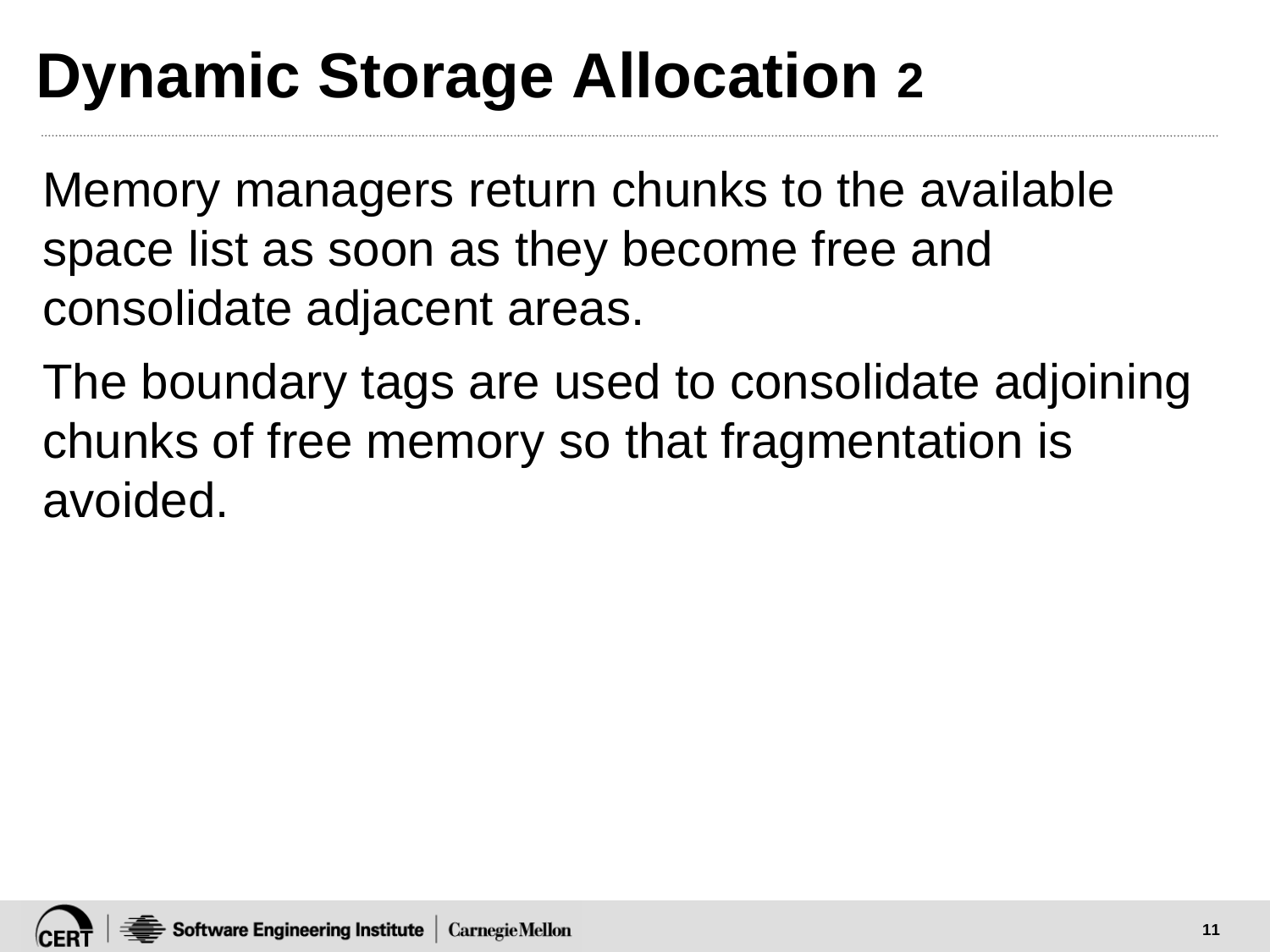# Dynamic Storage Allocation 2

Memory managers return chunks to the available space list as soon as they become free and consolidate adjacent areas.

The boundary tags are used to consolidate adjoining chunks of free memory so that fragmentation is avoided.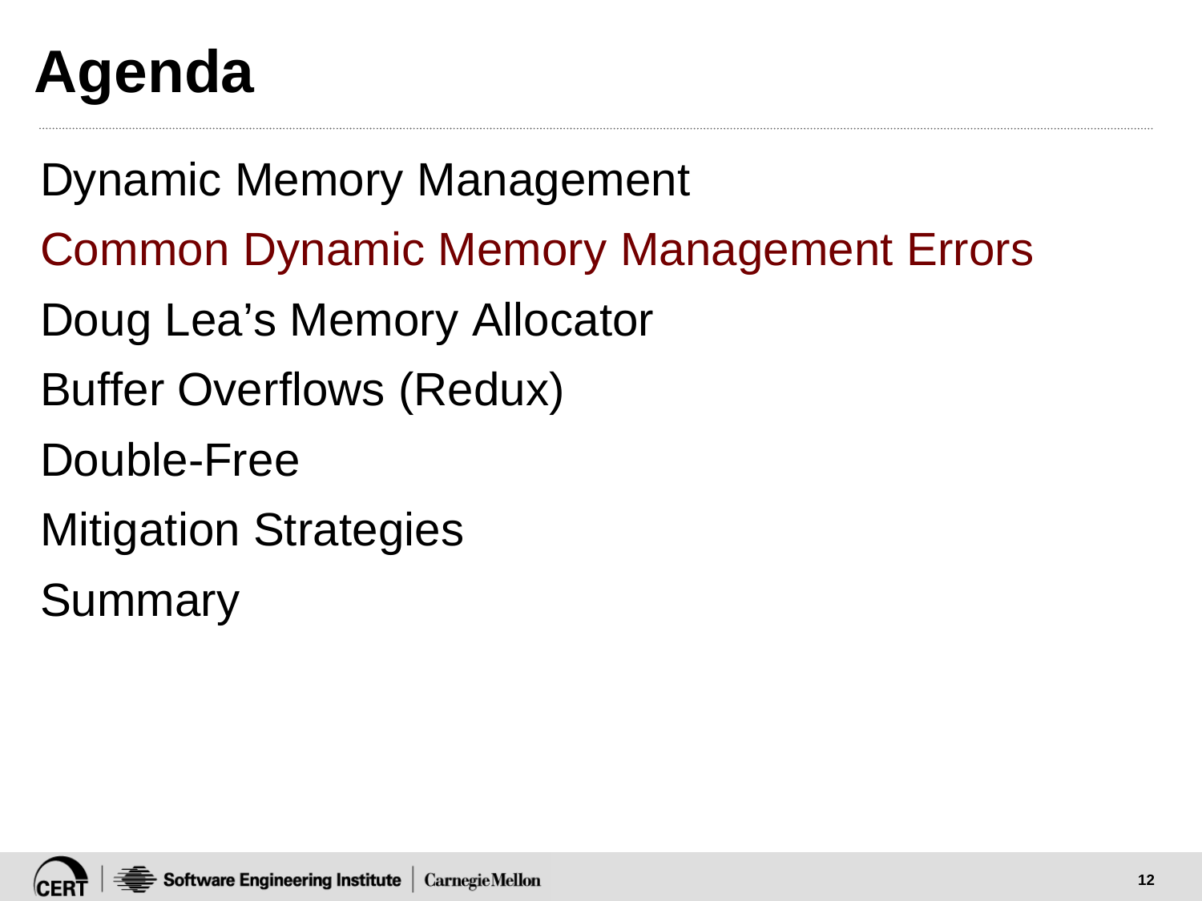# Agenda

Dynamic Memory Management

Common Dynamic Memory Management Errors

Doug Lea's Memory Allocator

Buffer Overflows (Redux)

Double-Free

Mitigation Strategies

Summary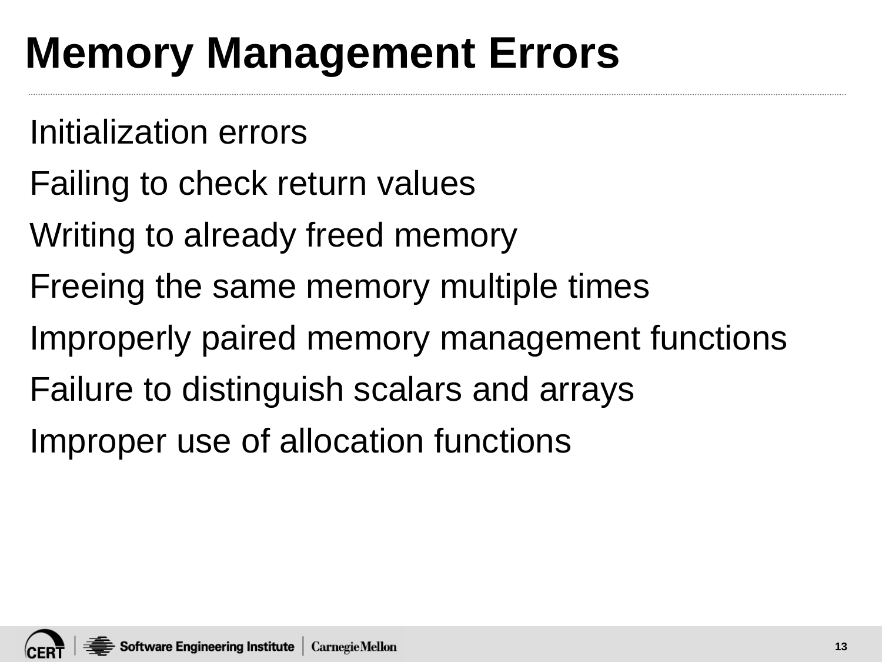# Memory Management Errors

Initialization errors

Failing to check return values

Writing to already freed memory

Freeing the same memory multiple times

Improperly paired memory management functions

Failure to distinguish scalars and arrays

Improper use of allocation functions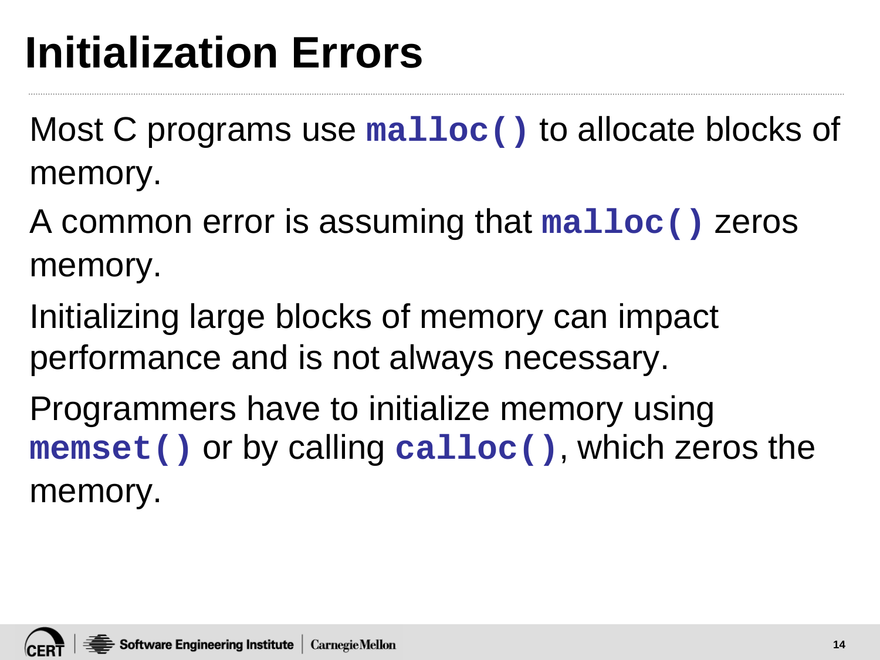# Initialization Errors

Most C programs use **`malloc()`** to allocate blocks of memory.

A common error is assuming that **`malloc()`** zeros memory.

Initializing large blocks of memory can impact performance and is not always necessary.

Programmers have to initialize memory using **`memset()`** or by calling **`calloc()`**, which zeros the memory.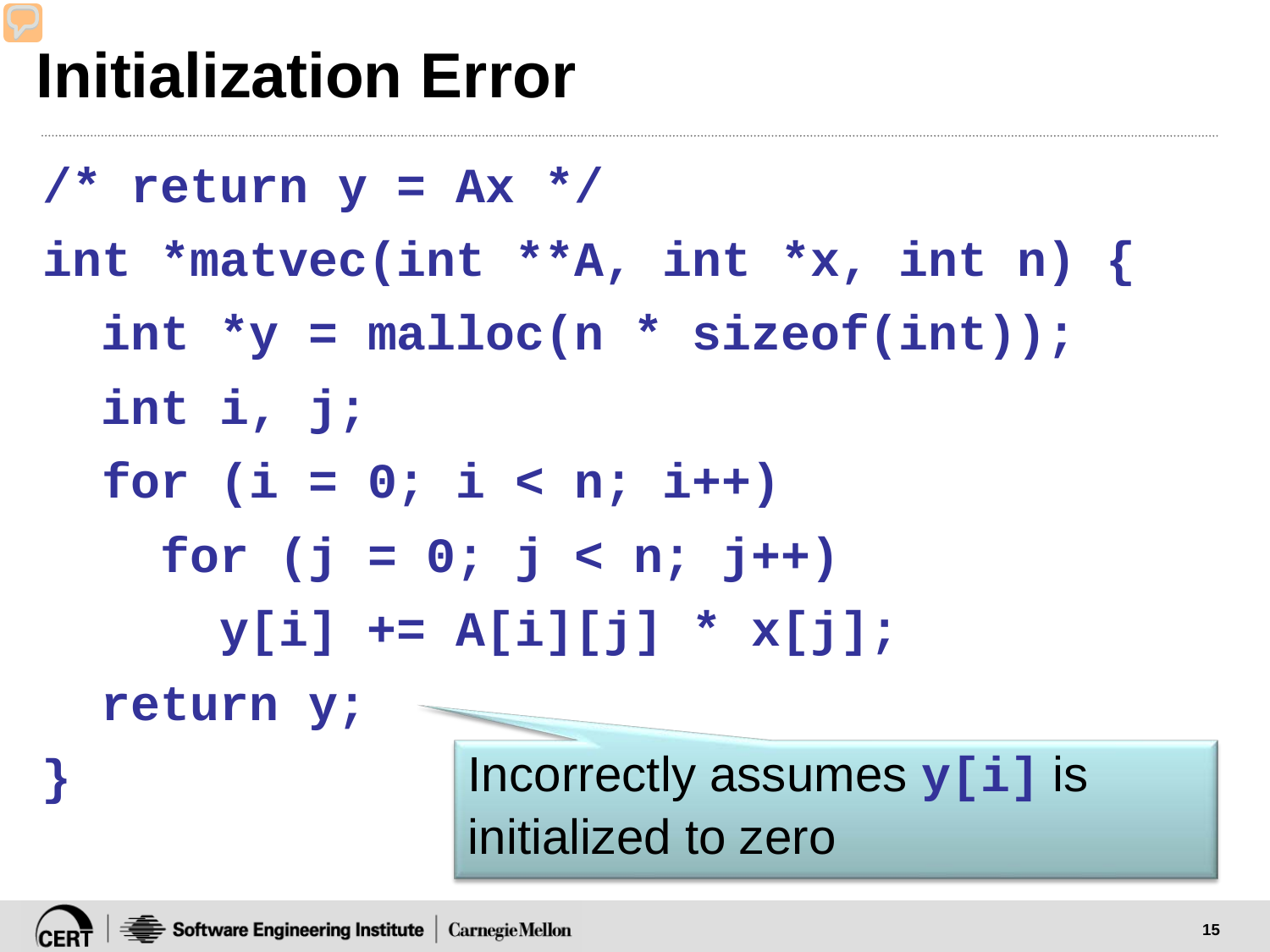# Initialization Error

```
/* return y = Ax */
int *matvec(int **A, int *x, int n) {
  int *y = malloc(n * sizeof(int));
  int i, j;
  for (i = 0; i < n; i++)
    for (j = 0; j < n; j++)
      y[i] += A[i][j] * x[j];
  return y;
}
```

Incorrectly assumes `y[i]` is initialized to zero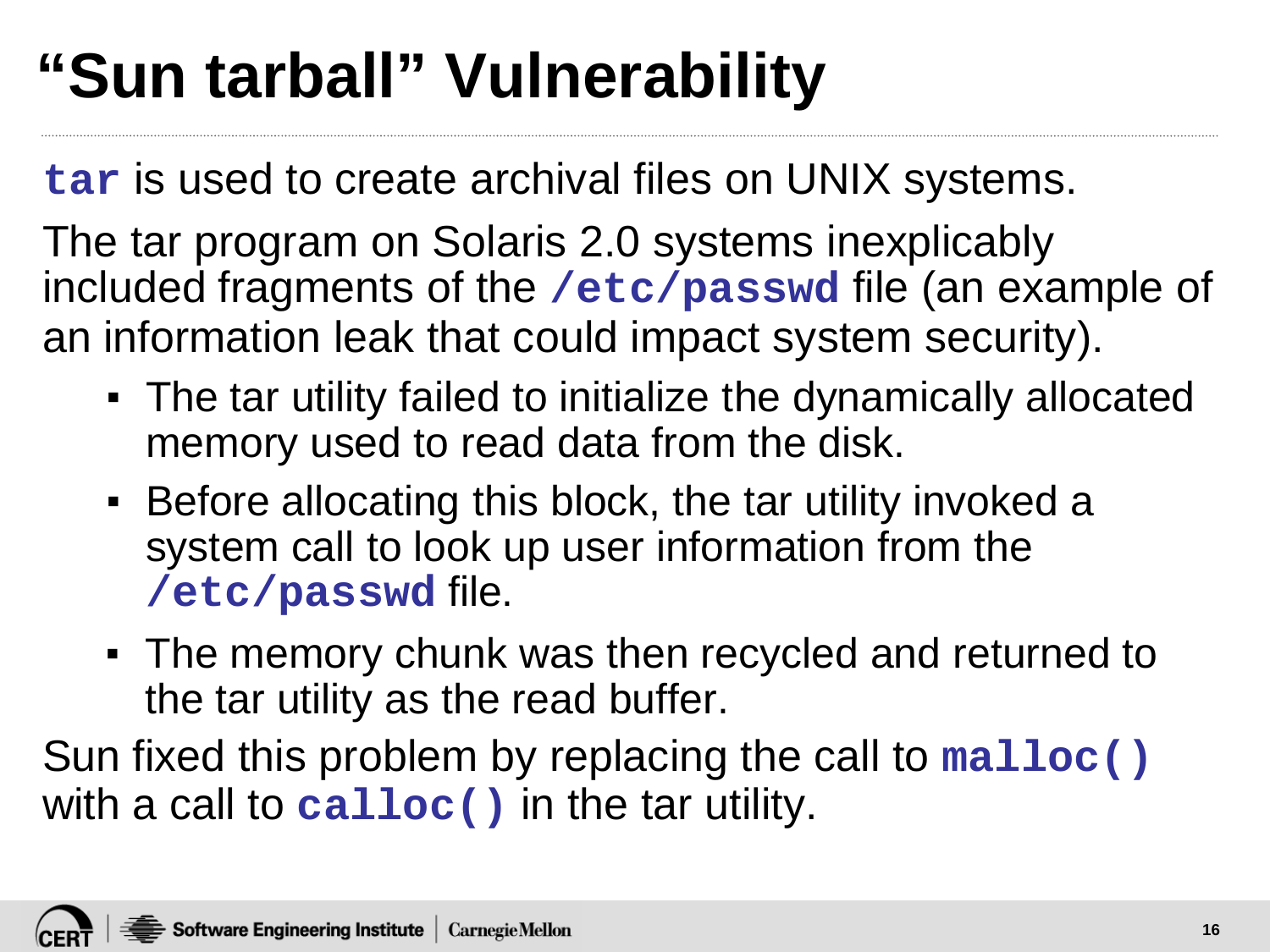# “Sun tarball” Vulnerability

`tar` is used to create archival files on UNIX systems.

The tar program on Solaris 2.0 systems inexplicably included fragments of the `/etc/passwd` file (an example of an information leak that could impact system security).

- The tar utility failed to initialize the dynamically allocated memory used to read data from the disk.
- Before allocating this block, the tar utility invoked a system call to look up user information from the `/etc/passwd` file.
- The memory chunk was then recycled and returned to the tar utility as the read buffer.

Sun fixed this problem by replacing the call to `malloc()` with a call to `calloc()` in the tar utility.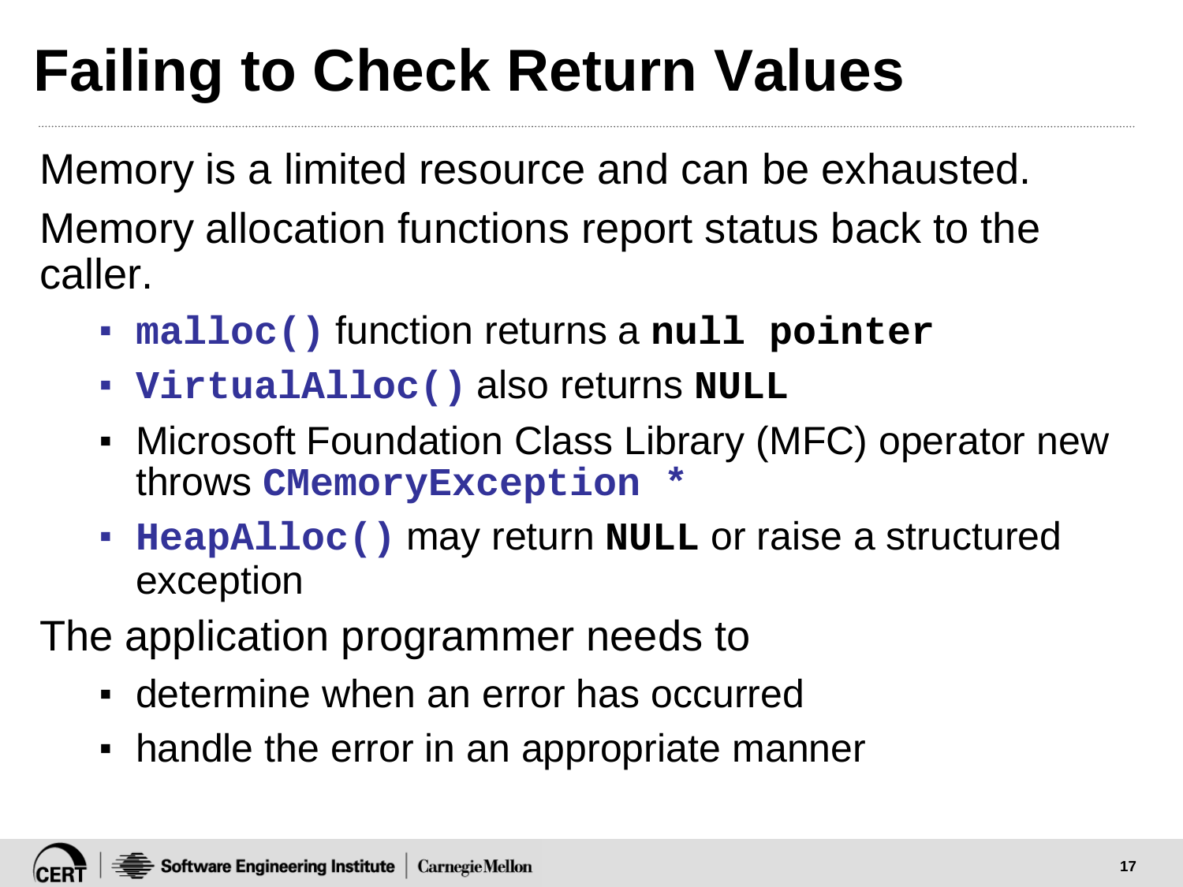# Failing to Check Return Values

Memory is a limited resource and can be exhausted.

Memory allocation functions report status back to the caller.

- `malloc()` function returns a **`null pointer`**
- `VirtualAlloc()` also returns **`NULL`**
- Microsoft Foundation Class Library (MFC) operator new throws `CMemoryException *`
- `HeapAlloc()` may return **`NULL`** or raise a structured exception

The application programmer needs to

- determine when an error has occurred
- handle the error in an appropriate manner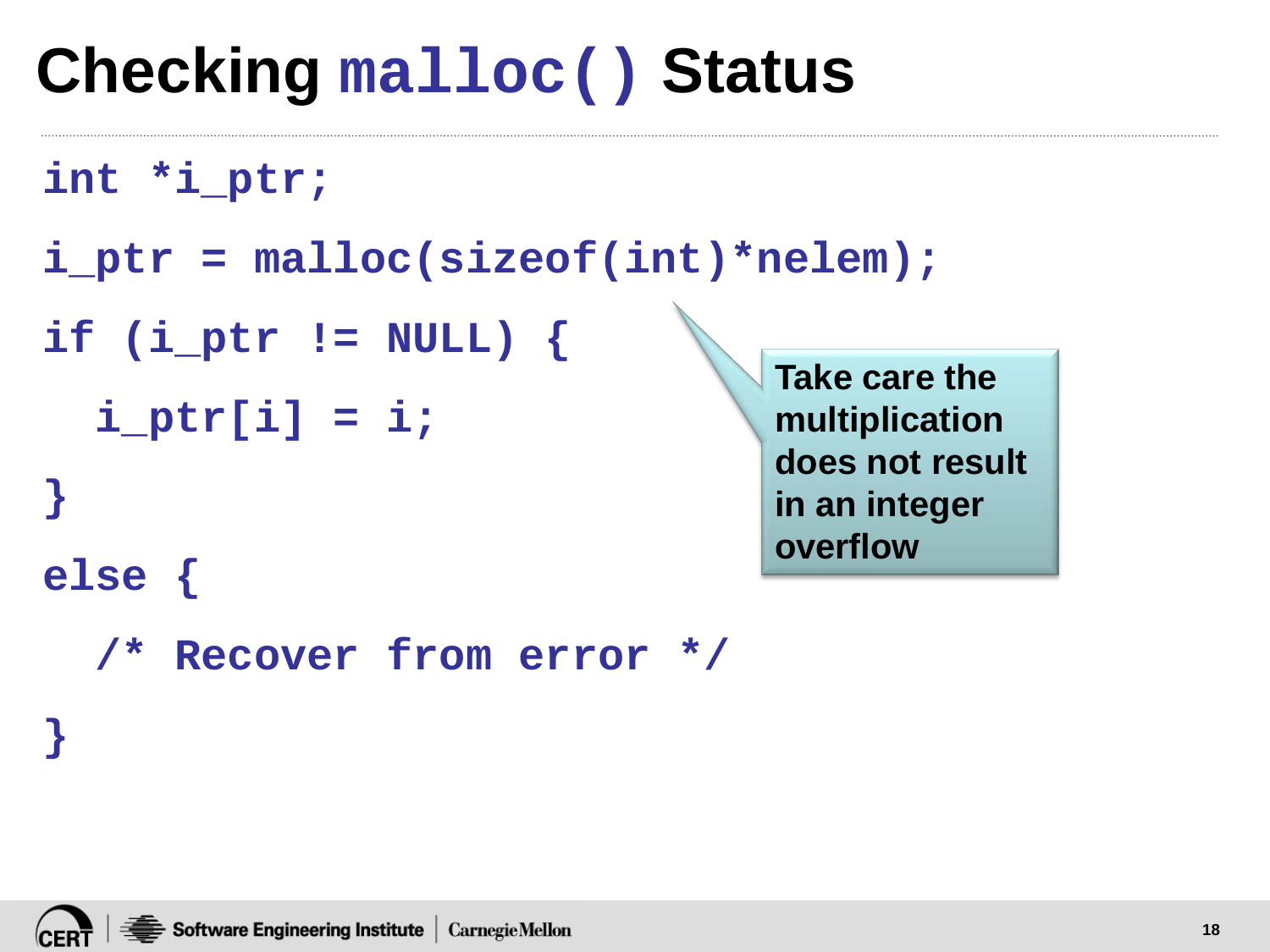# Checking `malloc()` Status

```
int *i_ptr;
i_ptr = malloc(sizeof(int)*nelem);
if (i_ptr != NULL) {
  i_ptr[i] = i;
}
else {
  /* Recover from error */
}
```

**Take care the multiplication does not result in an integer overflow**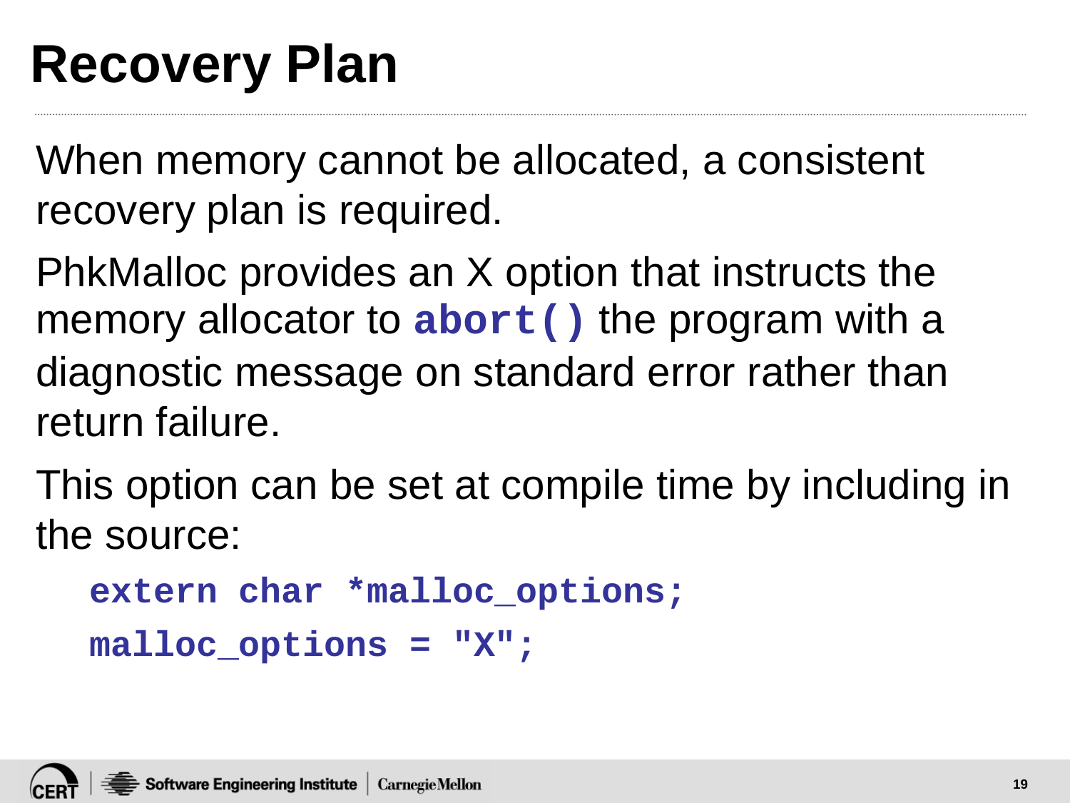# Recovery Plan

When memory cannot be allocated, a consistent recovery plan is required.

PhkMalloc provides an X option that instructs the memory allocator to `abort()` the program with a diagnostic message on standard error rather than return failure.

This option can be set at compile time by including in the source:

```
extern char *malloc_options;
malloc_options = "X";
```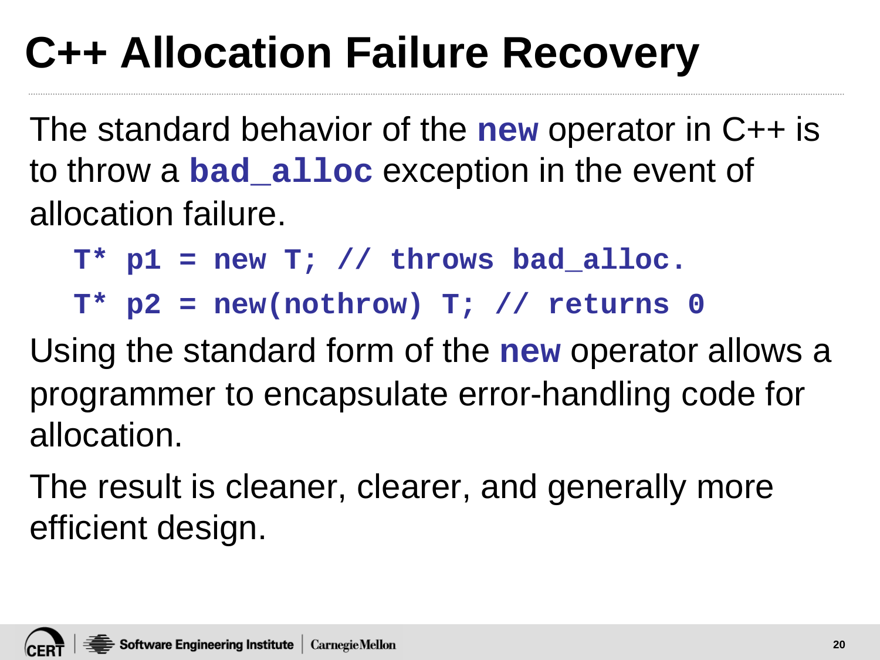# C++ Allocation Failure Recovery

The standard behavior of the **new** operator in C++ is to throw a **bad_alloc** exception in the event of allocation failure.

```
T* p1 = new T; // throws bad_alloc.
T* p2 = new(nothrow) T; // returns 0
```

Using the standard form of the **new** operator allows a programmer to encapsulate error-handling code for allocation.

The result is cleaner, clearer, and generally more efficient design.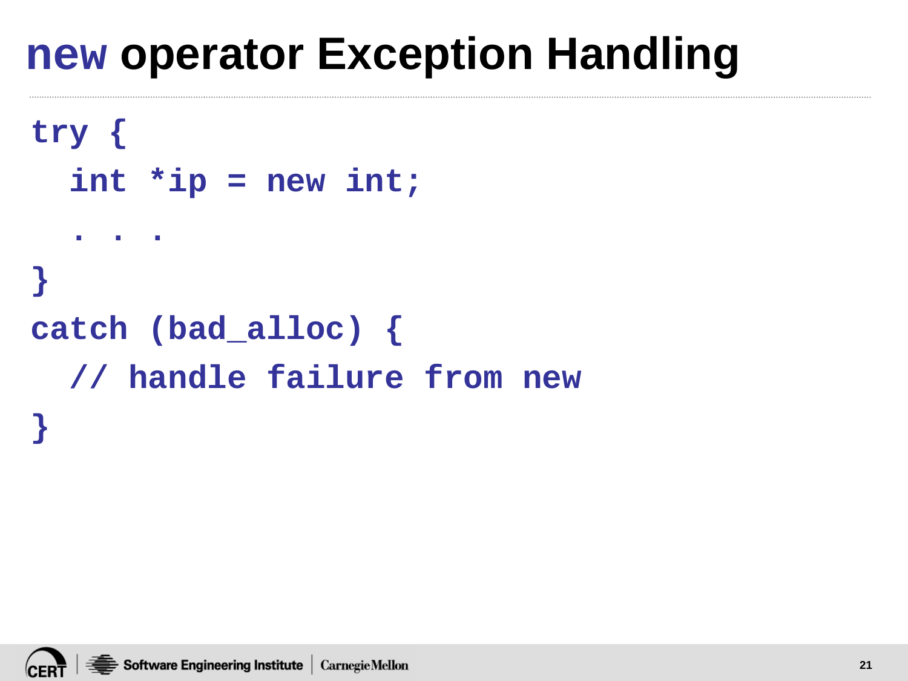# `new` operator Exception Handling

```
try {
  int *ip = new int;
  . . .
}
catch (bad_alloc) {
  // handle failure from new
}
```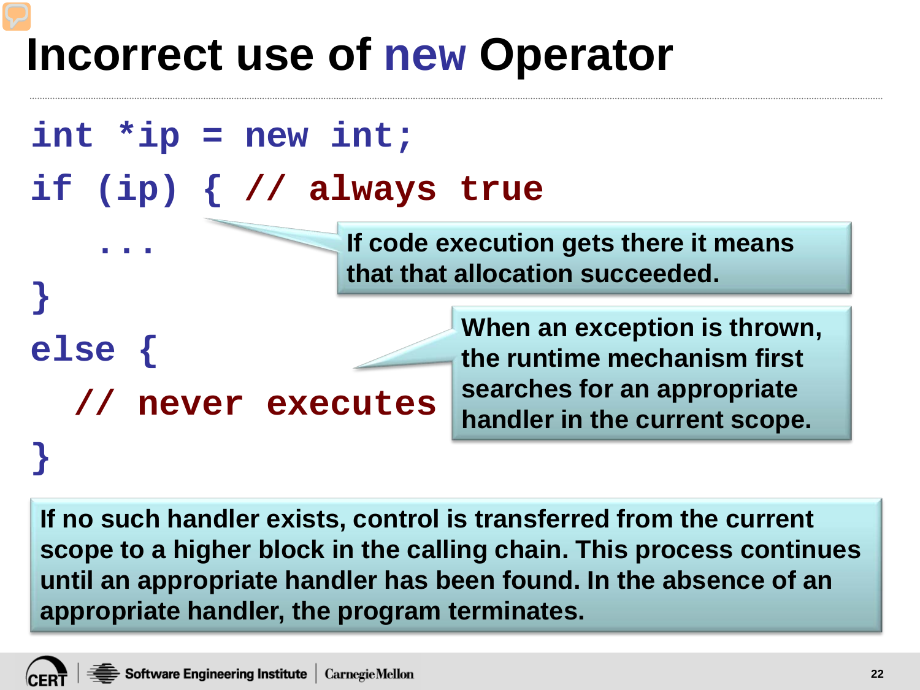# Incorrect use of new Operator

```
int *ip = new int;
if (ip) { // always true
    ...
}
else {
  // never executes
}
```

If code execution gets there it means that that allocation succeeded.

When an exception is thrown, the runtime mechanism first searches for an appropriate handler in the current scope.

If no such handler exists, control is transferred from the current scope to a higher block in the calling chain. This process continues until an appropriate handler has been found. In the absence of an appropriate handler, the program terminates.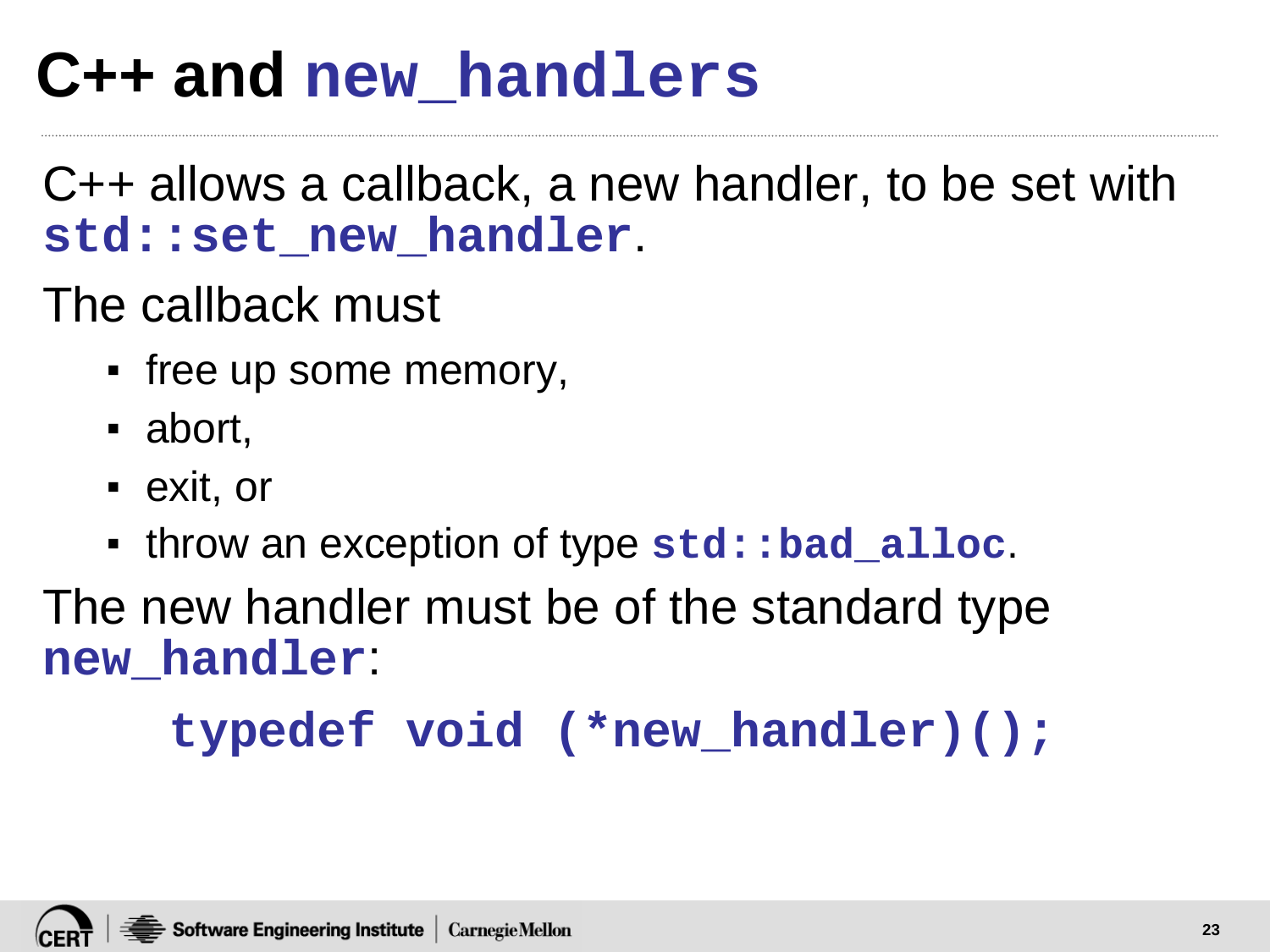# C++ and `new_handlers`

C++ allows a callback, a new handler, to be set with **`std::set_new_handler`**.

The callback must

- free up some memory,
- abort,
- exit, or
- throw an exception of type **`std::bad_alloc`**.

The new handler must be of the standard type **`new_handler`**:

```
typedef void (*new_handler)();
```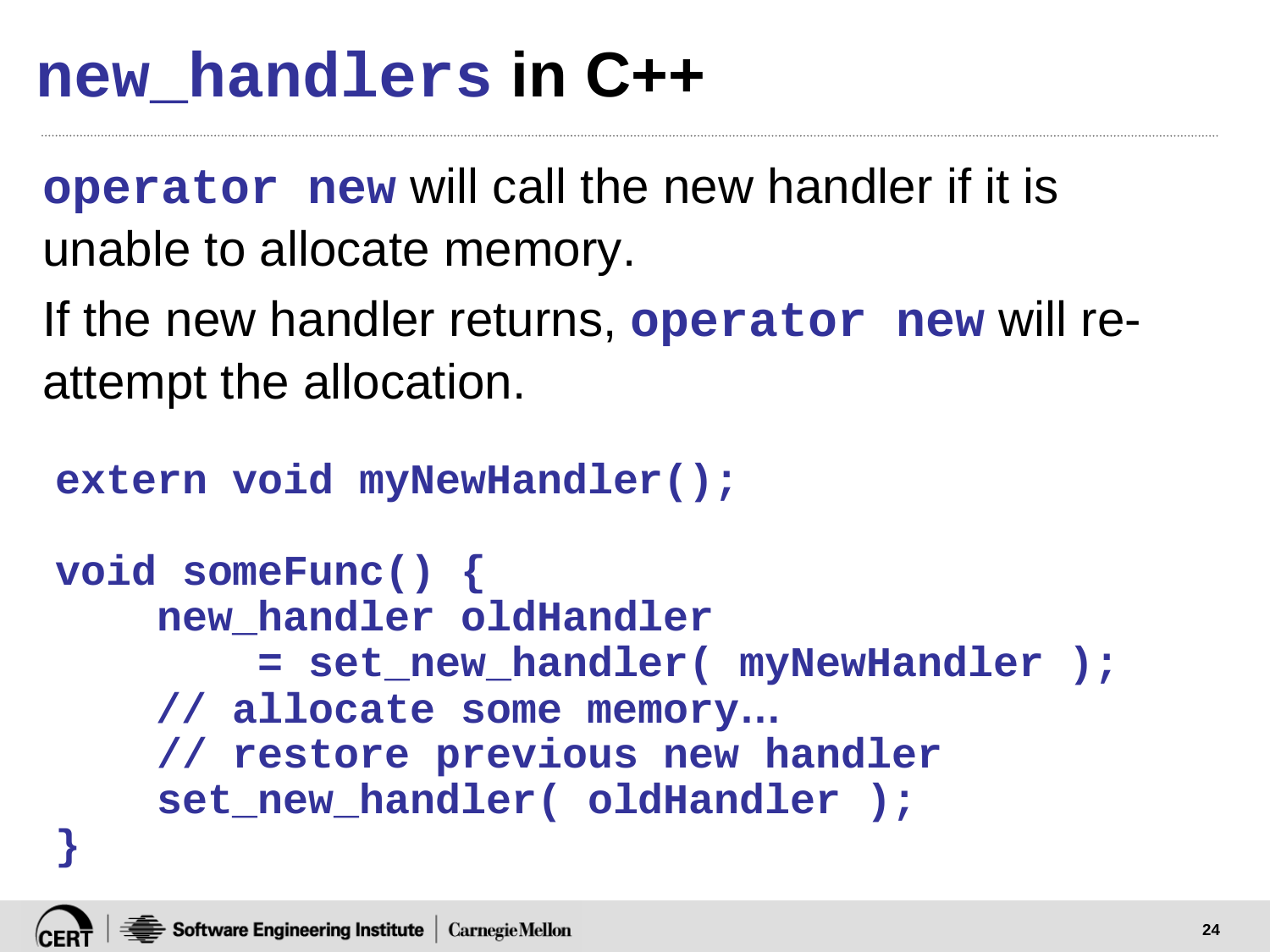# `new_handlers` in C++

`operator new` will call the new handler if it is unable to allocate memory.

If the new handler returns, `operator new` will re-attempt the allocation.

```
extern void myNewHandler();

void someFunc() {
    new_handler oldHandler
        = set_new_handler( myNewHandler );
    // allocate some memory…
    // restore previous new handler
    set_new_handler( oldHandler );
}
```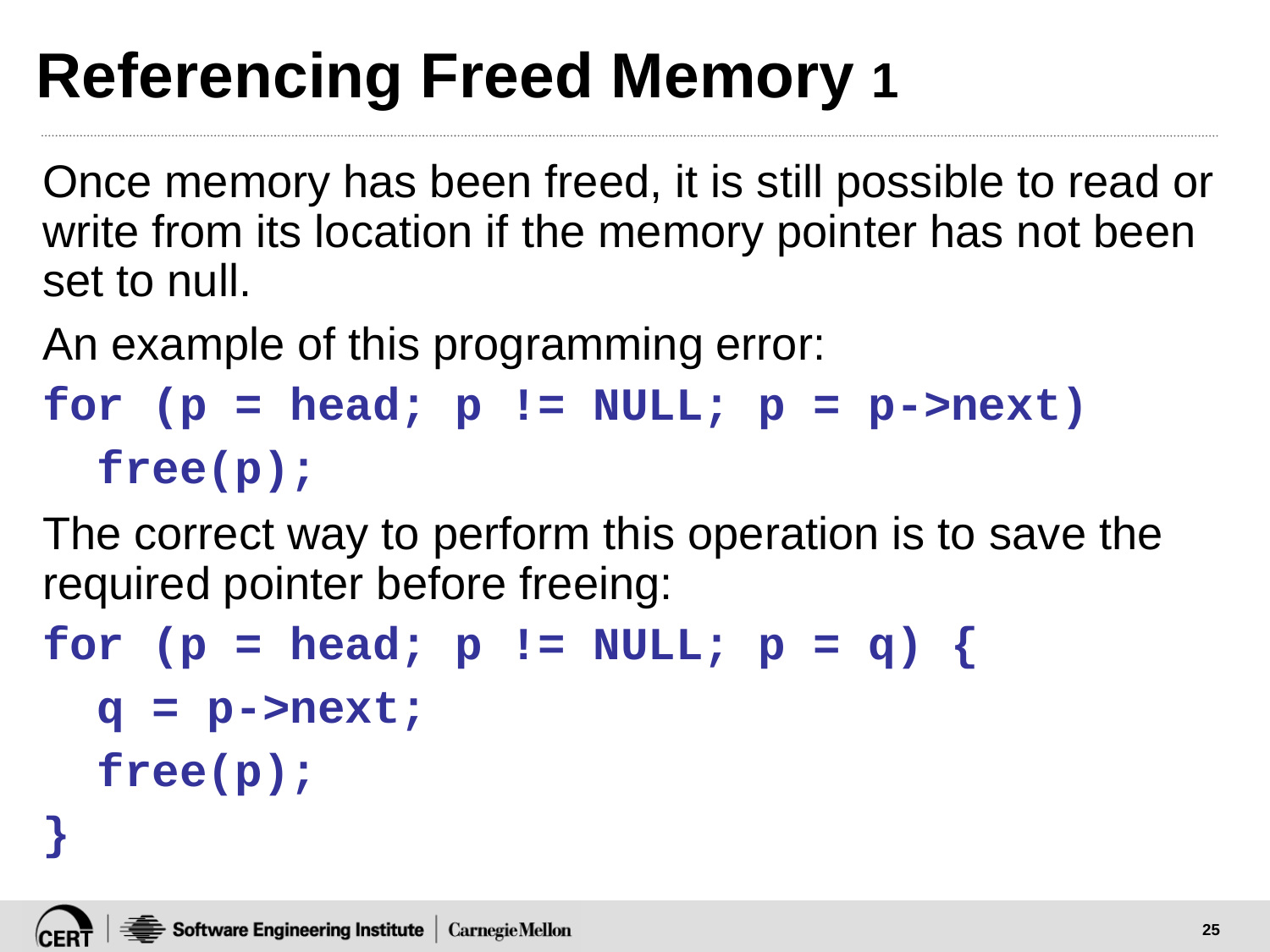# Referencing Freed Memory 1

Once memory has been freed, it is still possible to read or write from its location if the memory pointer has not been set to null.

An example of this programming error:

```
for (p = head; p != NULL; p = p->next)
  free(p);
```

The correct way to perform this operation is to save the required pointer before freeing:

```
for (p = head; p != NULL; p = q) {
  q = p->next;
  free(p);
}
```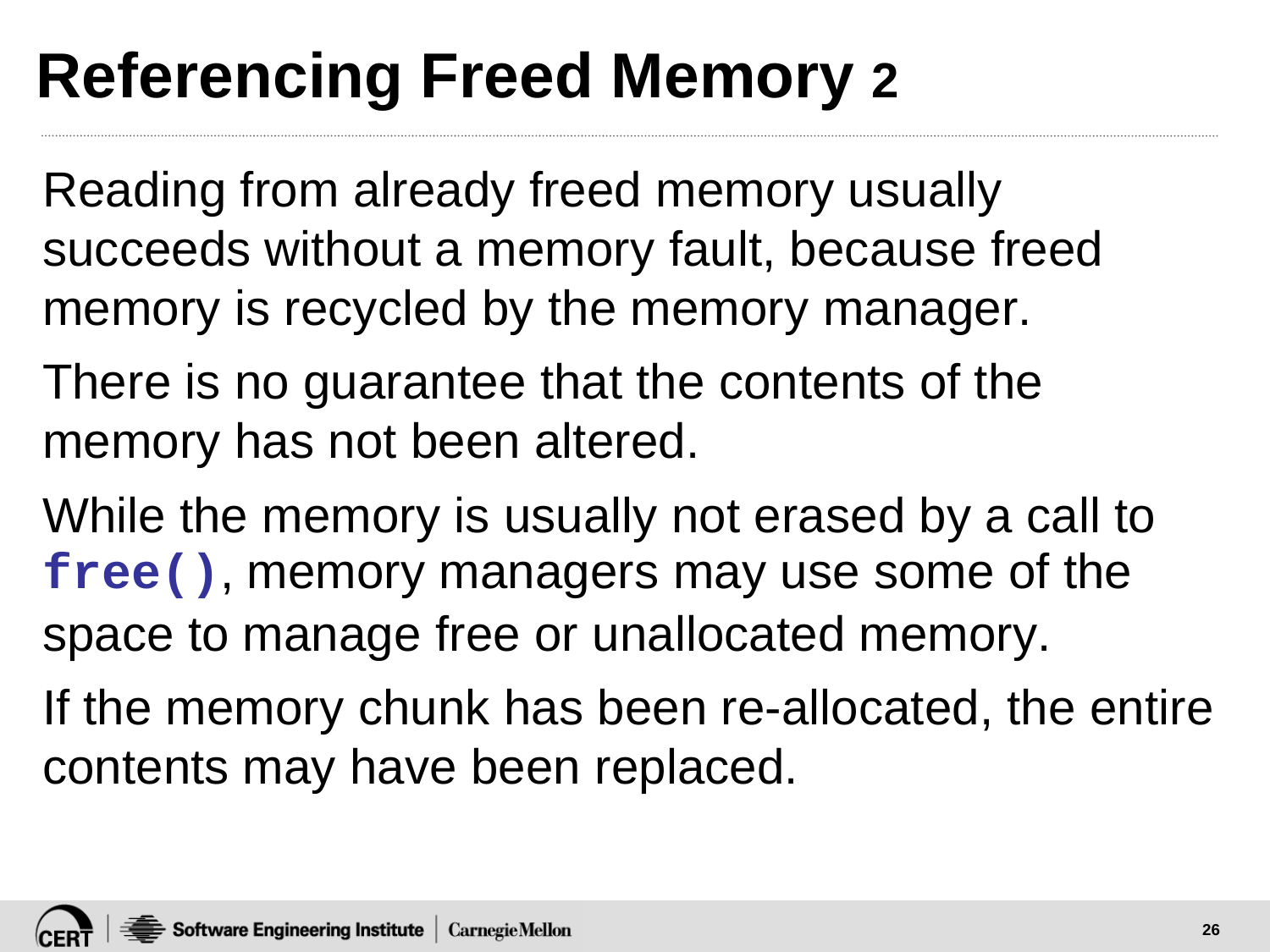# Referencing Freed Memory 2

Reading from already freed memory usually succeeds without a memory fault, because freed memory is recycled by the memory manager.

There is no guarantee that the contents of the memory has not been altered.

While the memory is usually not erased by a call to **`free()`**, memory managers may use some of the space to manage free or unallocated memory.

If the memory chunk has been re-allocated, the entire contents may have been replaced.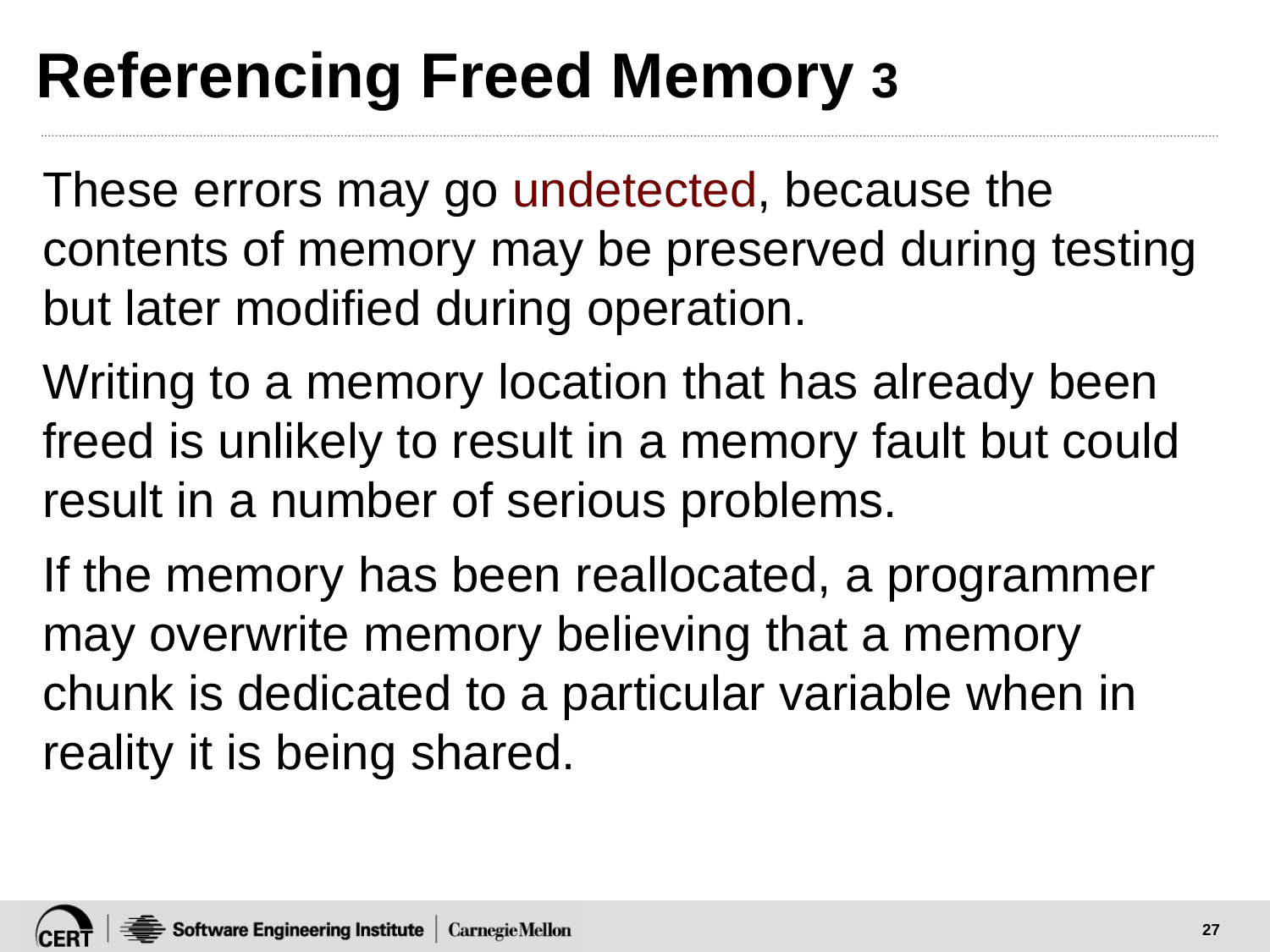# Referencing Freed Memory 3

These errors may go undetected, because the contents of memory may be preserved during testing but later modified during operation.

Writing to a memory location that has already been freed is unlikely to result in a memory fault but could result in a number of serious problems.

If the memory has been reallocated, a programmer may overwrite memory believing that a memory chunk is dedicated to a particular variable when in reality it is being shared.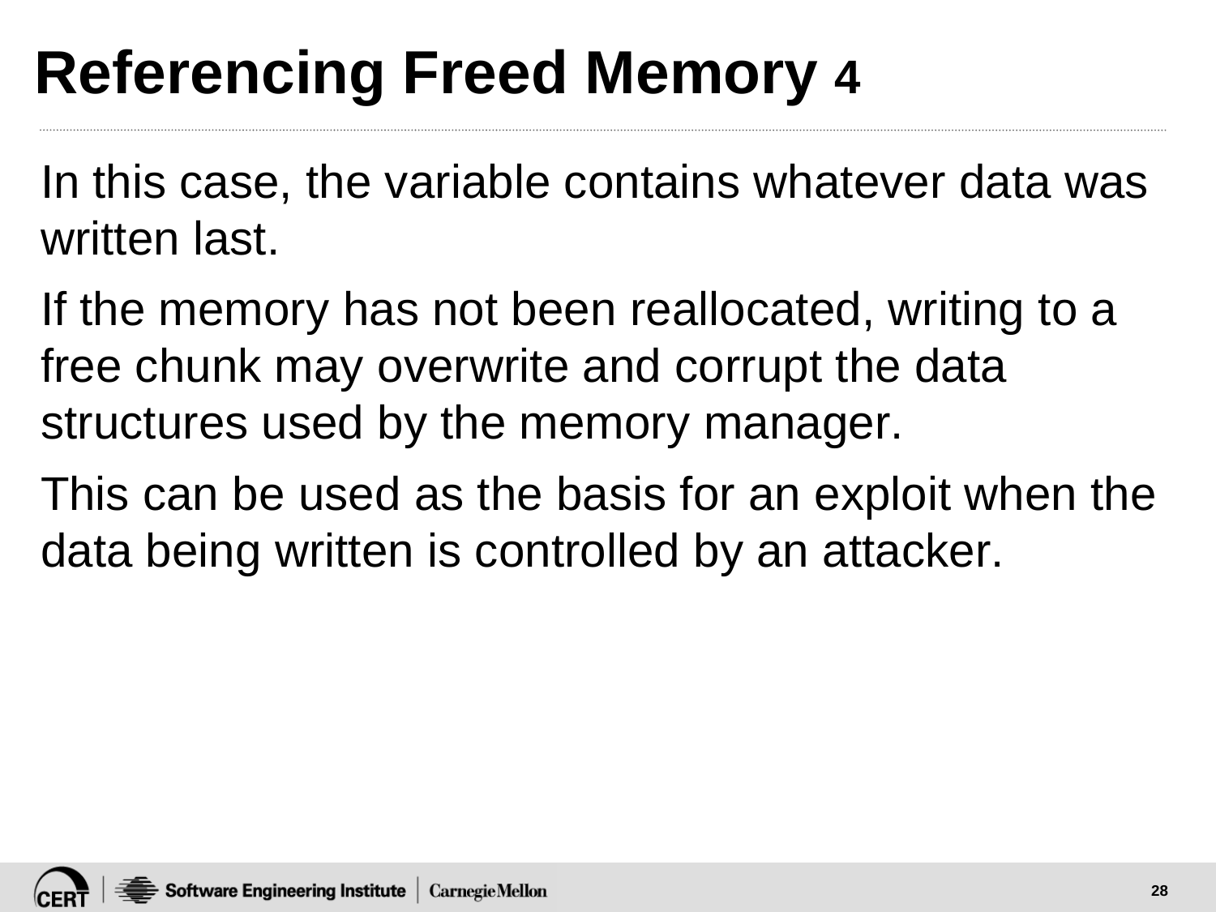# Referencing Freed Memory 4

In this case, the variable contains whatever data was written last.

If the memory has not been reallocated, writing to a free chunk may overwrite and corrupt the data structures used by the memory manager.

This can be used as the basis for an exploit when the data being written is controlled by an attacker.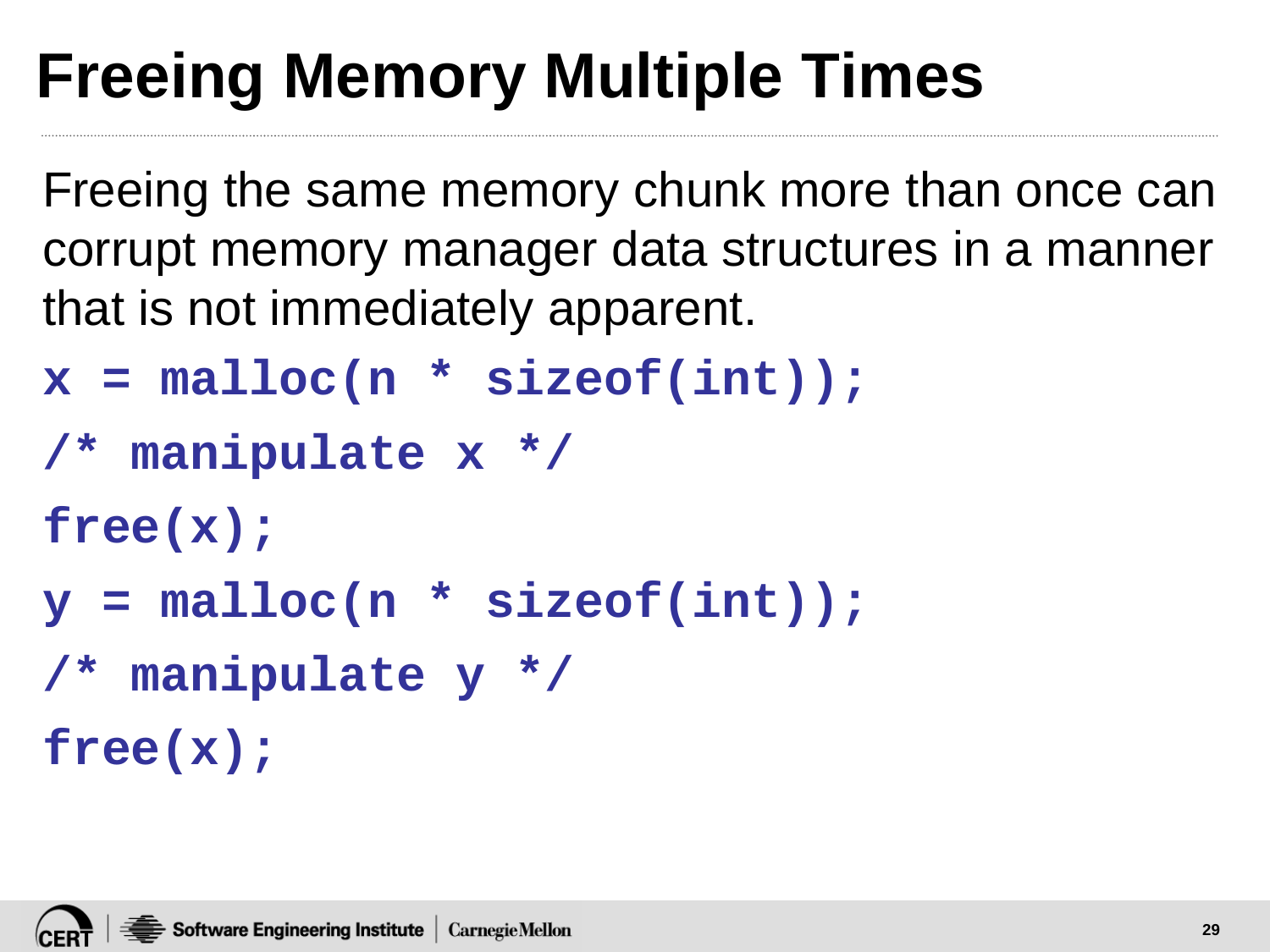# Freeing Memory Multiple Times

Freeing the same memory chunk more than once can corrupt memory manager data structures in a manner that is not immediately apparent.

```
x = malloc(n * sizeof(int));
/* manipulate x */
free(x);
y = malloc(n * sizeof(int));
/* manipulate y */
free(x);
```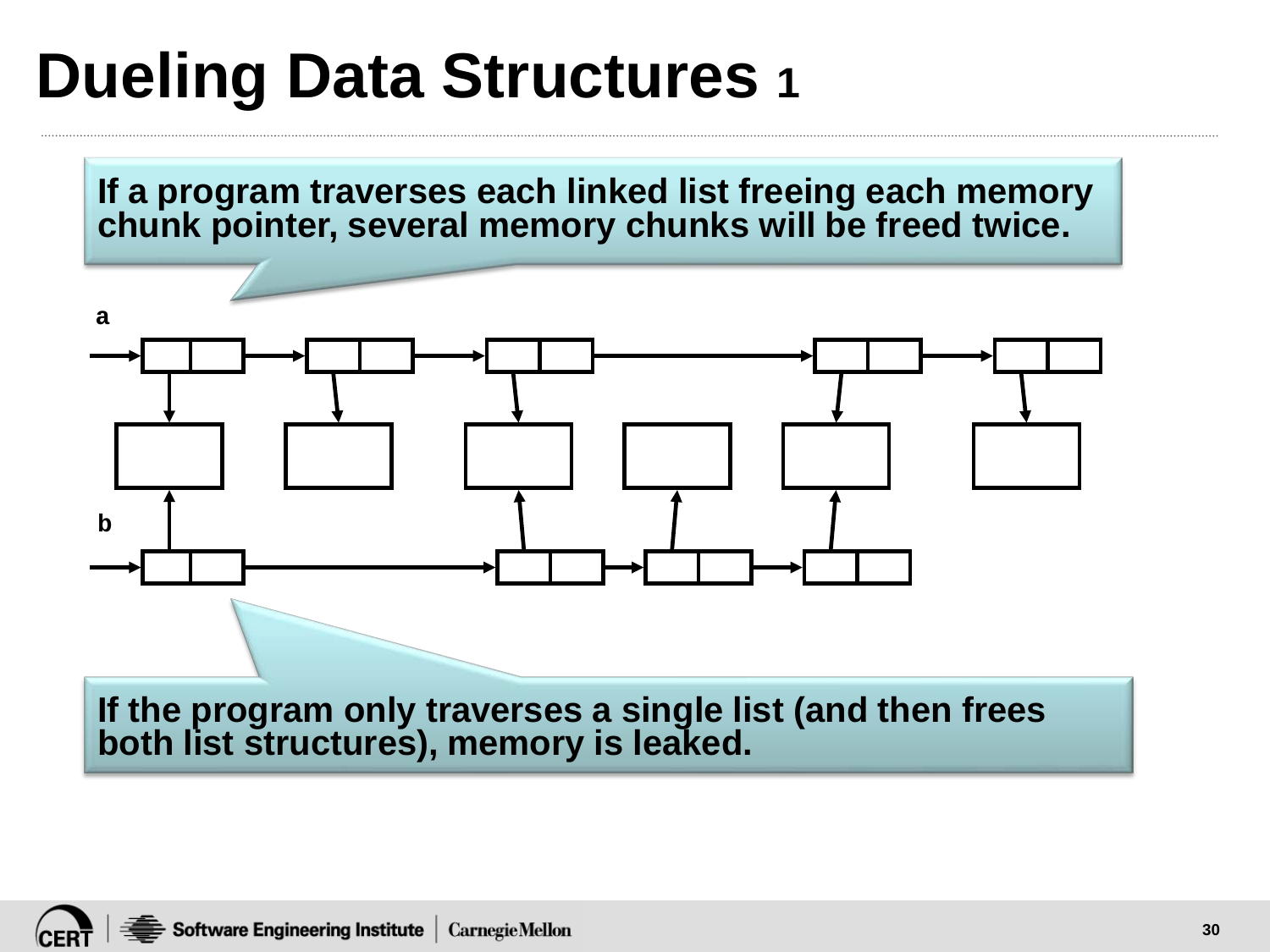# Dueling Data Structures 1

If a program traverses each linked list freeing each memory chunk pointer, several memory chunks will be freed twice.

a

b

If the program only traverses a single list (and then frees both list structures), memory is leaked.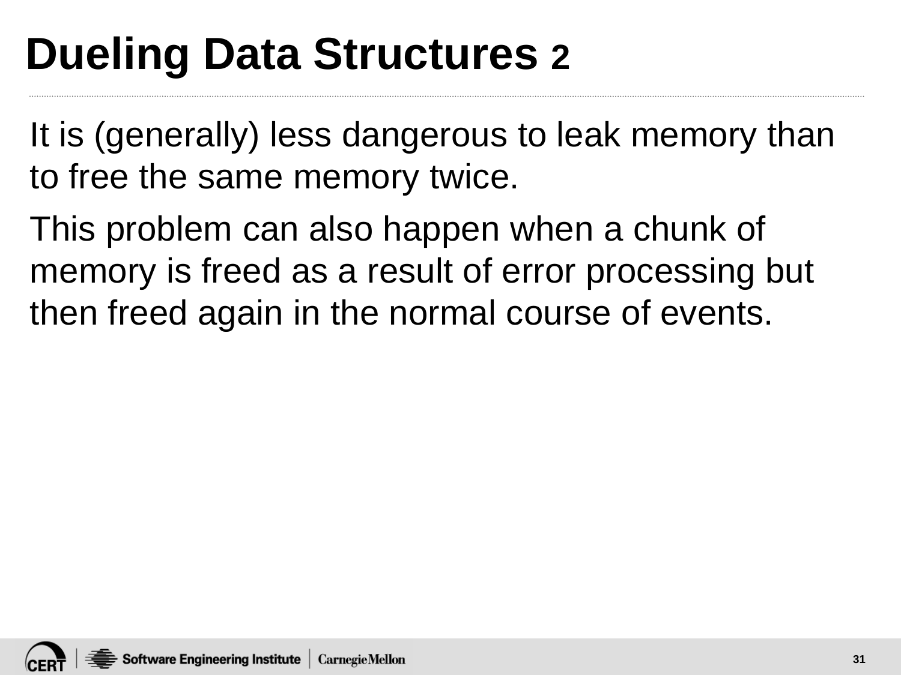# Dueling Data Structures 2

It is (generally) less dangerous to leak memory than to free the same memory twice.

This problem can also happen when a chunk of memory is freed as a result of error processing but then freed again in the normal course of events.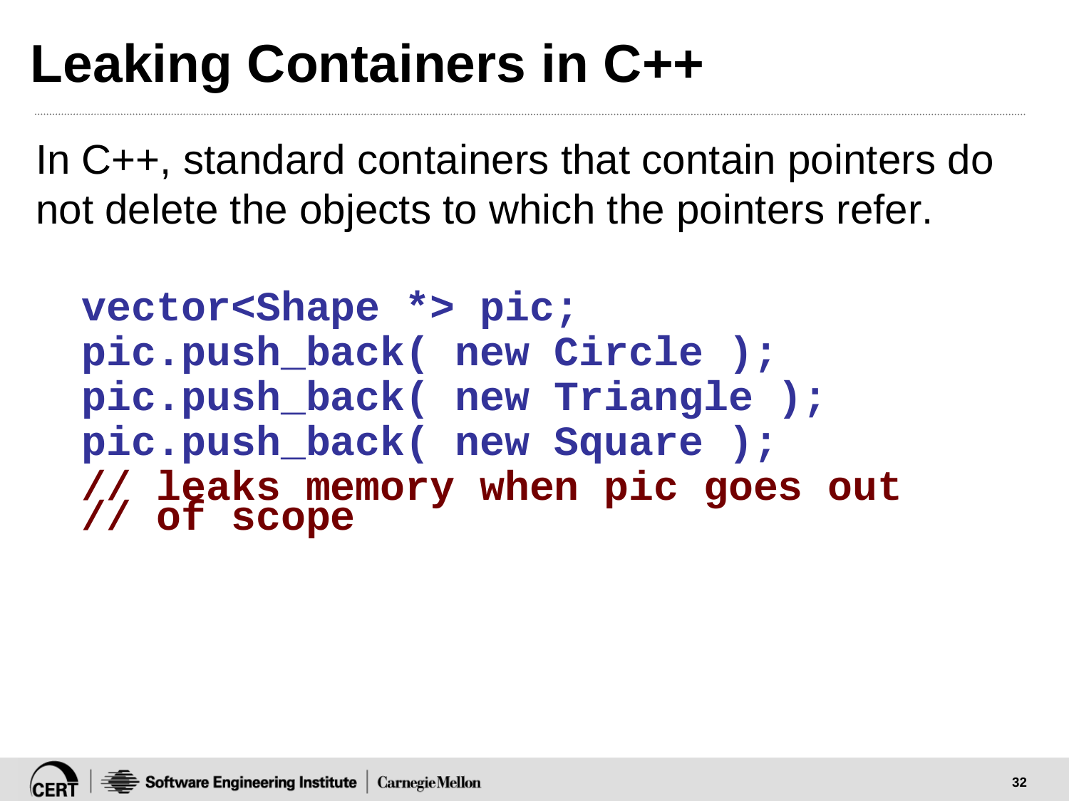# Leaking Containers in C++

In C++, standard containers that contain pointers do not delete the objects to which the pointers refer.

```
vector<Shape *> pic;
pic.push_back( new Circle );
pic.push_back( new Triangle );
pic.push_back( new Square );
// leaks memory when pic goes out
// of scope
```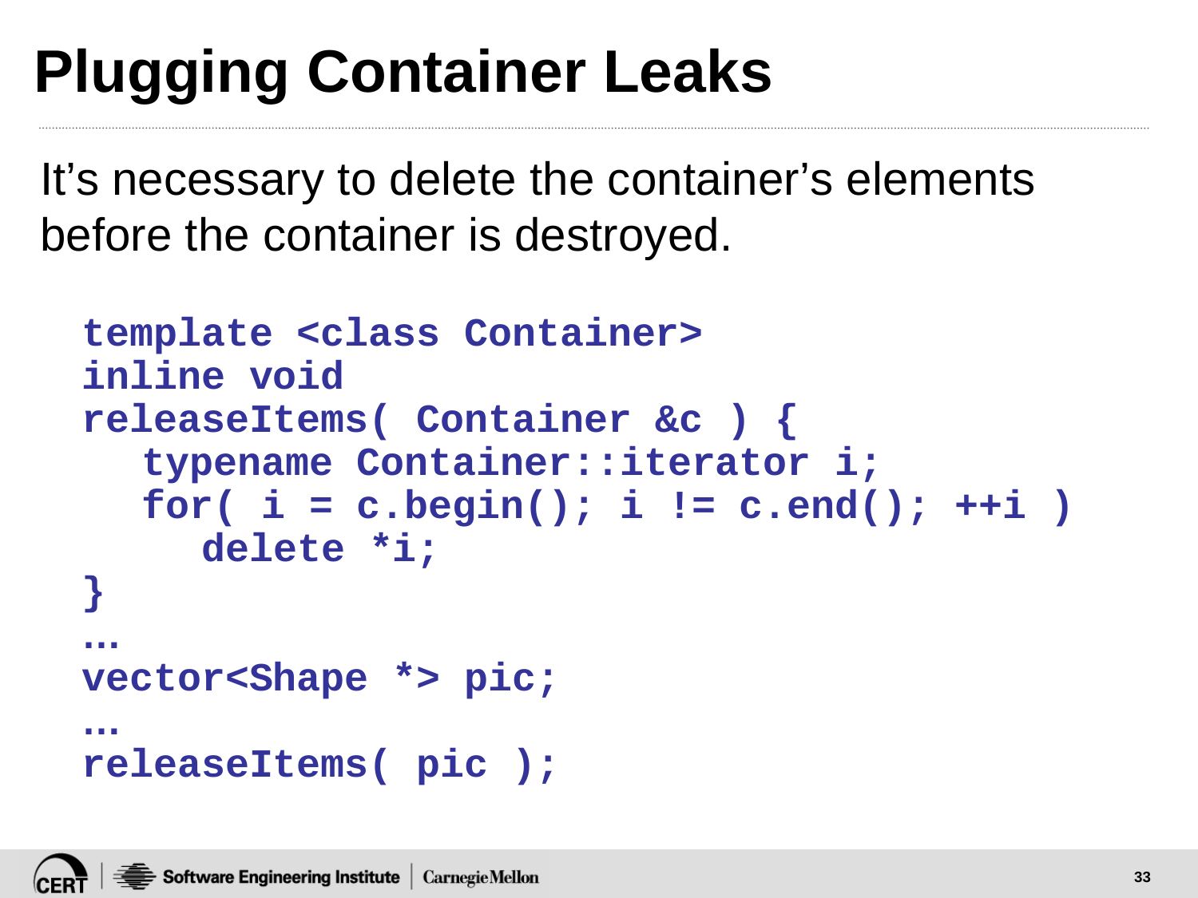# Plugging Container Leaks

It's necessary to delete the container's elements before the container is destroyed.

```
template <class Container>
inline void
releaseItems( Container &c ) {
   typename Container::iterator i;
   for( i = c.begin(); i != c.end(); ++i )
      delete *i;
}
…
vector<Shape *> pic;
…
releaseItems( pic );
```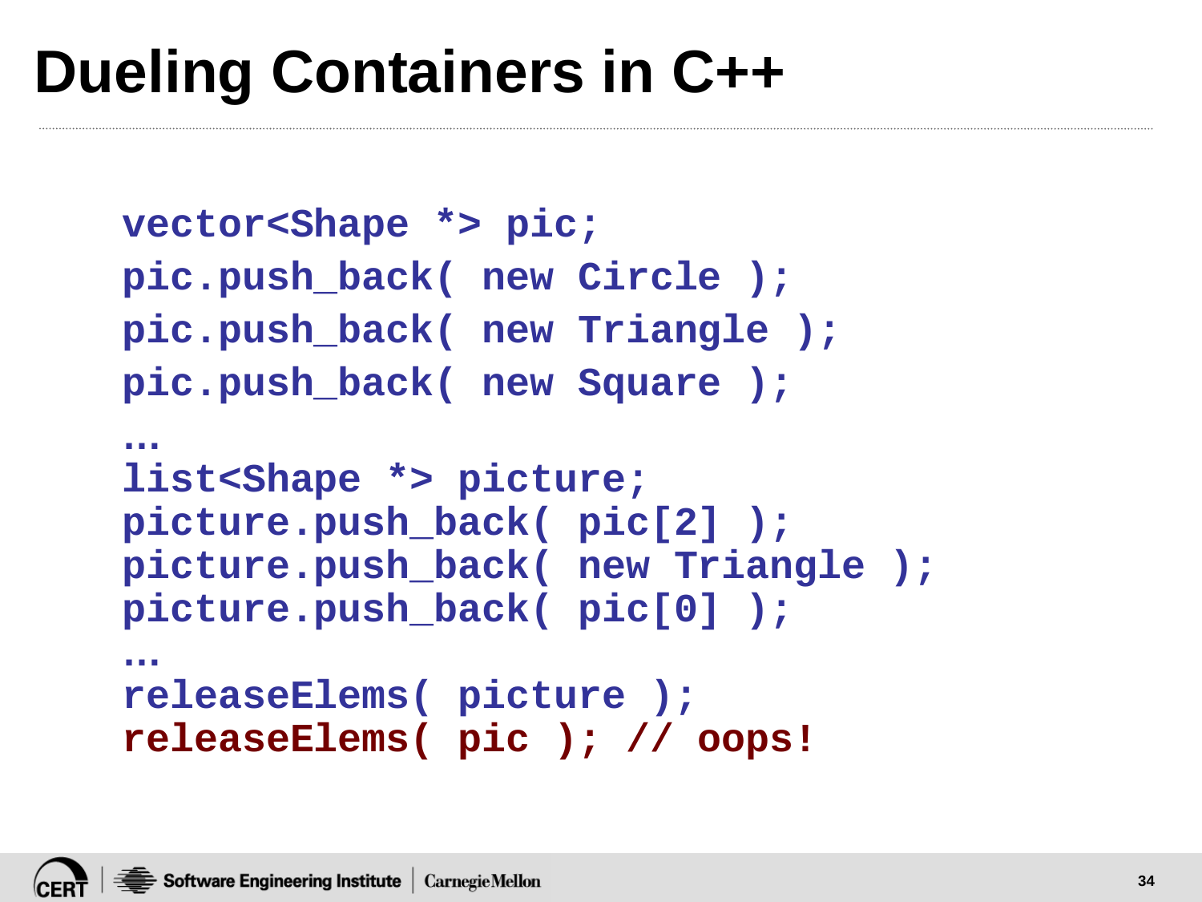# Dueling Containers in C++

```
vector<Shape *> pic;
pic.push_back( new Circle );
pic.push_back( new Triangle );
pic.push_back( new Square );
…
list<Shape *> picture;
picture.push_back( pic[2] );
picture.push_back( new Triangle );
picture.push_back( pic[0] );
…
releaseElems( picture );
releaseElems( pic ); // oops!
```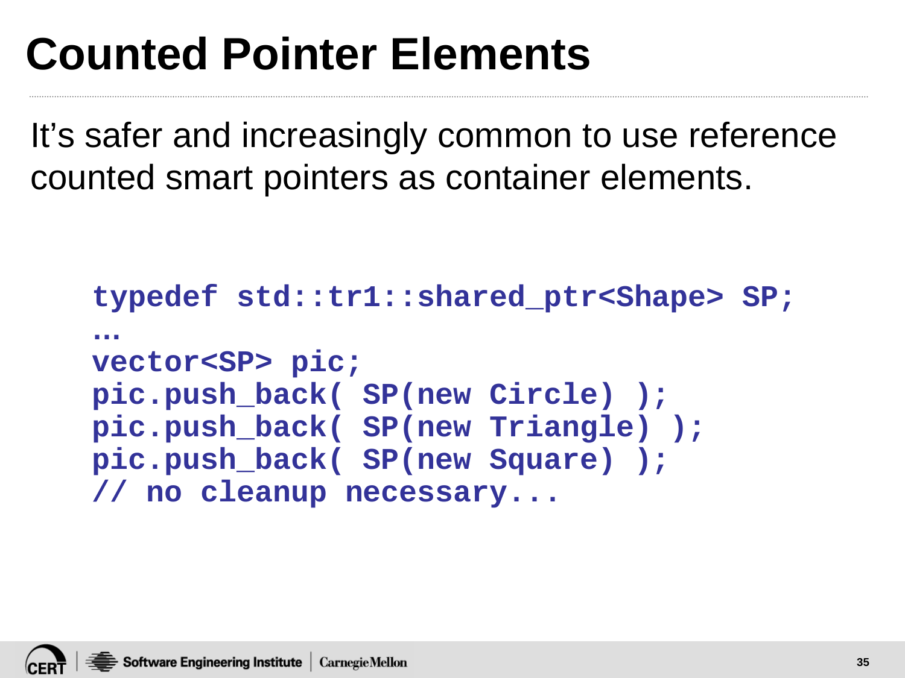# Counted Pointer Elements

It's safer and increasingly common to use reference counted smart pointers as container elements.

```
typedef std::tr1::shared_ptr<Shape> SP;
…
vector<SP> pic;
pic.push_back( SP(new Circle) );
pic.push_back( SP(new Triangle) );
pic.push_back( SP(new Square) );
// no cleanup necessary...
```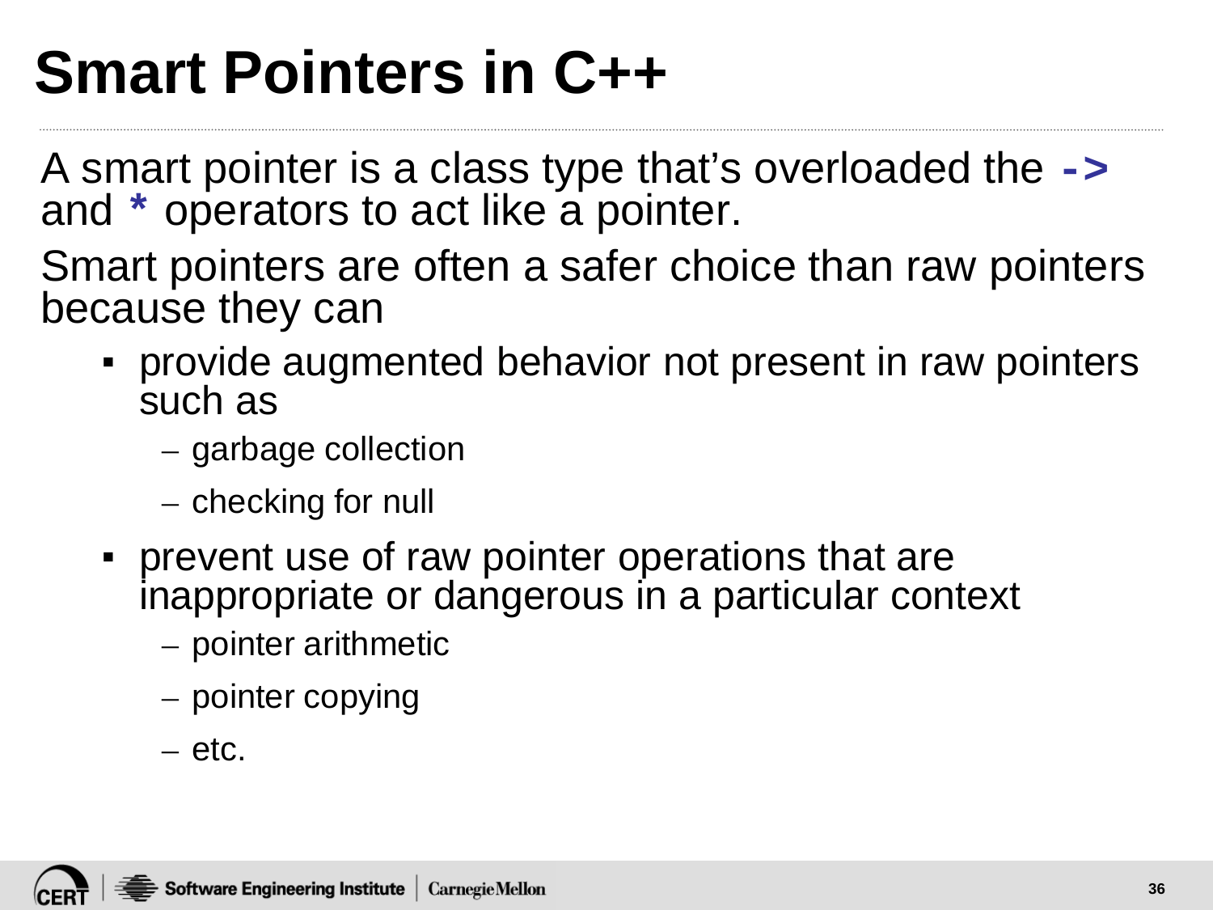# Smart Pointers in C++

A smart pointer is a class type that's overloaded the `->` and `*` operators to act like a pointer.

Smart pointers are often a safer choice than raw pointers because they can

- provide augmented behavior not present in raw pointers such as
  - garbage collection
  - checking for null
- prevent use of raw pointer operations that are inappropriate or dangerous in a particular context
  - pointer arithmetic
  - pointer copying
  - etc.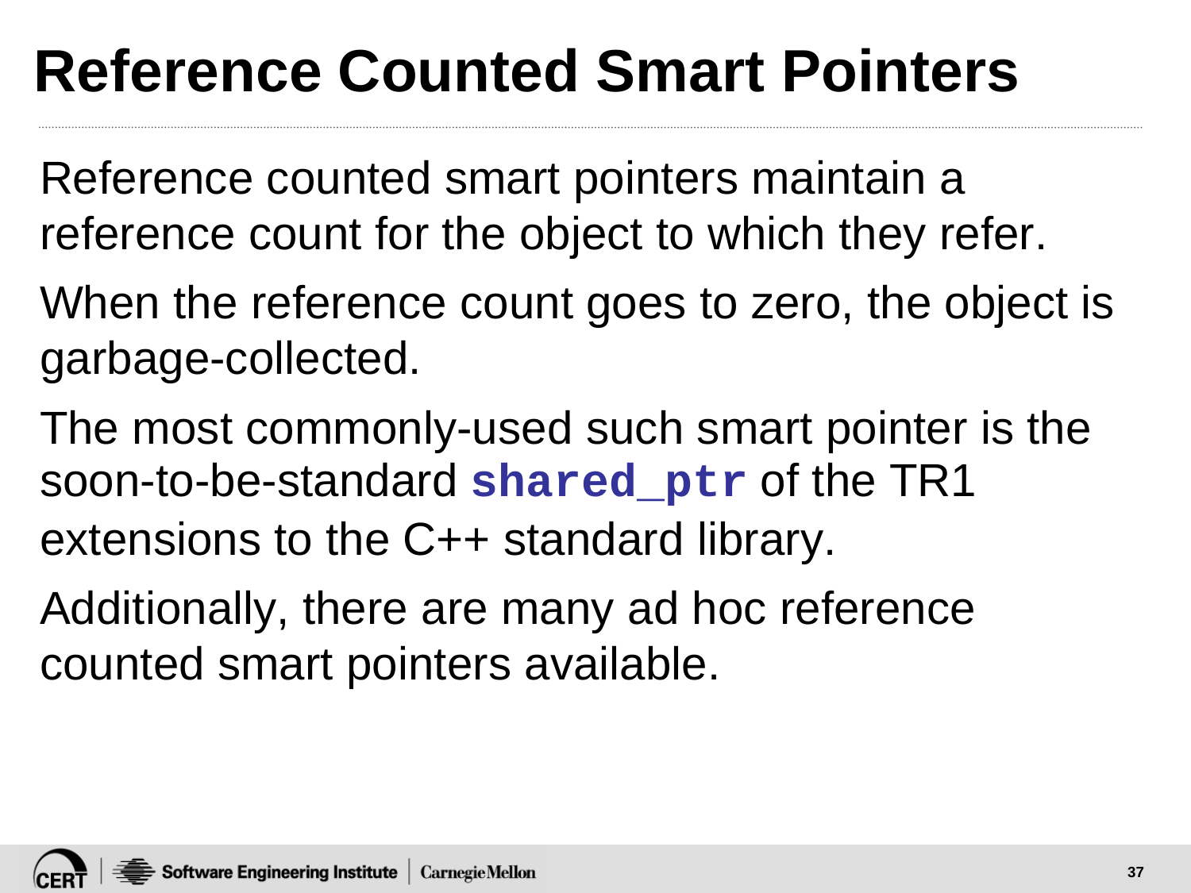# Reference Counted Smart Pointers

Reference counted smart pointers maintain a reference count for the object to which they refer.

When the reference count goes to zero, the object is garbage-collected.

The most commonly-used such smart pointer is the soon-to-be-standard `shared_ptr` of the TR1 extensions to the C++ standard library.

Additionally, there are many ad hoc reference counted smart pointers available.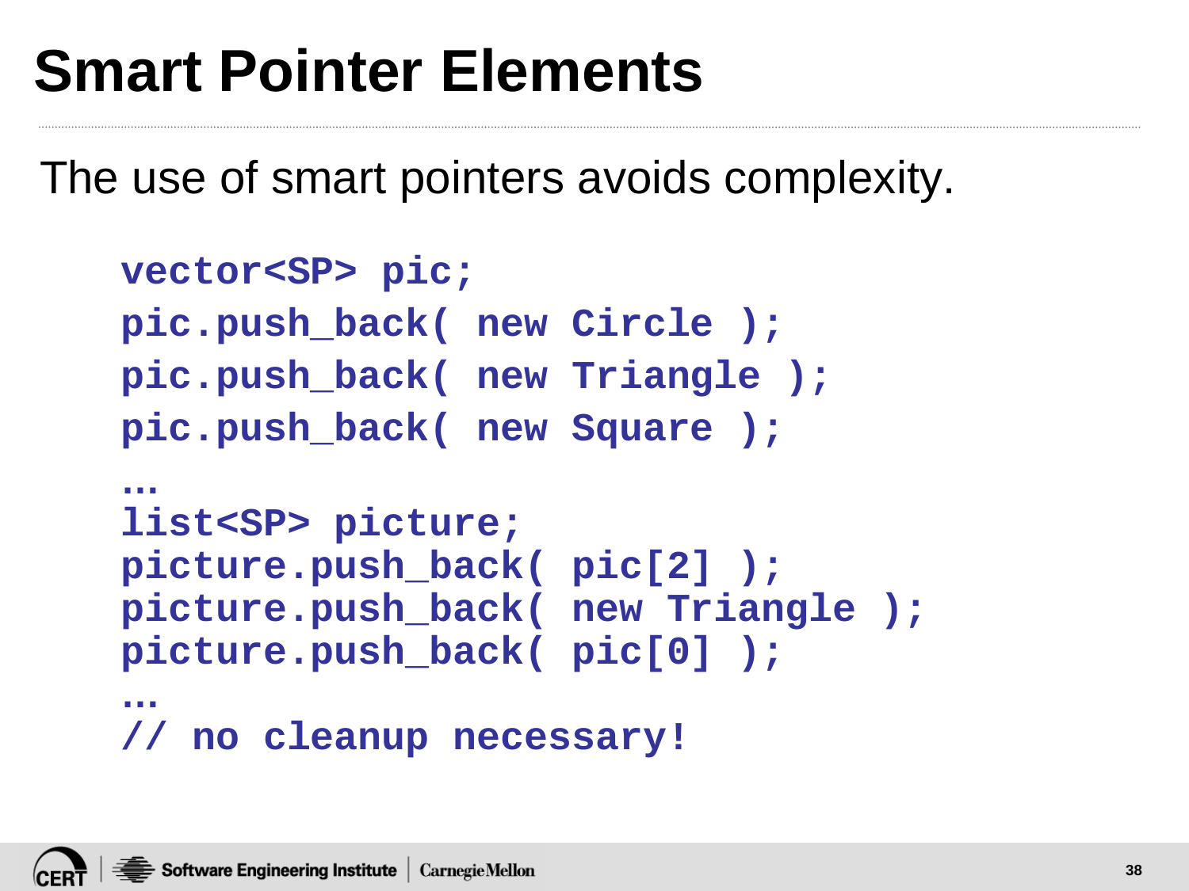# Smart Pointer Elements

The use of smart pointers avoids complexity.

```
vector<SP> pic;
pic.push_back( new Circle );
pic.push_back( new Triangle );
pic.push_back( new Square );
…
list<SP> picture;
picture.push_back( pic[2] );
picture.push_back( new Triangle );
picture.push_back( pic[0] );
…
// no cleanup necessary!
```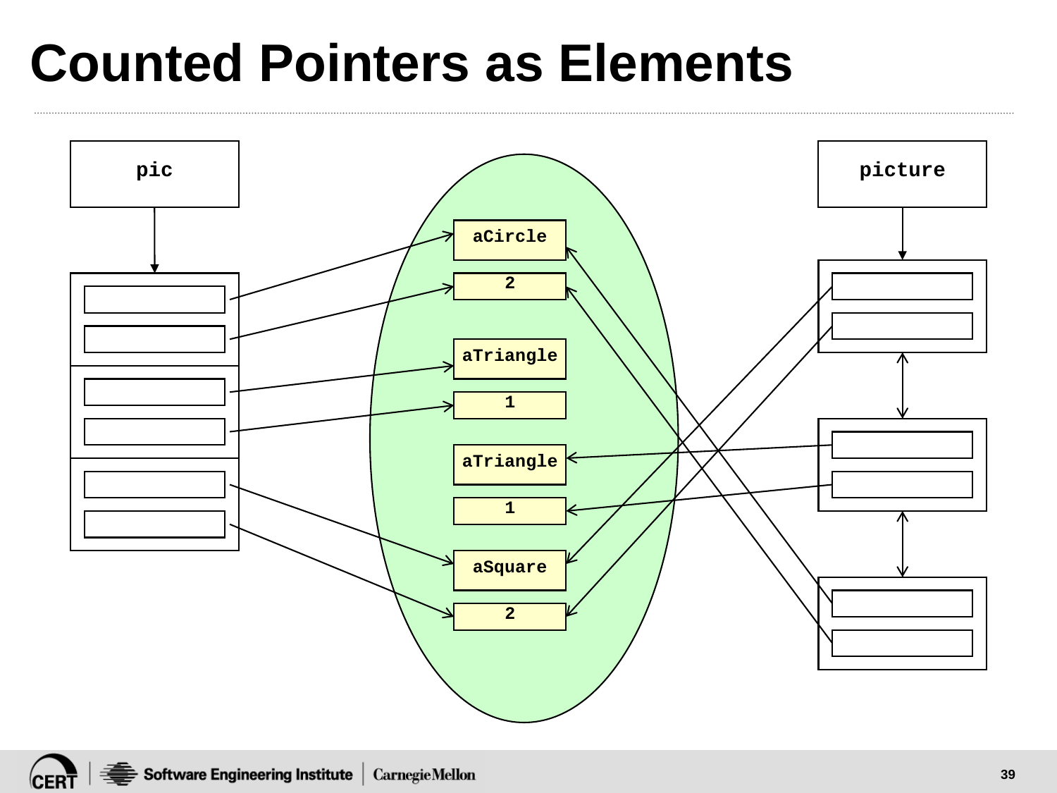# Counted Pointers as Elements

pic

picture

aCircle

2

aTriangle

1

aTriangle

1

aSquare

2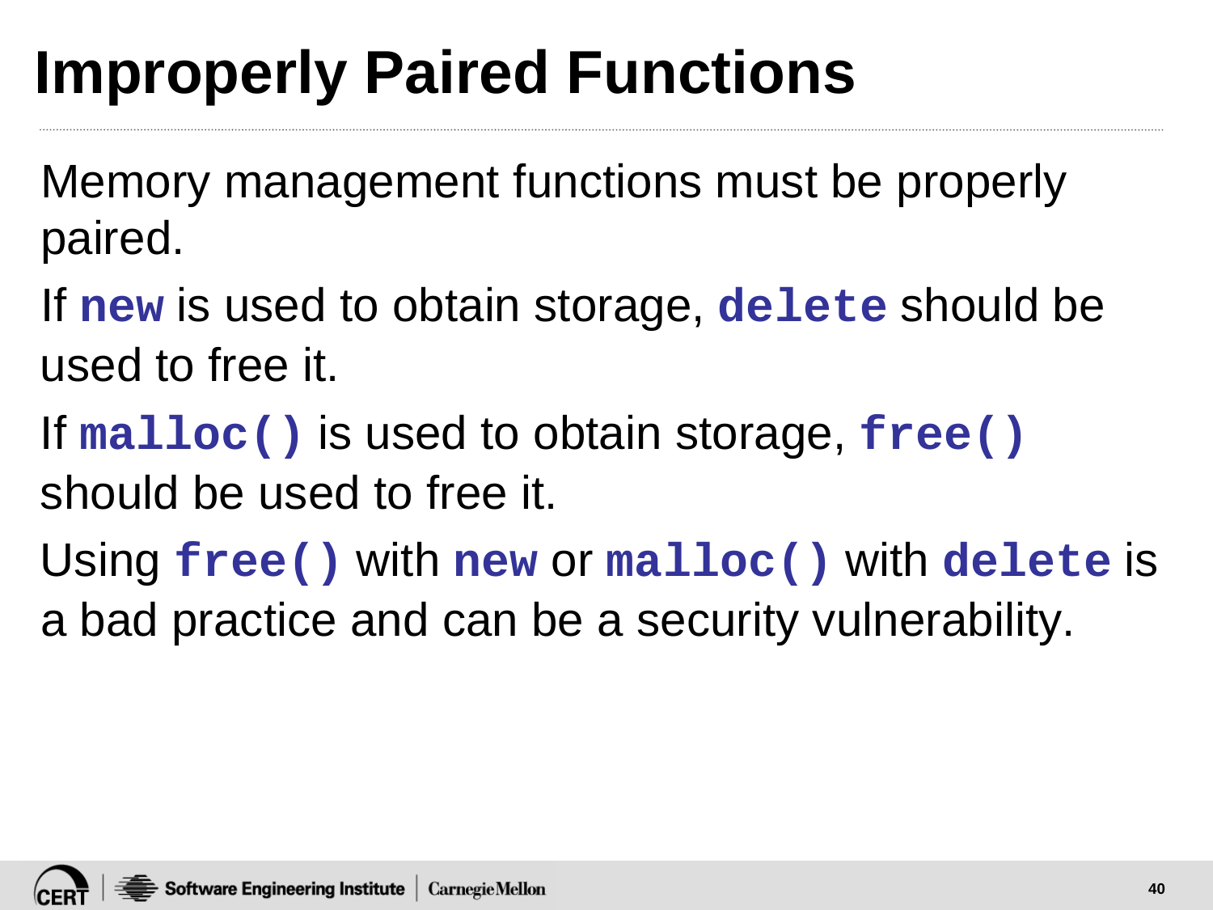# Improperly Paired Functions

Memory management functions must be properly paired.

If `new` is used to obtain storage, `delete` should be used to free it.

If `malloc()` is used to obtain storage, `free()` should be used to free it.

Using `free()` with `new` or `malloc()` with `delete` is a bad practice and can be a security vulnerability.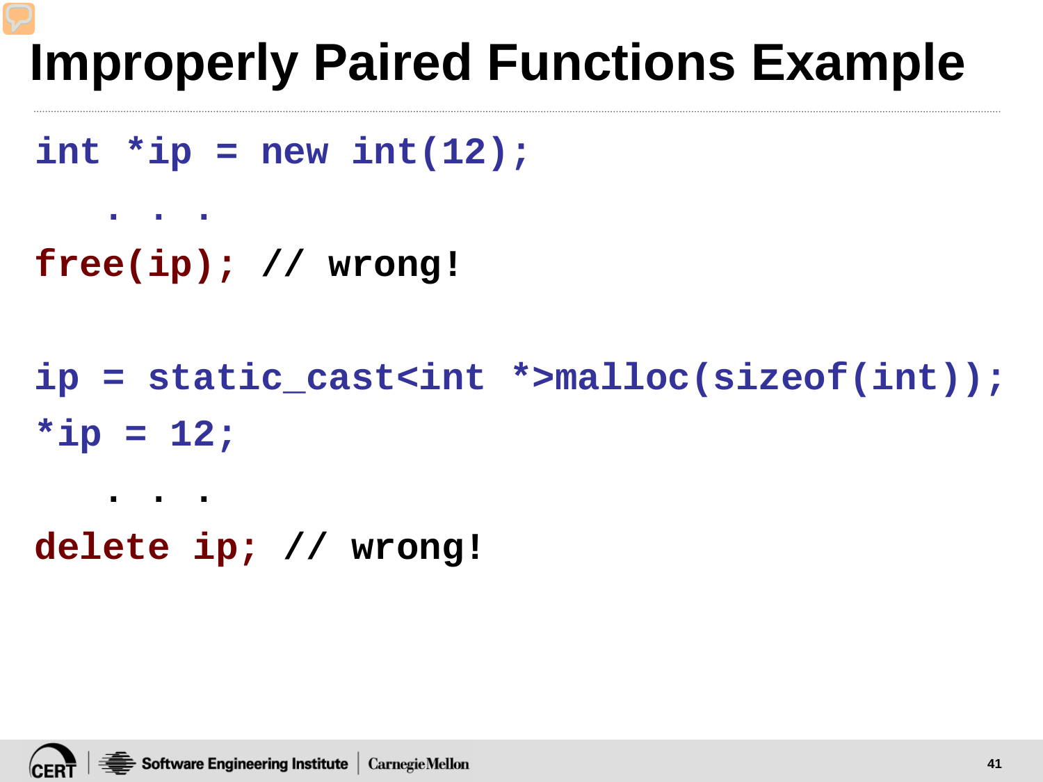# Improperly Paired Functions Example

```
int *ip = new int(12);
   . . .
free(ip); // wrong!

ip = static_cast<int *>malloc(sizeof(int));
*ip = 12;
   . . .
delete ip; // wrong!
```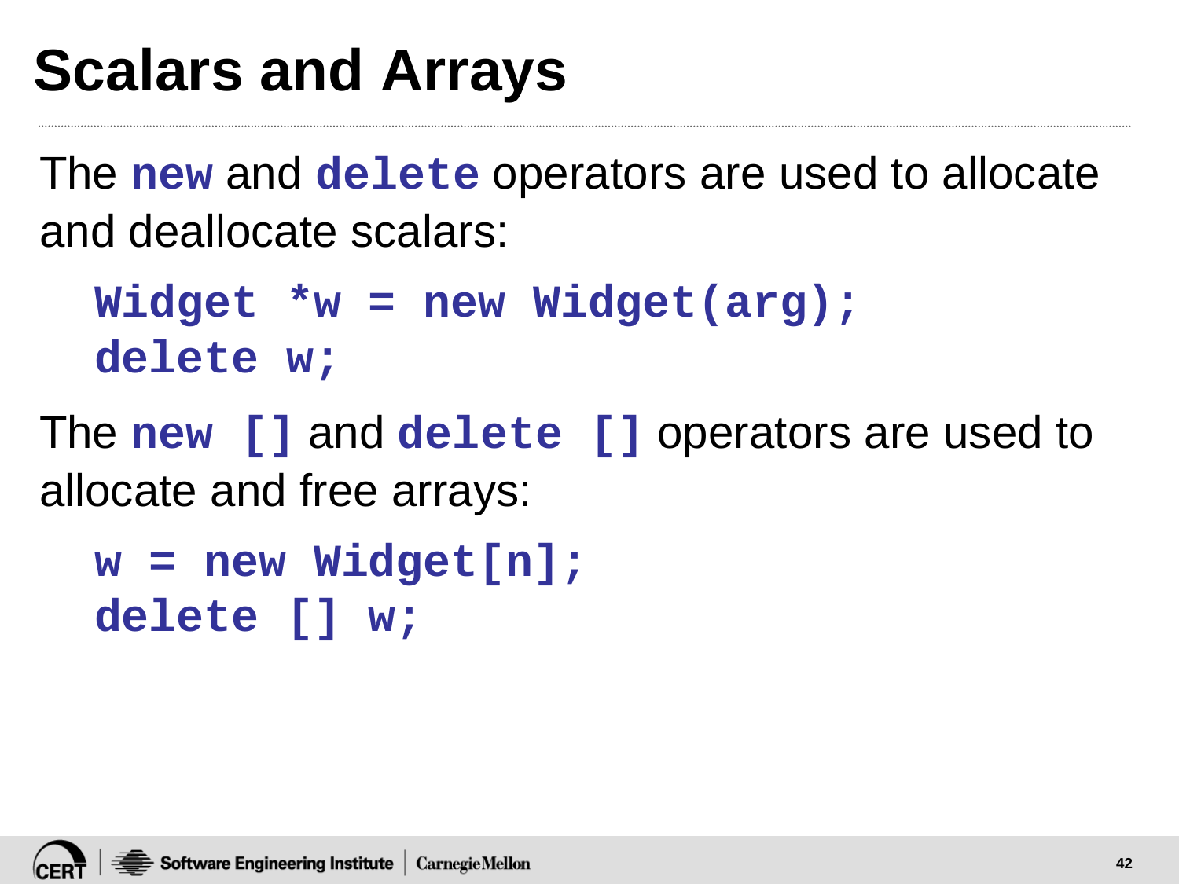# Scalars and Arrays

The `new` and `delete` operators are used to allocate and deallocate scalars:

```
Widget *w = new Widget(arg);
delete w;
```

The `new []` and `delete []` operators are used to allocate and free arrays:

```
w = new Widget[n];
delete [] w;
```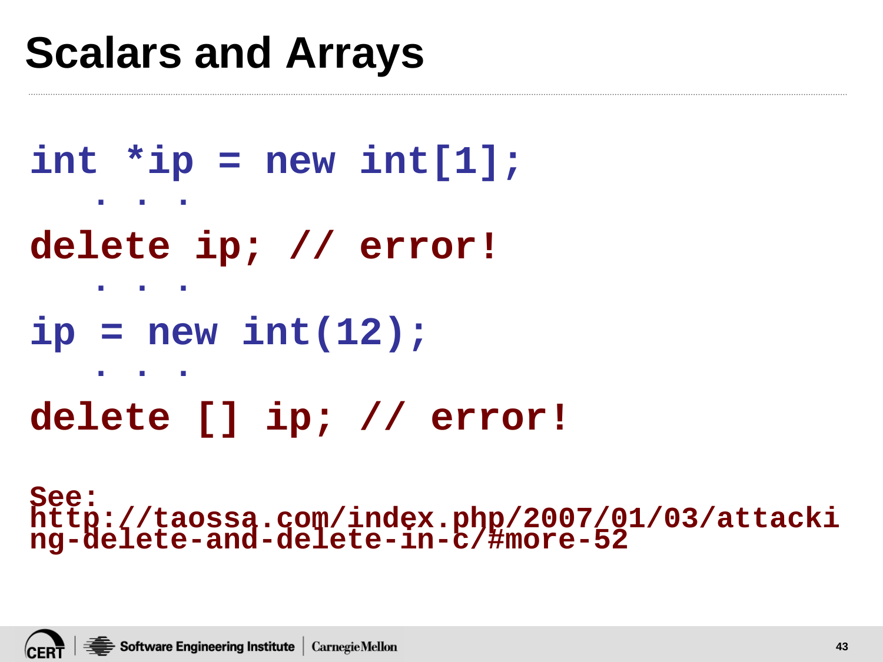# Scalars and Arrays

```
int *ip = new int[1];
   . . .
delete ip; // error!
   . . .
ip = new int(12);
   . . .
delete [] ip; // error!
```

See: http://taossa.com/index.php/2007/01/03/attacking-delete-and-delete-in-c/#more-52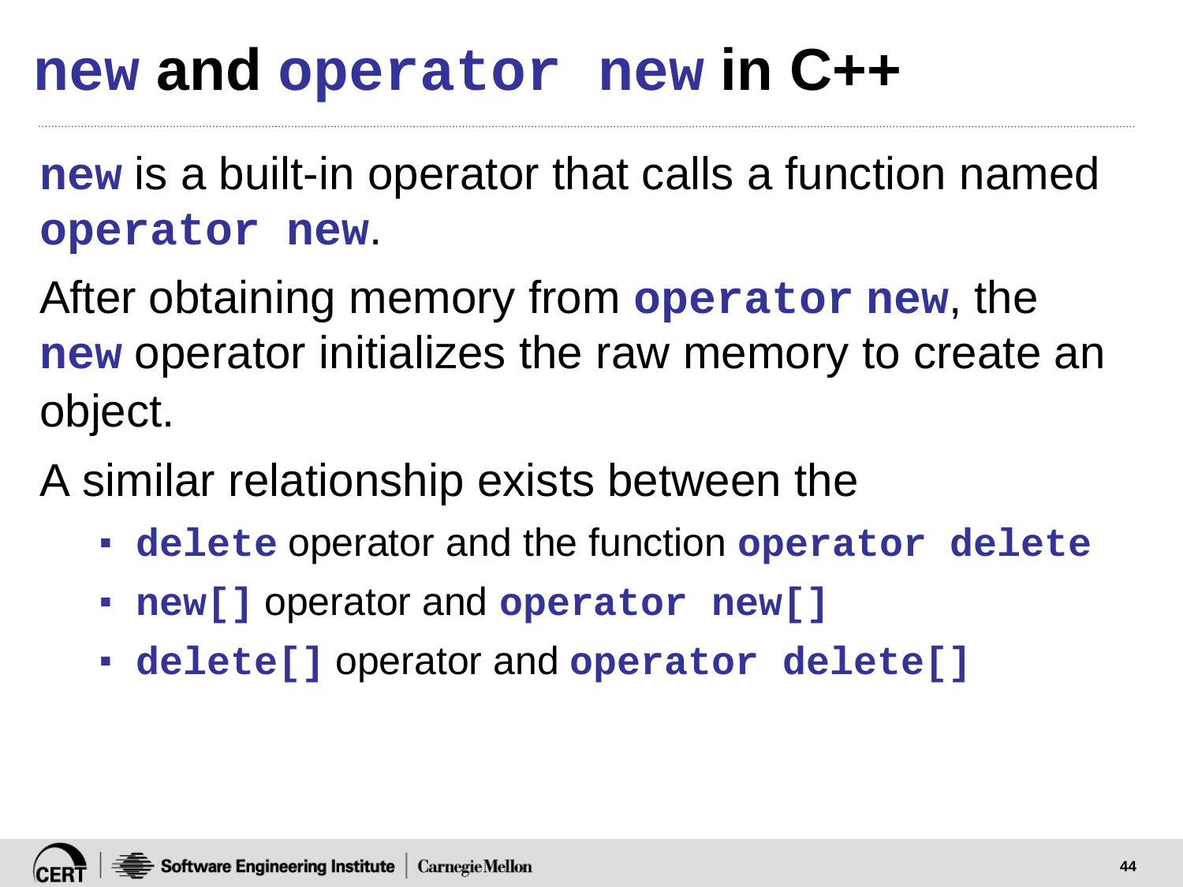# `new` and `operator new` in C++

`new` is a built-in operator that calls a function named `operator new`.

After obtaining memory from `operator new`, the `new` operator initializes the raw memory to create an object.

A similar relationship exists between the

- `delete` operator and the function `operator delete`
- `new[]` operator and `operator new[]`
- `delete[]` operator and `operator delete[]`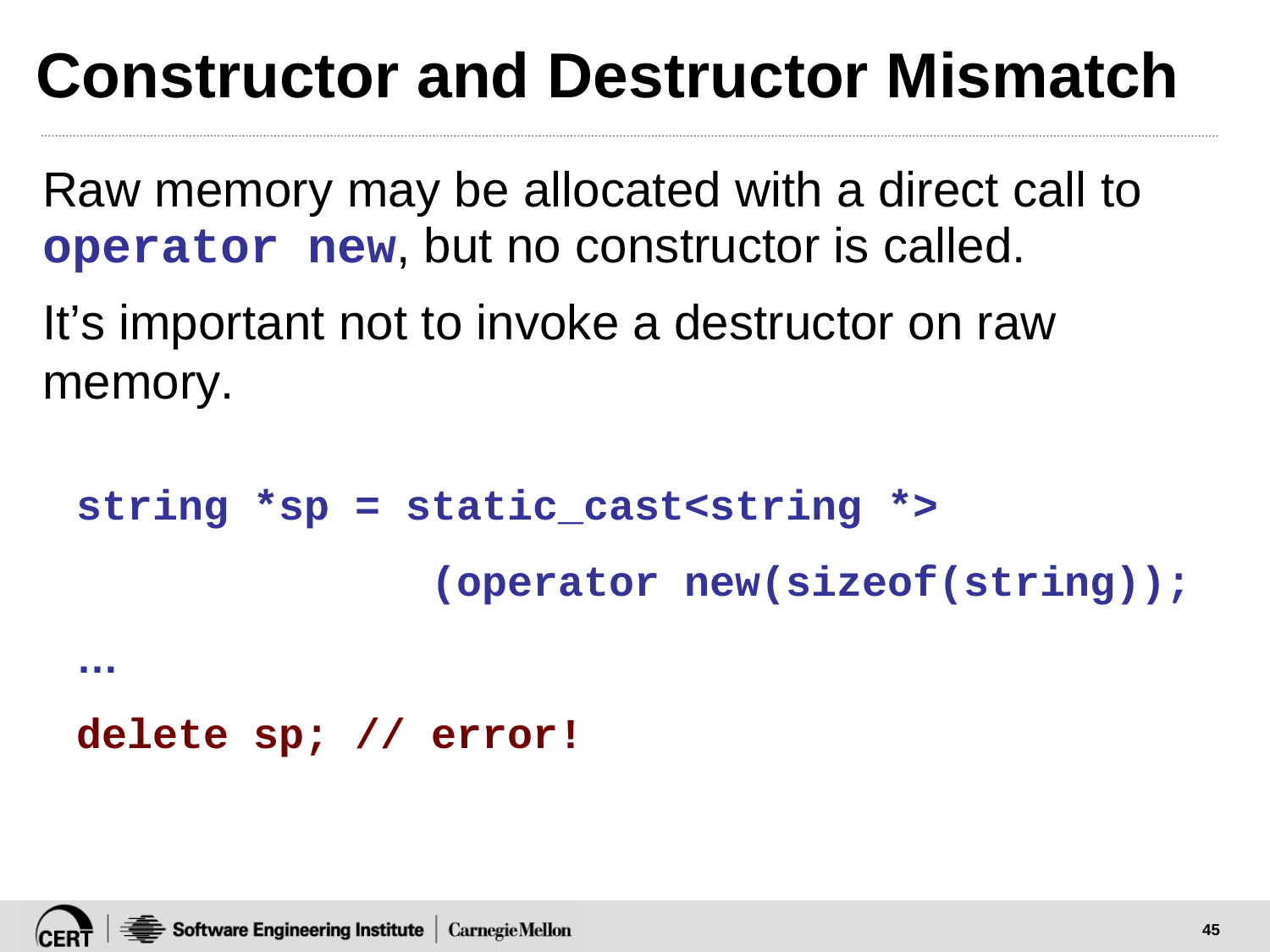# Constructor and Destructor Mismatch

Raw memory may be allocated with a direct call to **operator new**, but no constructor is called.

It's important not to invoke a destructor on raw memory.

```
string *sp = static_cast<string *>
              (operator new(sizeof(string));
…
delete sp; // error!
```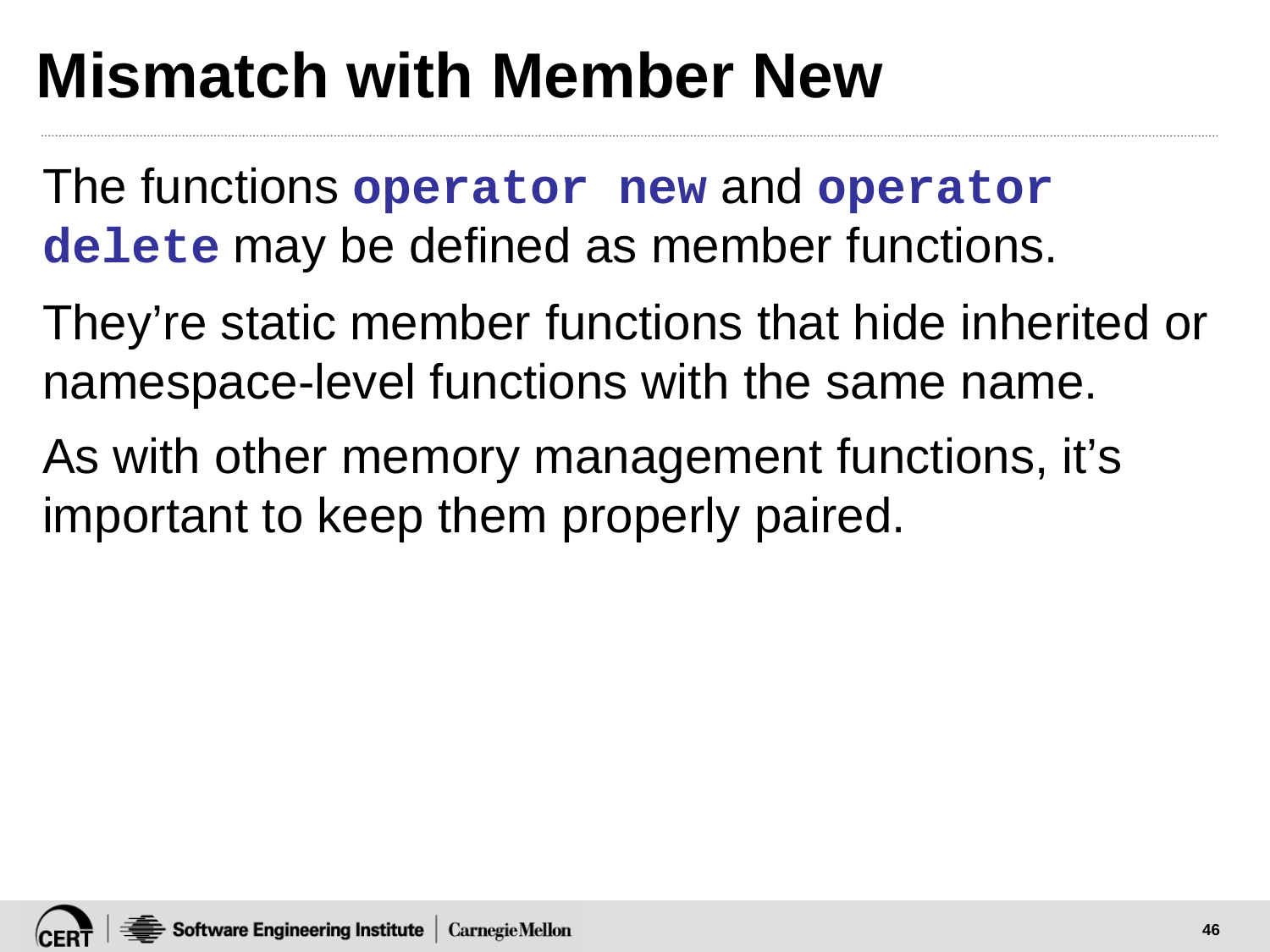# Mismatch with Member New

The functions `operator new` and `operator delete` may be defined as member functions.

They're static member functions that hide inherited or namespace-level functions with the same name.

As with other memory management functions, it's important to keep them properly paired.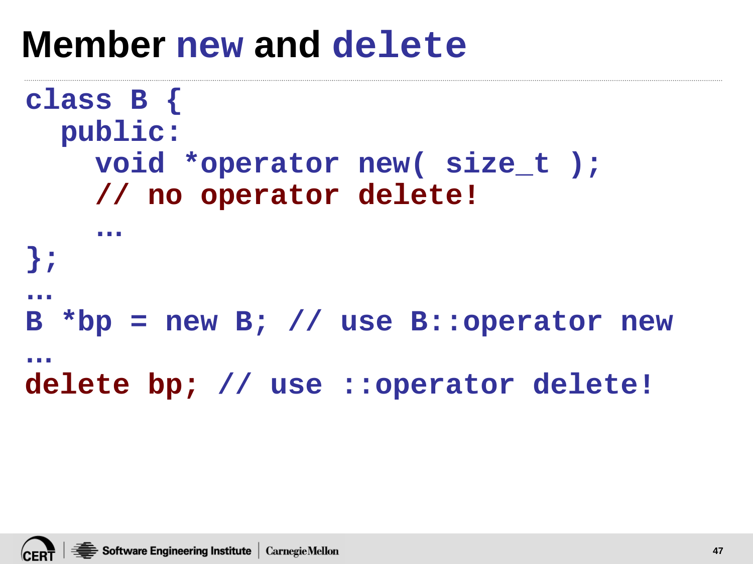# Member new and delete

```
class B {
  public:
    void *operator new( size_t );
    // no operator delete!
    …
};
…
B *bp = new B; // use B::operator new
…
delete bp; // use ::operator delete!
```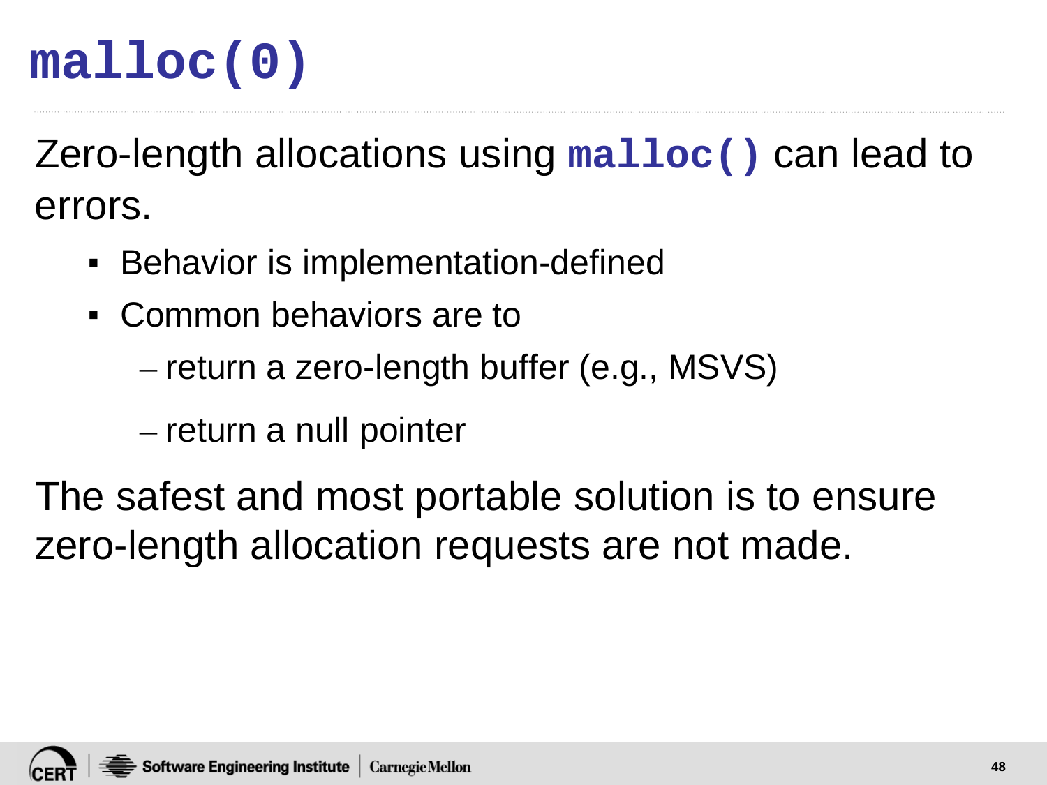# `malloc(0)`

Zero-length allocations using `malloc()` can lead to errors.

- Behavior is implementation-defined
- Common behaviors are to
  - return a zero-length buffer (e.g., MSVS)
  - return a null pointer

The safest and most portable solution is to ensure zero-length allocation requests are not made.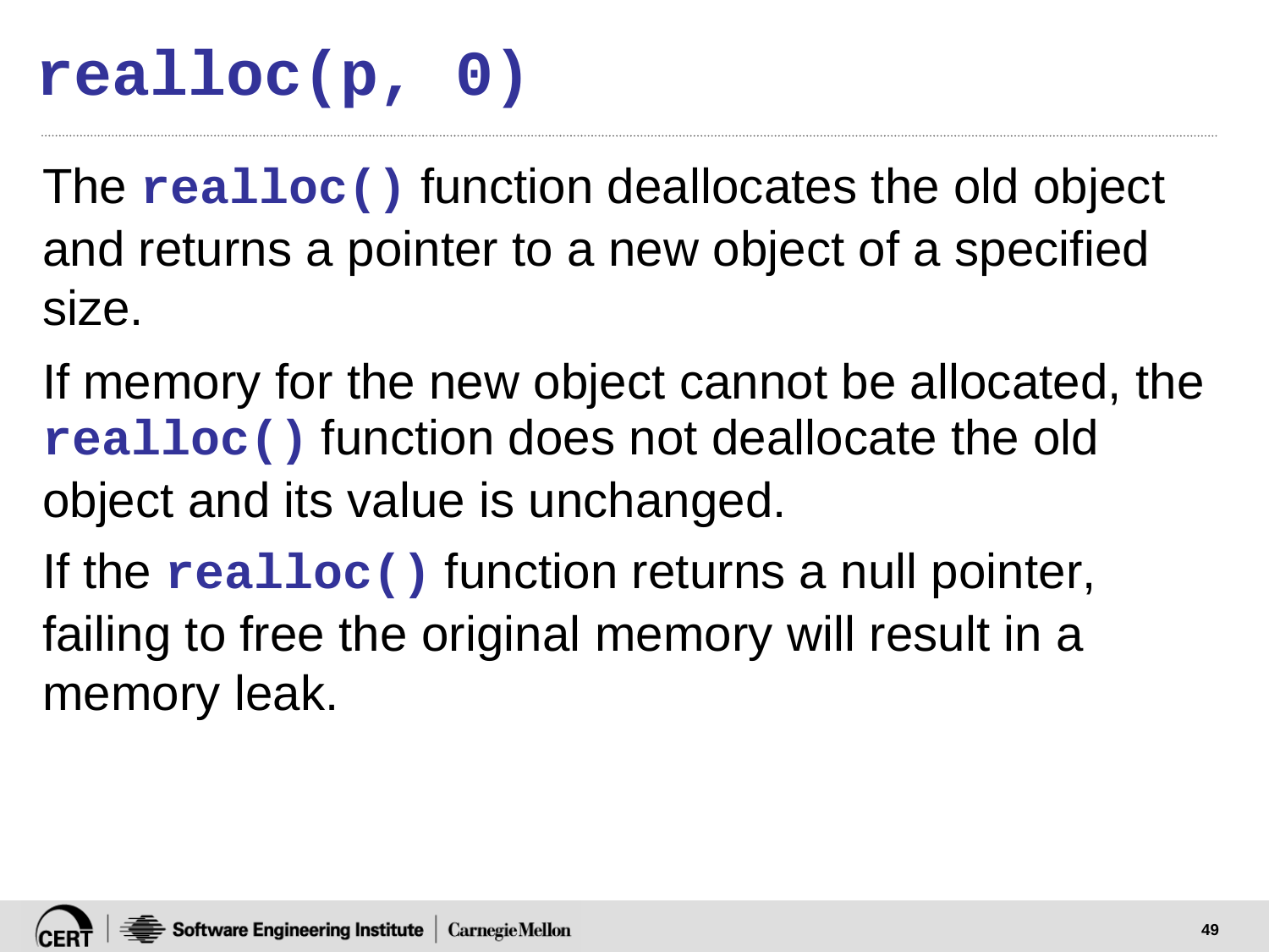# `realloc(p, 0)`

The `realloc()` function deallocates the old object and returns a pointer to a new object of a specified size.

If memory for the new object cannot be allocated, the `realloc()` function does not deallocate the old object and its value is unchanged.

If the `realloc()` function returns a null pointer, failing to free the original memory will result in a memory leak.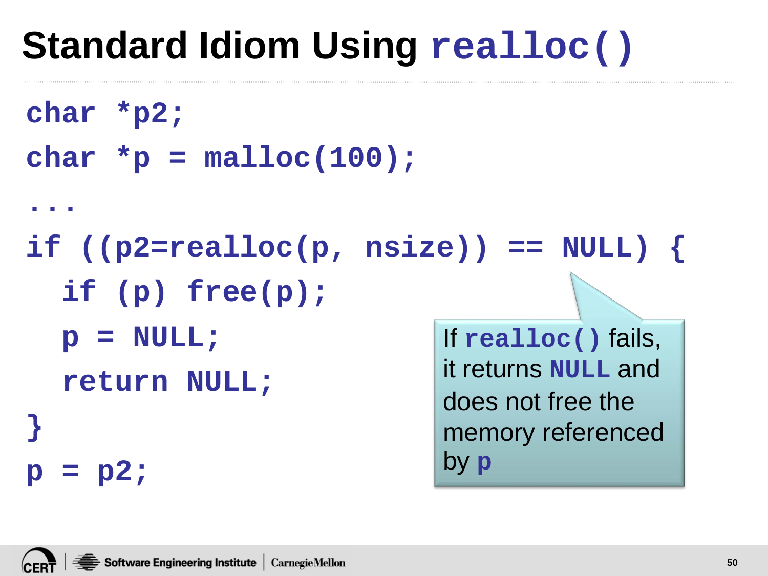# Standard Idiom Using `realloc()`

```
char *p2;
char *p = malloc(100);
...
if ((p2=realloc(p, nsize)) == NULL) {
  if (p) free(p);
  p = NULL;
  return NULL;
}
p = p2;
```

If `realloc()` fails, it returns `NULL` and does not free the memory referenced by `p`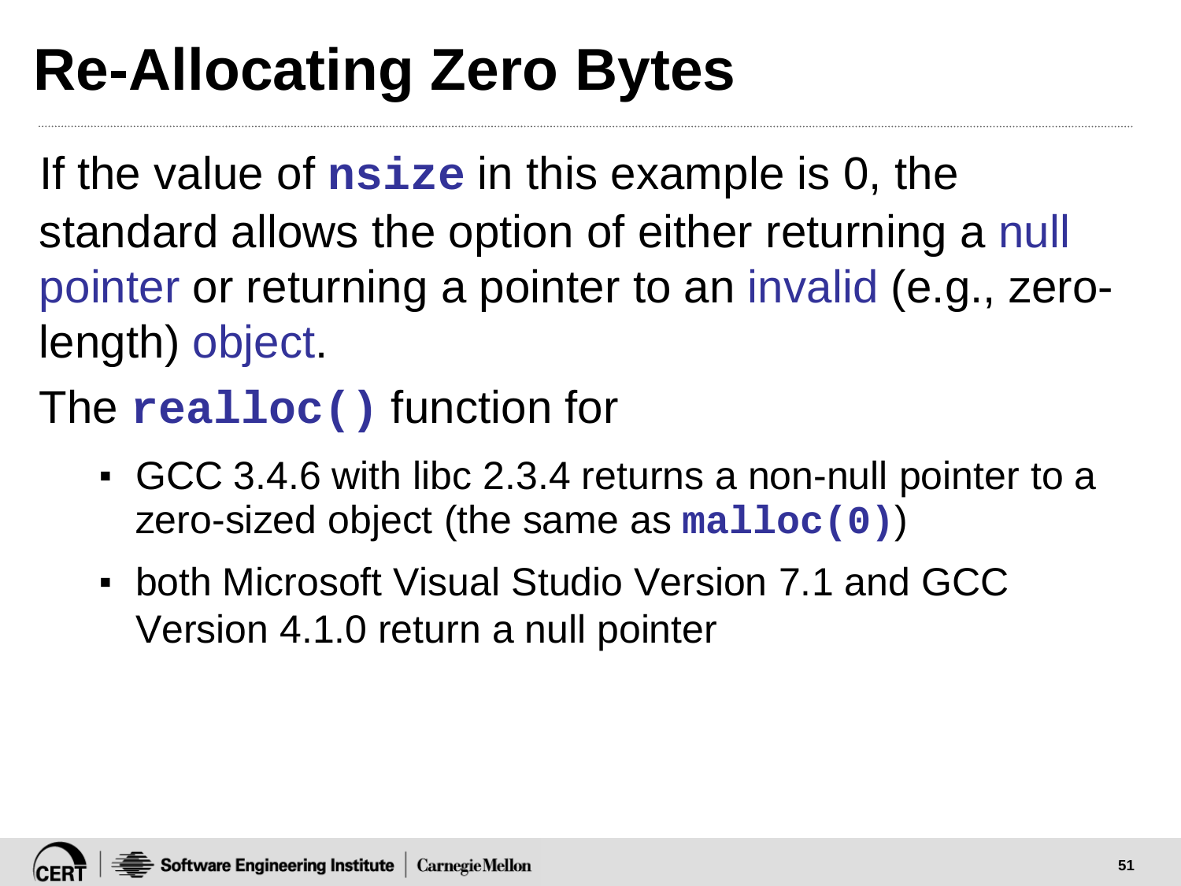# Re-Allocating Zero Bytes

If the value of `nsize` in this example is 0, the standard allows the option of either returning a null pointer or returning a pointer to an invalid (e.g., zero-length) object.

The `realloc()` function for

- GCC 3.4.6 with libc 2.3.4 returns a non-null pointer to a zero-sized object (the same as `malloc(0)`)
- both Microsoft Visual Studio Version 7.1 and GCC Version 4.1.0 return a null pointer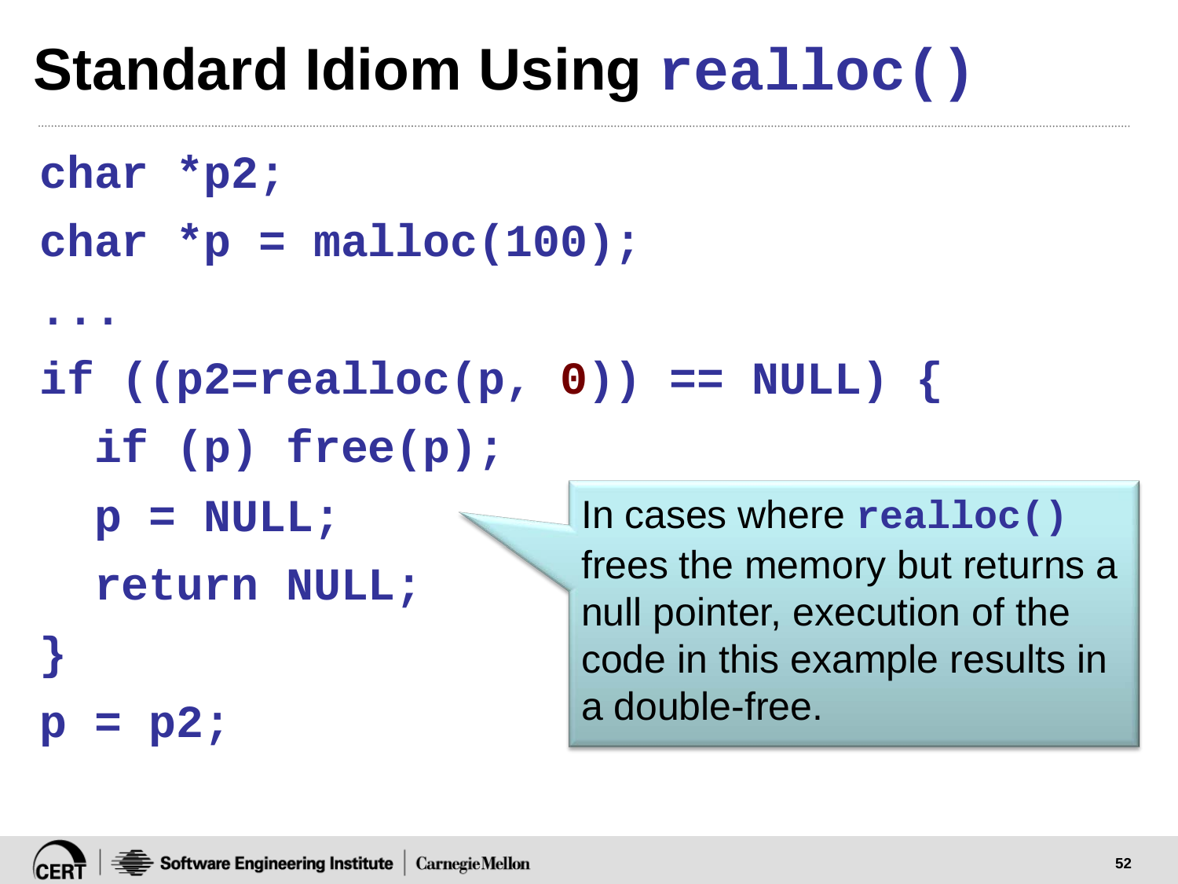# Standard Idiom Using `realloc()`

```c
char *p2;
char *p = malloc(100);
...
if ((p2=realloc(p, 0)) == NULL) {
  if (p) free(p);
  p = NULL;
  return NULL;
}
p = p2;
```

In cases where `realloc()` frees the memory but returns a null pointer, execution of the code in this example results in a double-free.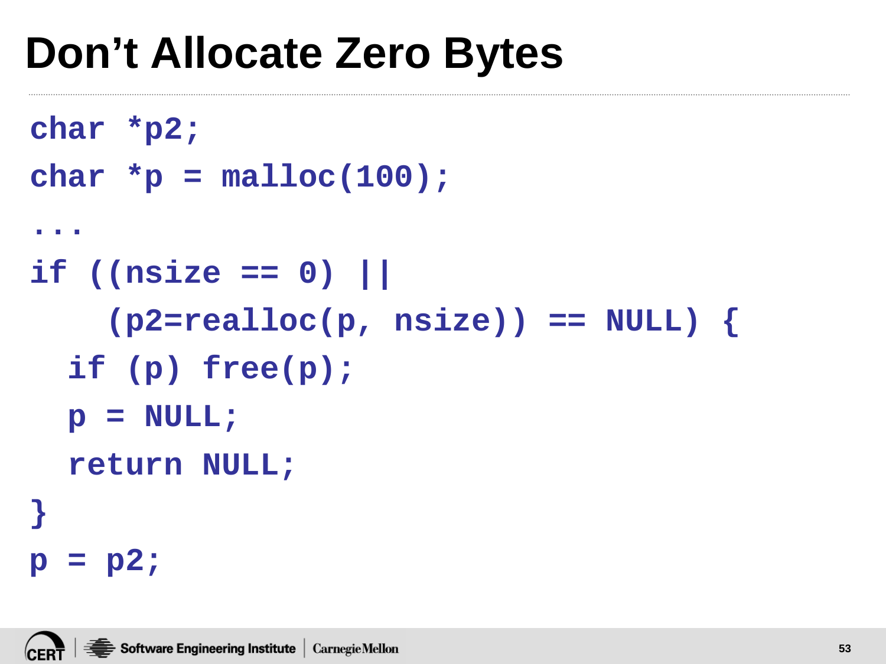# Don't Allocate Zero Bytes

```
char *p2;
char *p = malloc(100);
...
if ((nsize == 0) ||
    (p2=realloc(p, nsize)) == NULL) {
  if (p) free(p);
  p = NULL;
  return NULL;
}
p = p2;
```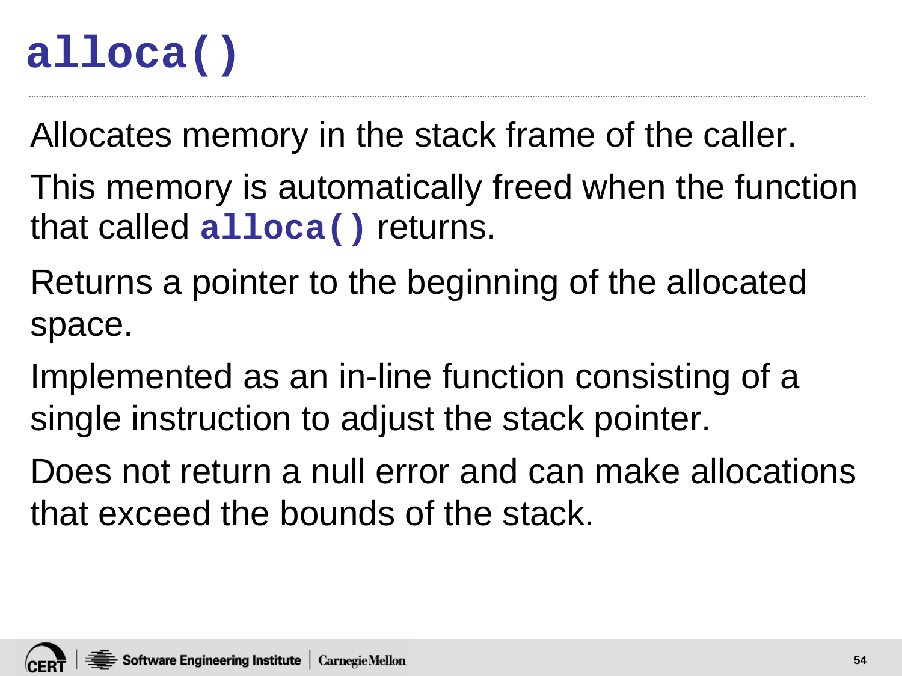# `alloca()`

Allocates memory in the stack frame of the caller.

This memory is automatically freed when the function that called **`alloca()`** returns.

Returns a pointer to the beginning of the allocated space.

Implemented as an in-line function consisting of a single instruction to adjust the stack pointer.

Does not return a null error and can make allocations that exceed the bounds of the stack.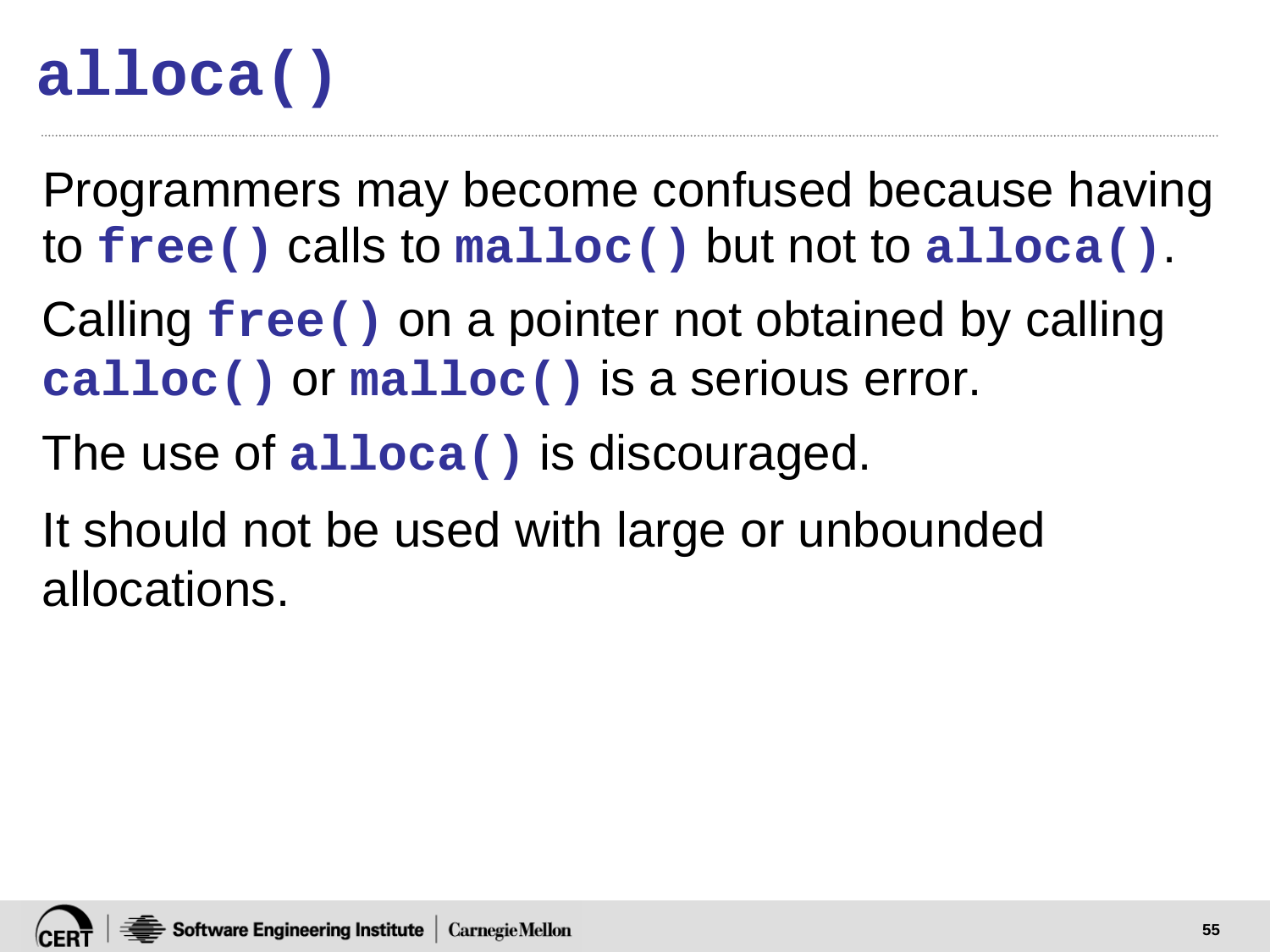# `alloca()`

Programmers may become confused because having to `free()` calls to `malloc()` but not to `alloca()`.

Calling `free()` on a pointer not obtained by calling `calloc()` or `malloc()` is a serious error.

The use of `alloca()` is discouraged.

It should not be used with large or unbounded allocations.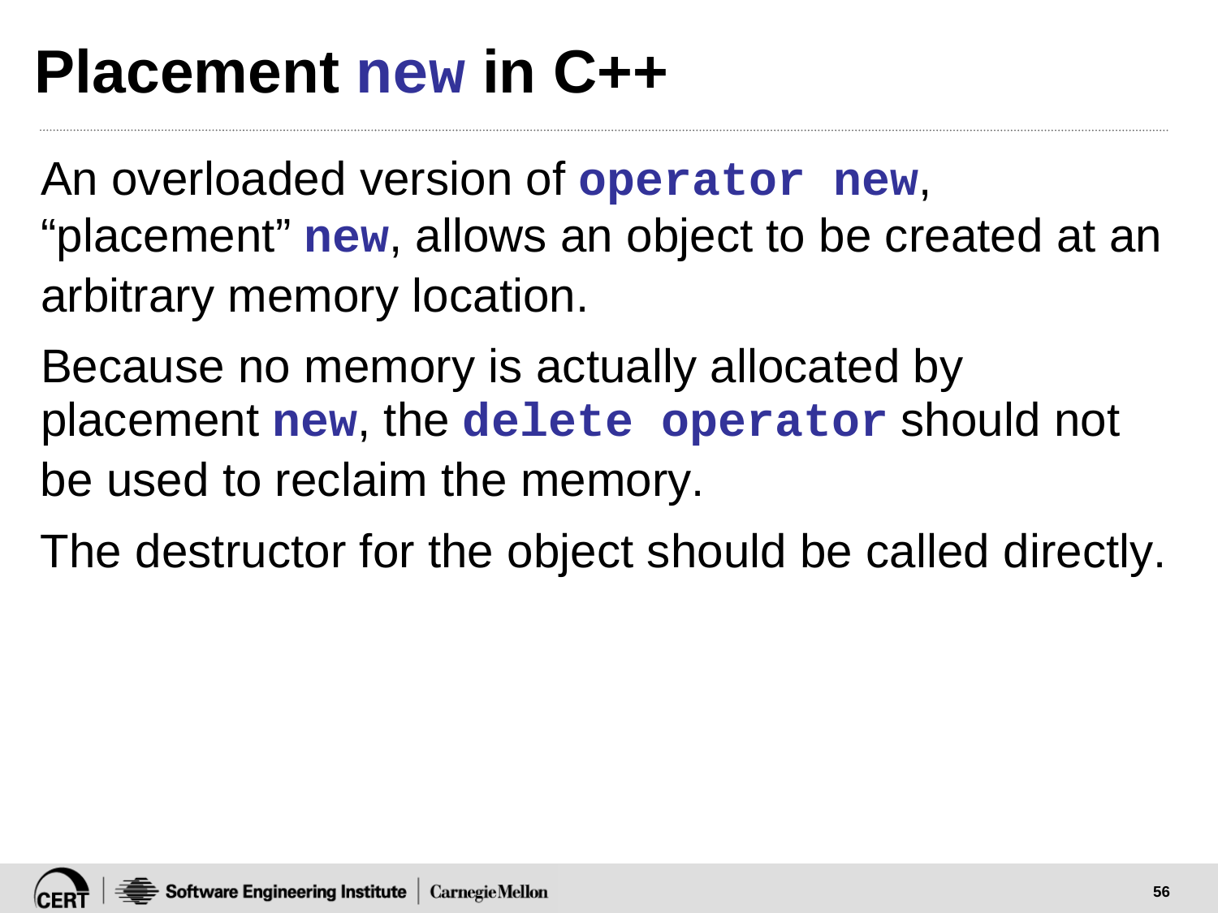# Placement `new` in C++

An overloaded version of `operator new`, "placement" `new`, allows an object to be created at an arbitrary memory location.

Because no memory is actually allocated by placement `new`, the `delete operator` should not be used to reclaim the memory.

The destructor for the object should be called directly.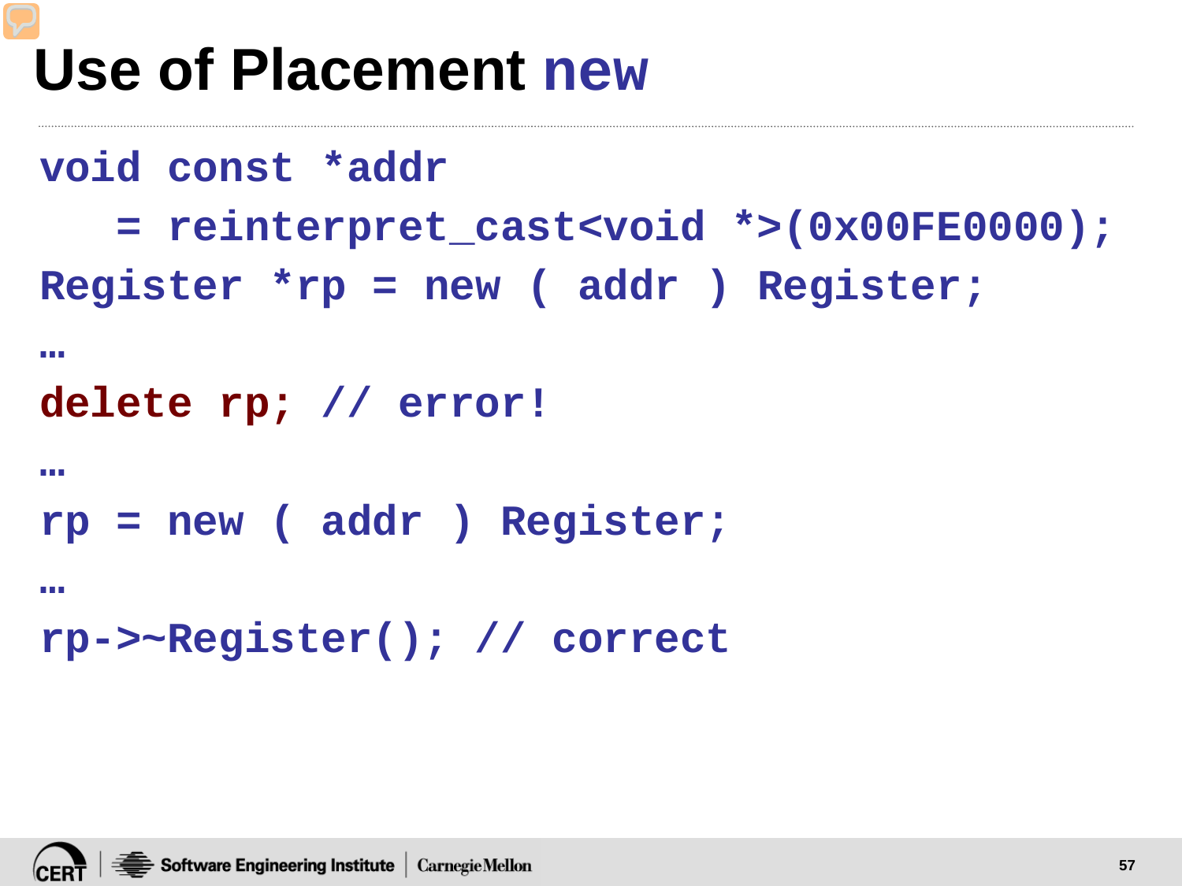# Use of Placement new

```
void const *addr
   = reinterpret_cast<void *>(0x00FE0000);
Register *rp = new ( addr ) Register;
…
delete rp; // error!
…
rp = new ( addr ) Register;
…
rp->~Register(); // correct
```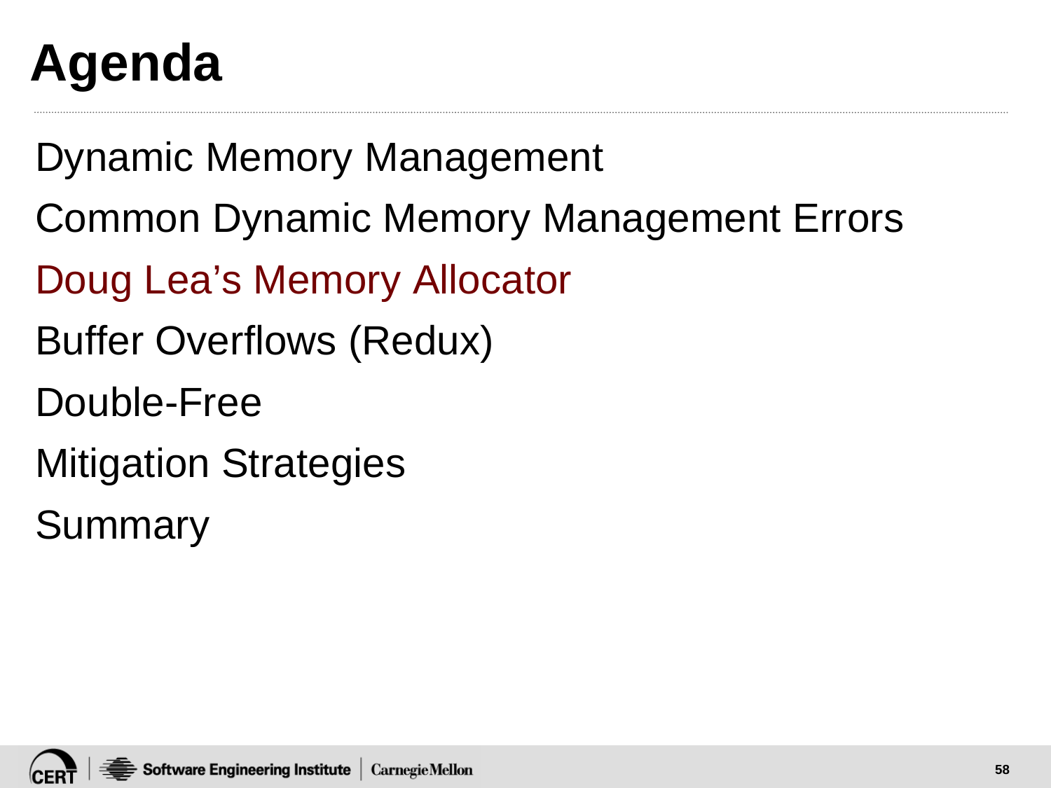# Agenda

Dynamic Memory Management

Common Dynamic Memory Management Errors

Doug Lea’s Memory Allocator

Buffer Overflows (Redux)

Double-Free

Mitigation Strategies

Summary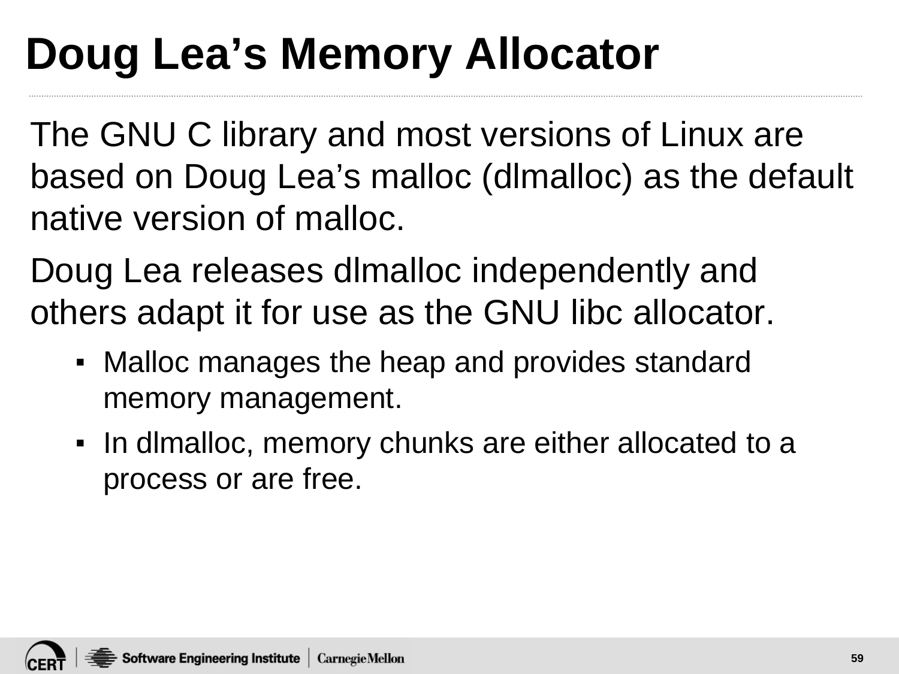# Doug Lea's Memory Allocator

The GNU C library and most versions of Linux are based on Doug Lea's malloc (dlmalloc) as the default native version of malloc.

Doug Lea releases dlmalloc independently and others adapt it for use as the GNU libc allocator.

- Malloc manages the heap and provides standard memory management.
- In dlmalloc, memory chunks are either allocated to a process or are free.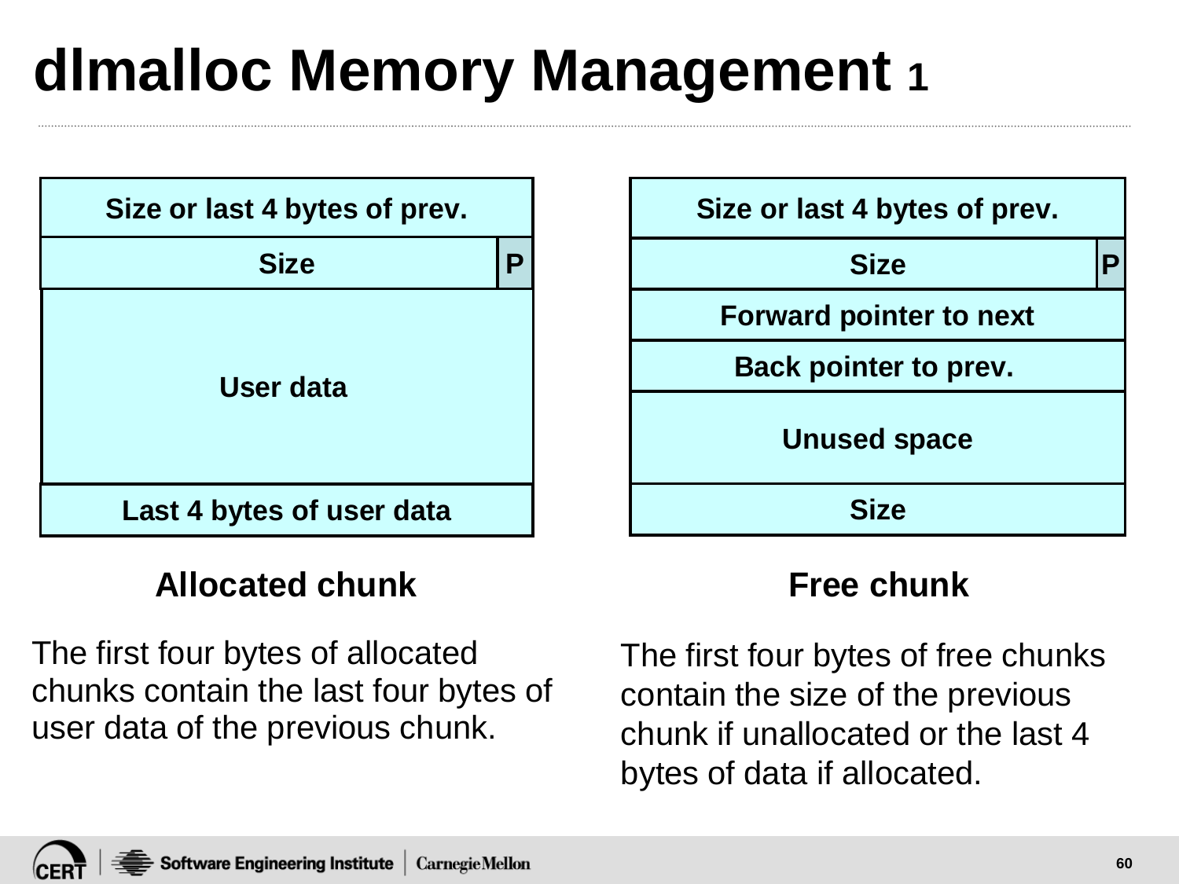# dlmalloc Memory Management 1

| Allocated chunk |
| --- |
| Size or last 4 bytes of prev. |
| Size \| P |
| User data |
| Last 4 bytes of user data |

**Allocated chunk**

The first four bytes of allocated chunks contain the last four bytes of user data of the previous chunk.

| Free chunk |
| --- |
| Size or last 4 bytes of prev. |
| Size \| P |
| Forward pointer to next |
| Back pointer to prev. |
| Unused space |
| Size |

**Free chunk**

The first four bytes of free chunks contain the size of the previous chunk if unallocated or the last 4 bytes of data if allocated.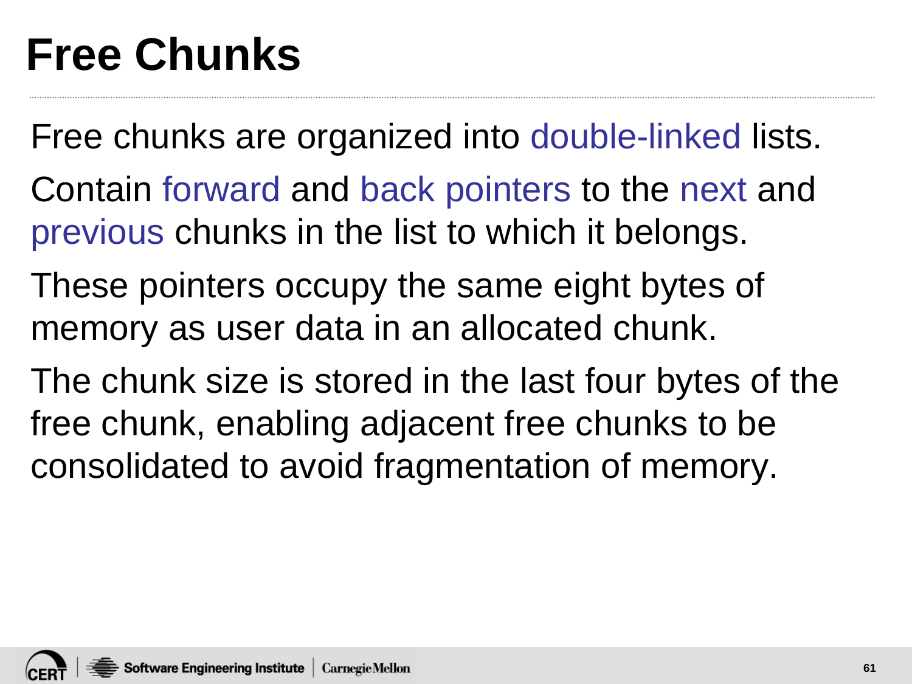# Free Chunks

Free chunks are organized into double-linked lists.

Contain forward and back pointers to the next and previous chunks in the list to which it belongs.

These pointers occupy the same eight bytes of memory as user data in an allocated chunk.

The chunk size is stored in the last four bytes of the free chunk, enabling adjacent free chunks to be consolidated to avoid fragmentation of memory.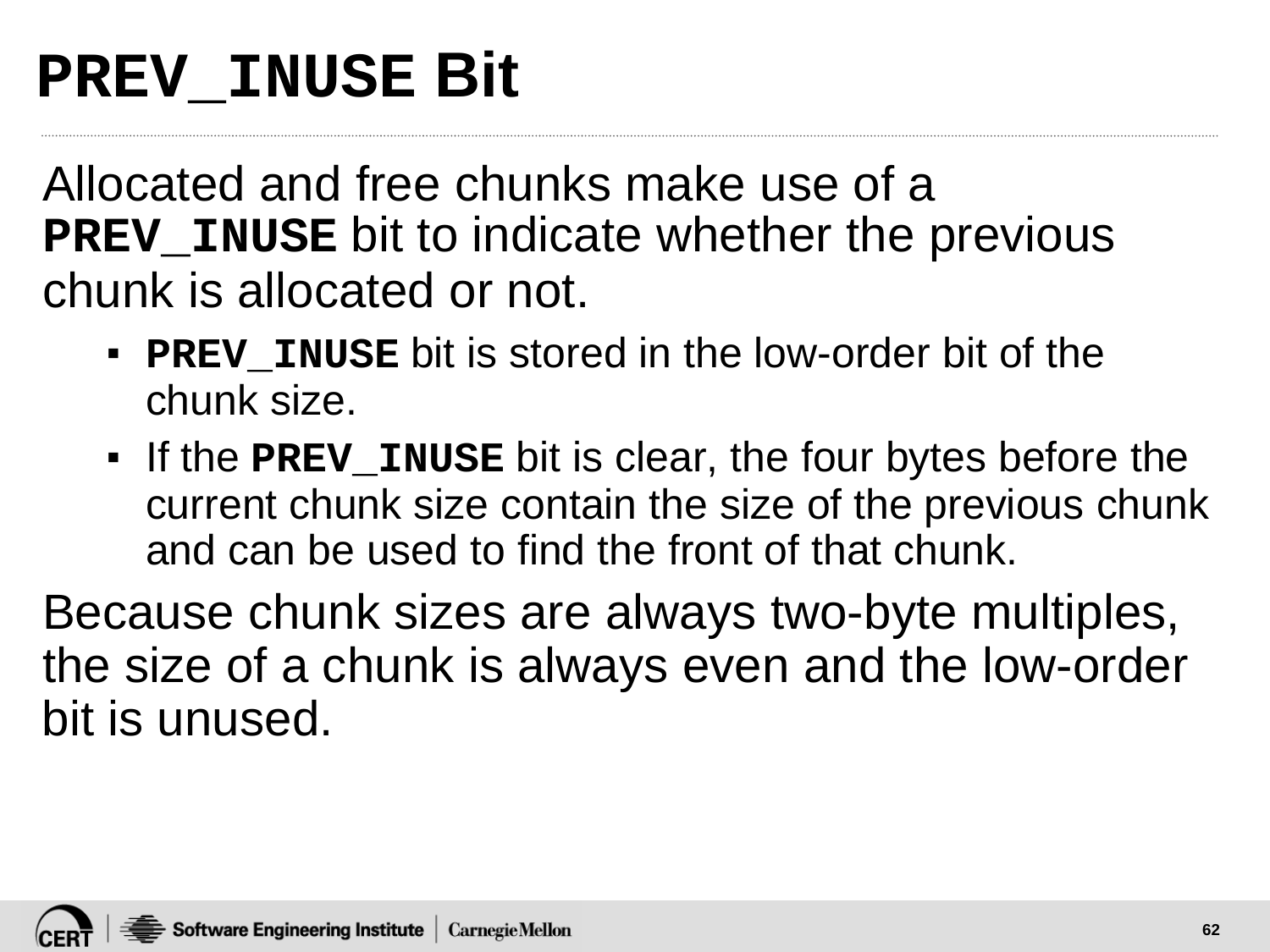# **`PREV_INUSE` Bit**

Allocated and free chunks make use of a **`PREV_INUSE`** bit to indicate whether the previous chunk is allocated or not.

- **`PREV_INUSE`** bit is stored in the low-order bit of the chunk size.
- If the **`PREV_INUSE`** bit is clear, the four bytes before the current chunk size contain the size of the previous chunk and can be used to find the front of that chunk.

Because chunk sizes are always two-byte multiples, the size of a chunk is always even and the low-order bit is unused.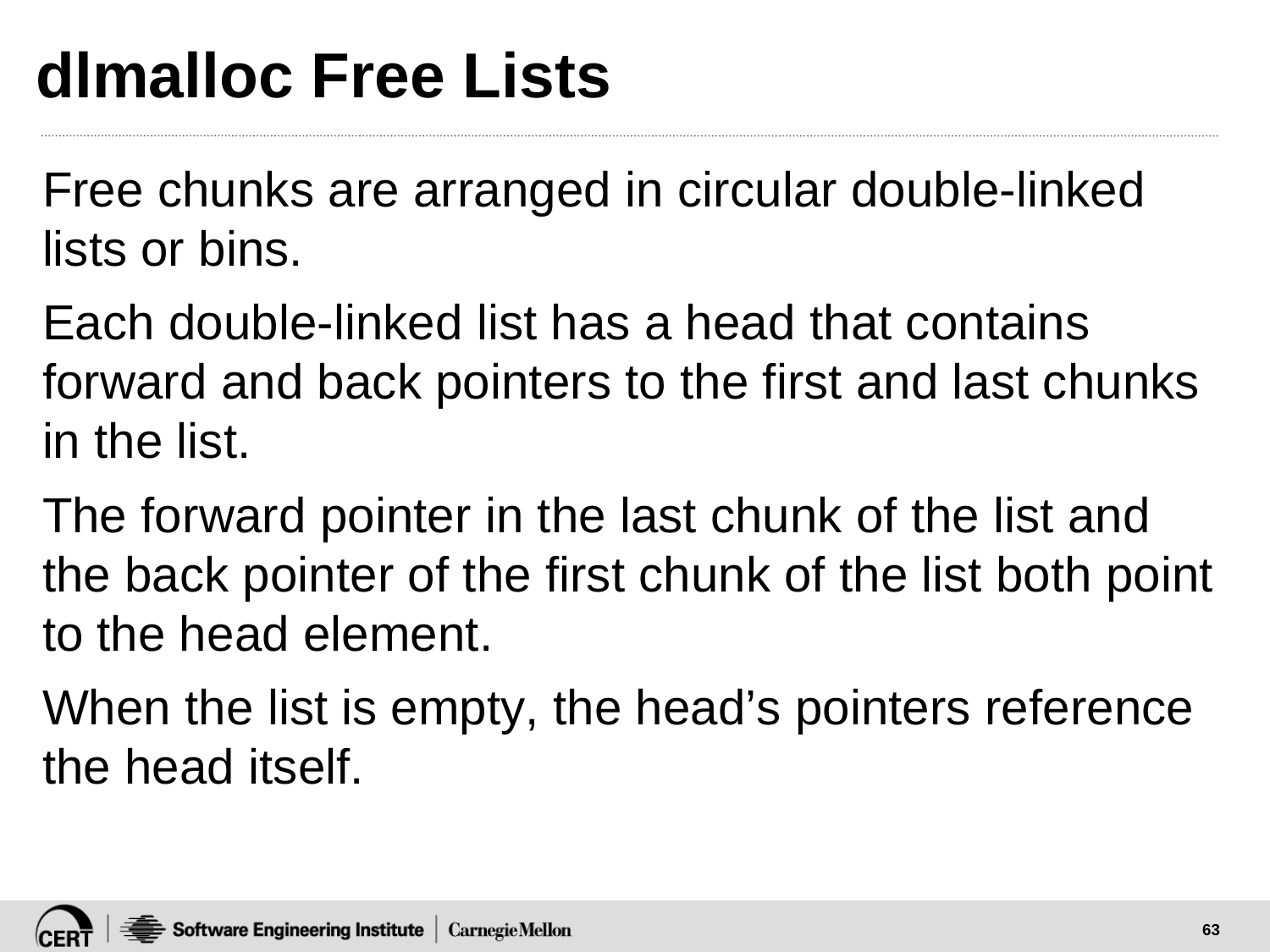# dlmalloc Free Lists

Free chunks are arranged in circular double-linked lists or bins.

Each double-linked list has a head that contains forward and back pointers to the first and last chunks in the list.

The forward pointer in the last chunk of the list and the back pointer of the first chunk of the list both point to the head element.

When the list is empty, the head's pointers reference the head itself.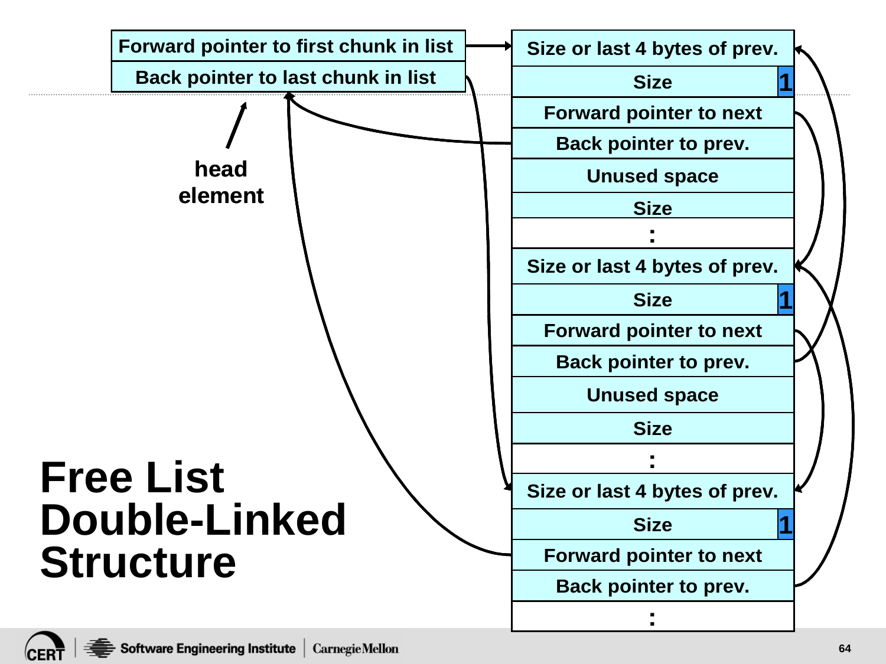# Free List Double-Linked Structure

| Forward pointer to first chunk in list |
| --- |
| Back pointer to last chunk in list |

head element

| Size or last 4 bytes of prev. | |
| --- | --- |
| Size | 1 |
| Forward pointer to next | |
| Back pointer to prev. | |
| Unused space | |
| Size | |
| : | |
| Size or last 4 bytes of prev. | |
| Size | 1 |
| Forward pointer to next | |
| Back pointer to prev. | |
| Unused space | |
| Size | |
| : | |
| Size or last 4 bytes of prev. | |
| Size | 1 |
| Forward pointer to next | |
| Back pointer to prev. | |
| : | |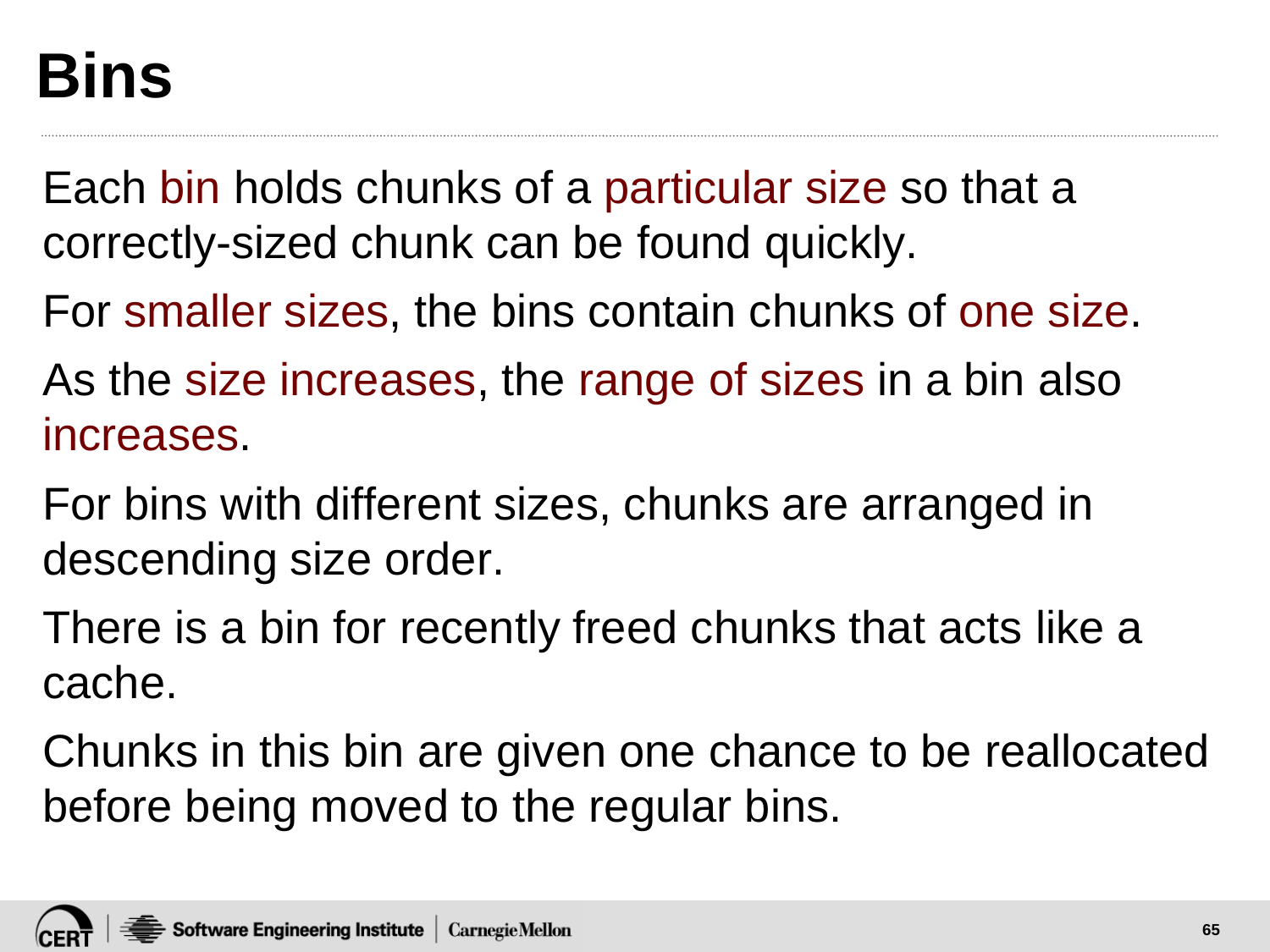# Bins

Each bin holds chunks of a particular size so that a correctly-sized chunk can be found quickly.

For smaller sizes, the bins contain chunks of one size.

As the size increases, the range of sizes in a bin also increases.

For bins with different sizes, chunks are arranged in descending size order.

There is a bin for recently freed chunks that acts like a cache.

Chunks in this bin are given one chance to be reallocated before being moved to the regular bins.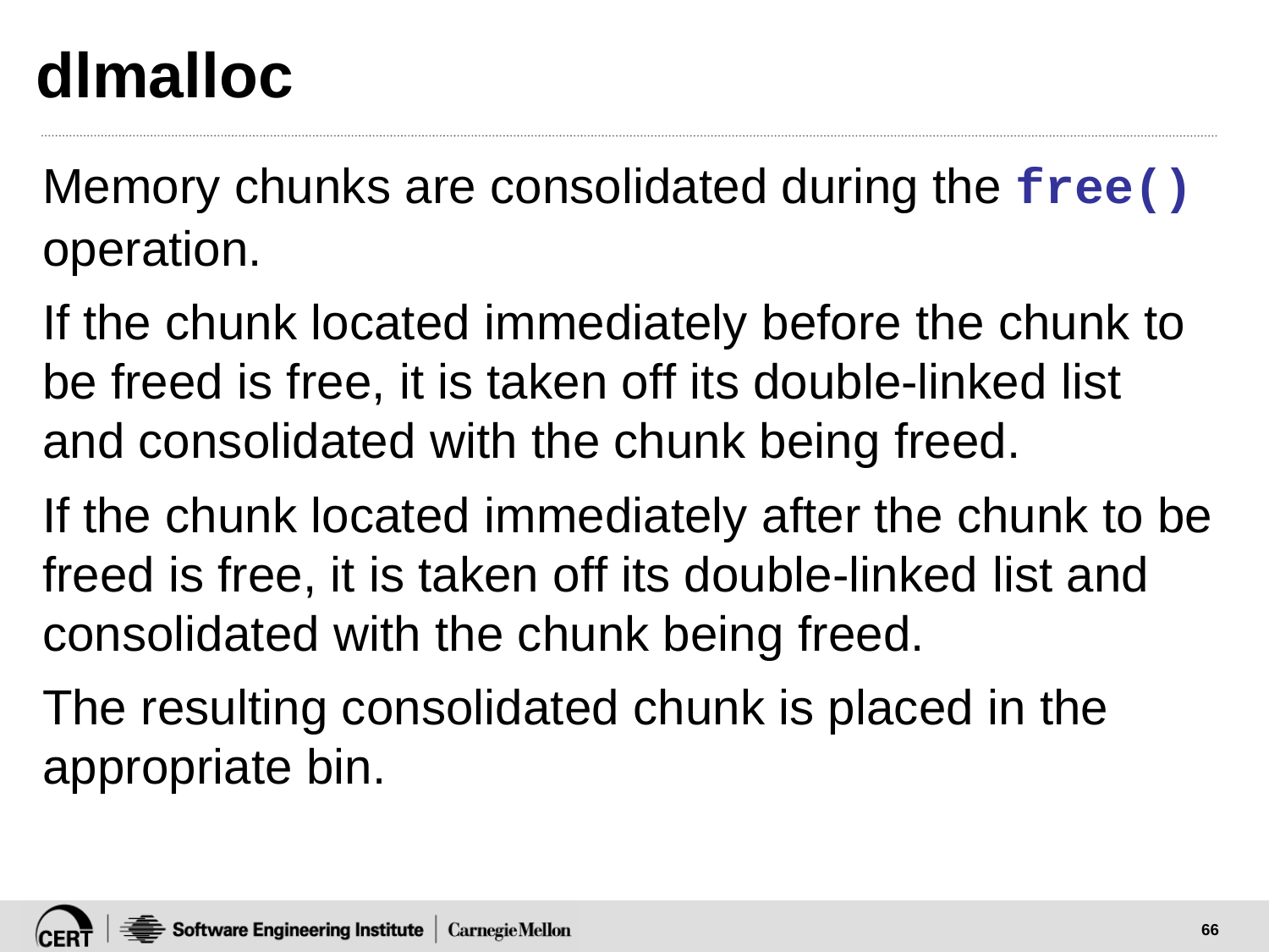# dlmalloc

Memory chunks are consolidated during the `free()` operation.

If the chunk located immediately before the chunk to be freed is free, it is taken off its double-linked list and consolidated with the chunk being freed.

If the chunk located immediately after the chunk to be freed is free, it is taken off its double-linked list and consolidated with the chunk being freed.

The resulting consolidated chunk is placed in the appropriate bin.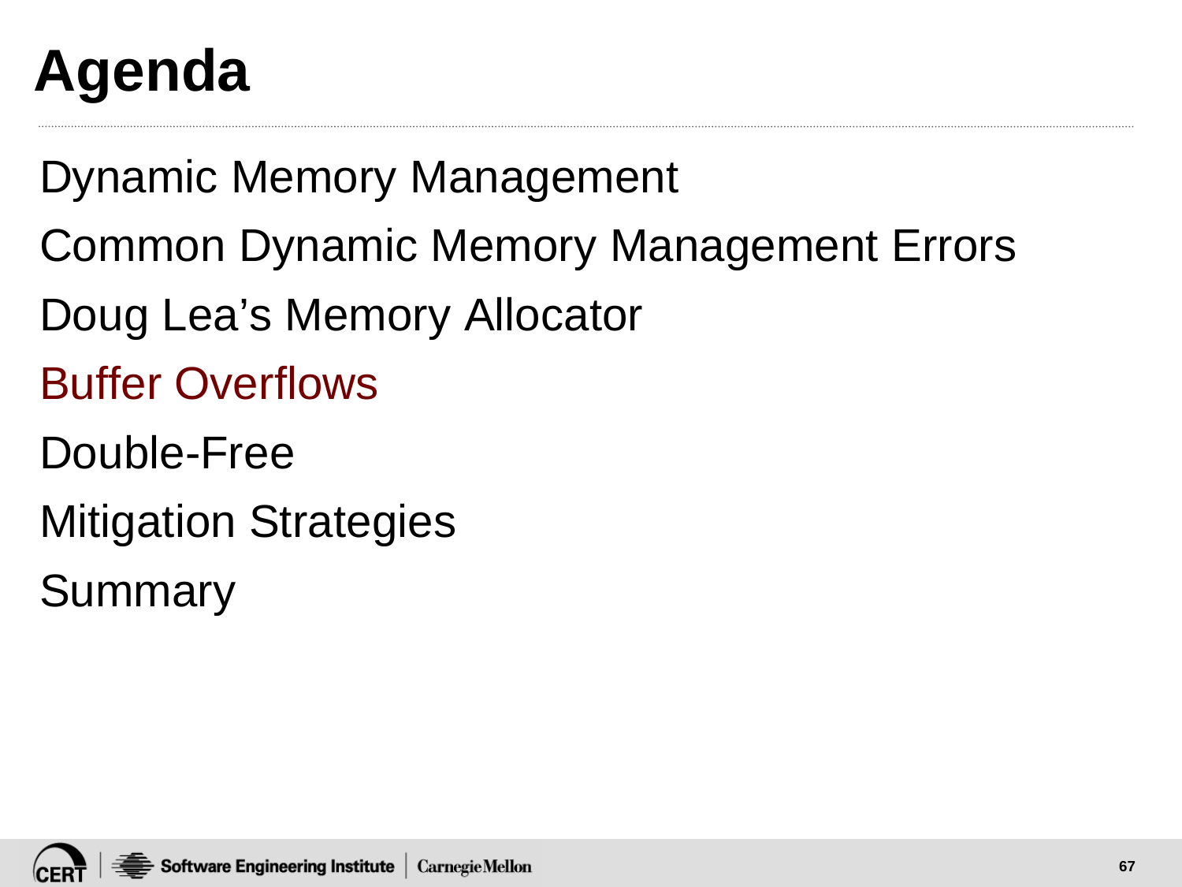# Agenda

Dynamic Memory Management

Common Dynamic Memory Management Errors

Doug Lea's Memory Allocator

Buffer Overflows

Double-Free

Mitigation Strategies

Summary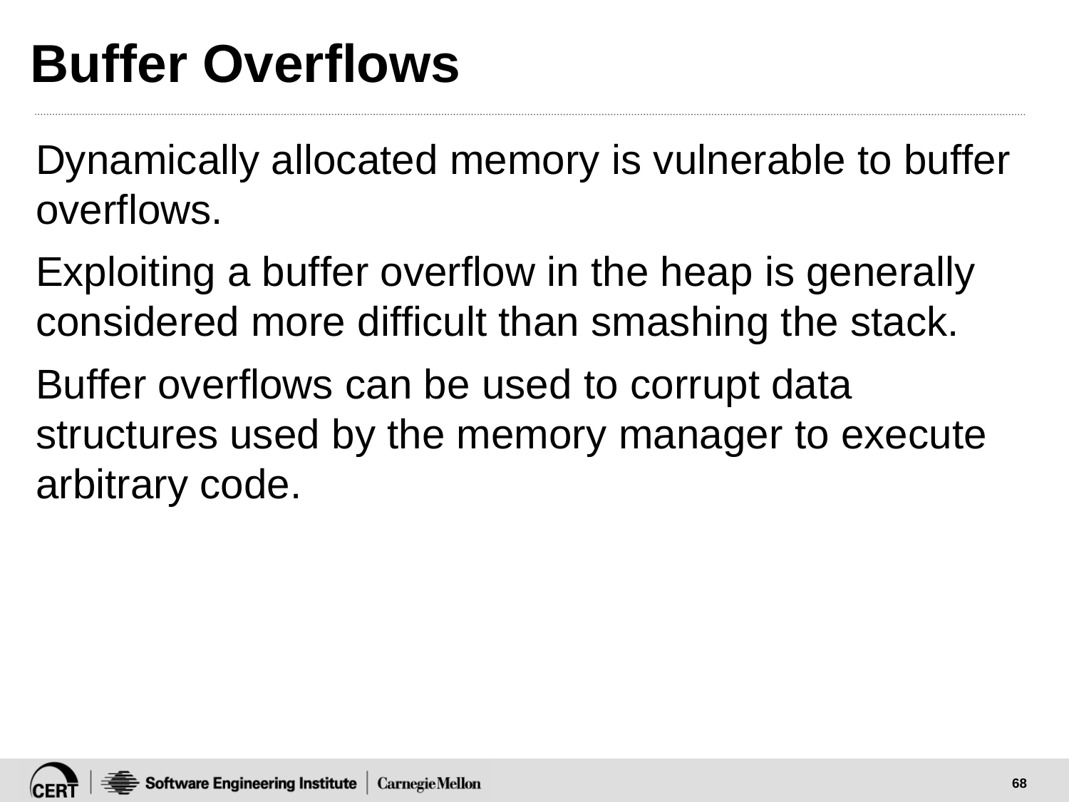# Buffer Overflows

Dynamically allocated memory is vulnerable to buffer overflows.

Exploiting a buffer overflow in the heap is generally considered more difficult than smashing the stack.

Buffer overflows can be used to corrupt data structures used by the memory manager to execute arbitrary code.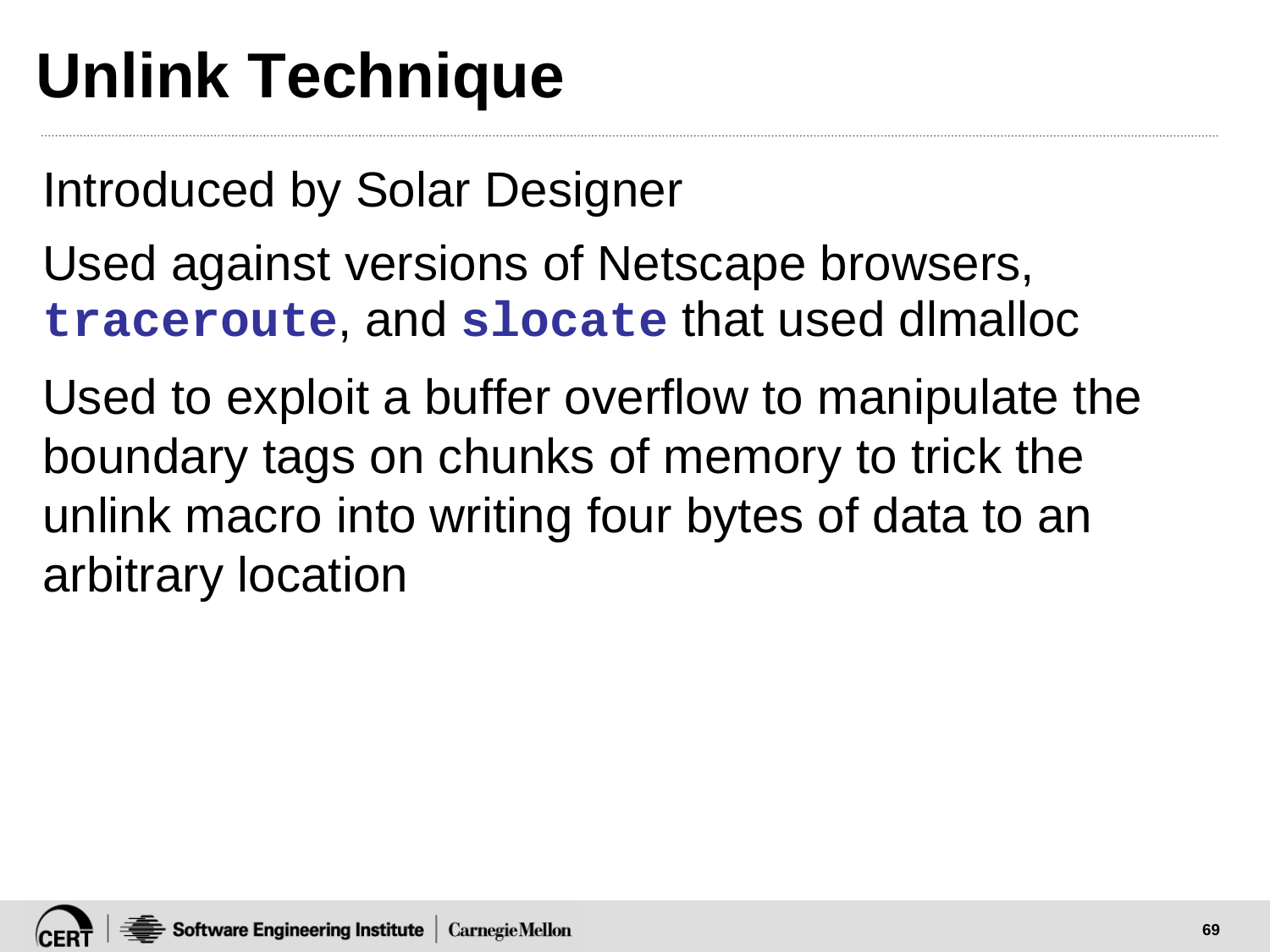# Unlink Technique

Introduced by Solar Designer

Used against versions of Netscape browsers, **`traceroute`**, and **`slocate`** that used dlmalloc

Used to exploit a buffer overflow to manipulate the boundary tags on chunks of memory to trick the unlink macro into writing four bytes of data to an arbitrary location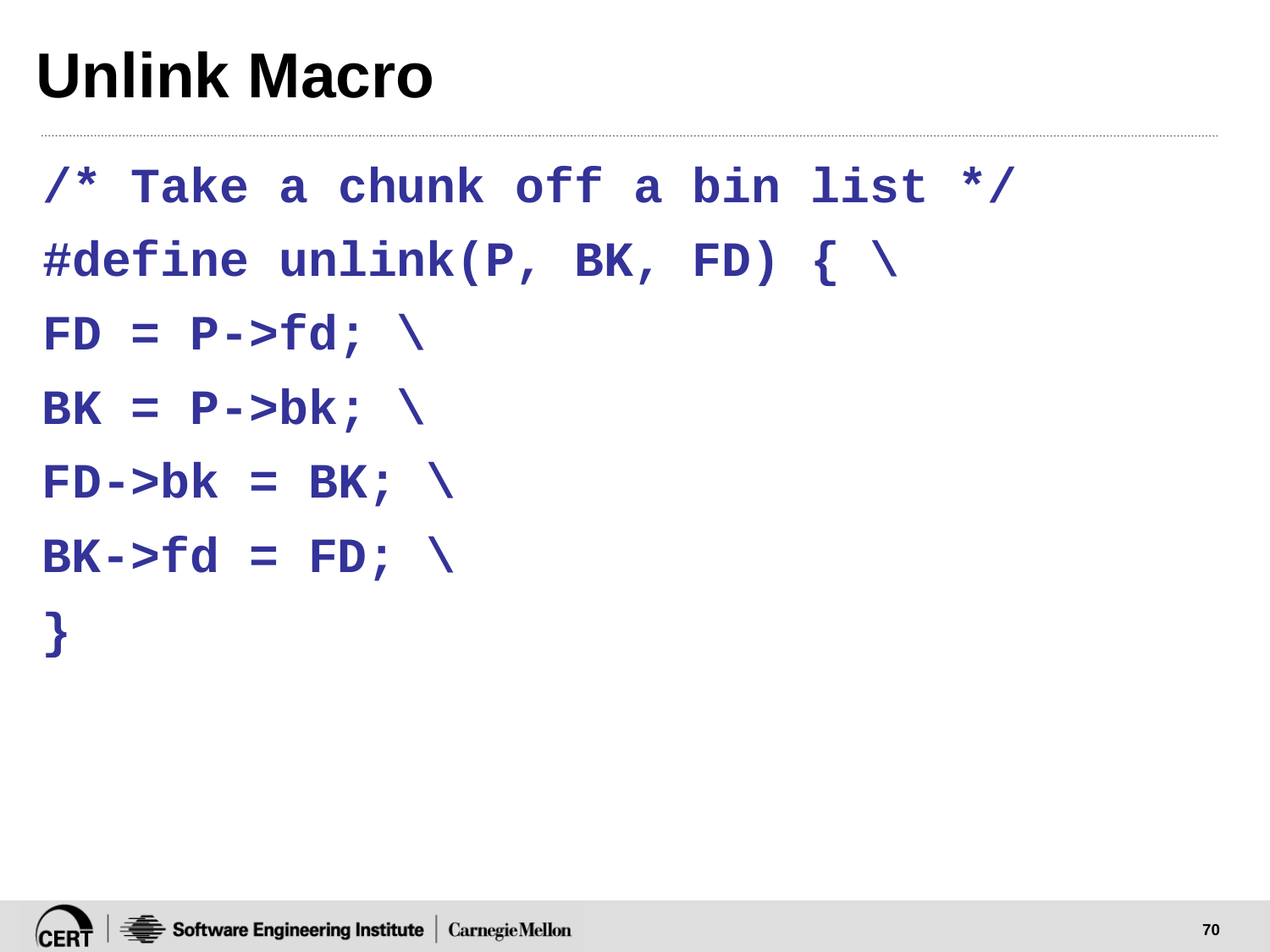# Unlink Macro

```
/* Take a chunk off a bin list */
#define unlink(P, BK, FD) { \
FD = P->fd; \
BK = P->bk; \
FD->bk = BK; \
BK->fd = FD; \
}
```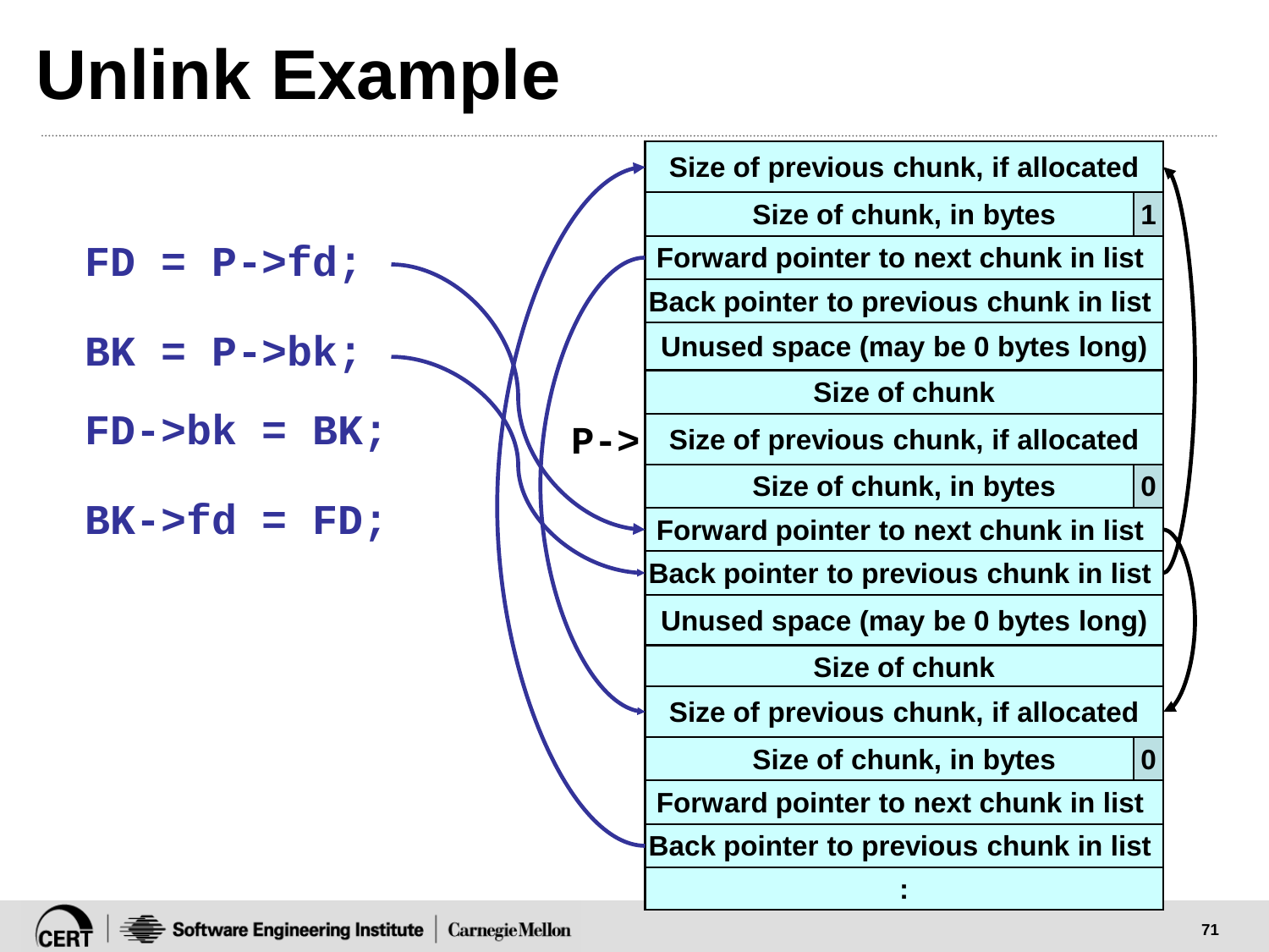# Unlink Example

```
FD = P->fd;

BK = P->bk;

FD->bk = BK;

BK->fd = FD;
```

| Size of previous chunk, if allocated | |
|---|---|
| Size of chunk, in bytes | 1 |
| Forward pointer to next chunk in list | |
| Back pointer to previous chunk in list | |
| Unused space (may be 0 bytes long) | |
| Size of chunk | |
| Size of previous chunk, if allocated (P->) | |
| Size of chunk, in bytes | 0 |
| Forward pointer to next chunk in list | |
| Back pointer to previous chunk in list | |
| Unused space (may be 0 bytes long) | |
| Size of chunk | |
| Size of previous chunk, if allocated | |
| Size of chunk, in bytes | 0 |
| Forward pointer to next chunk in list | |
| Back pointer to previous chunk in list | |
| : | |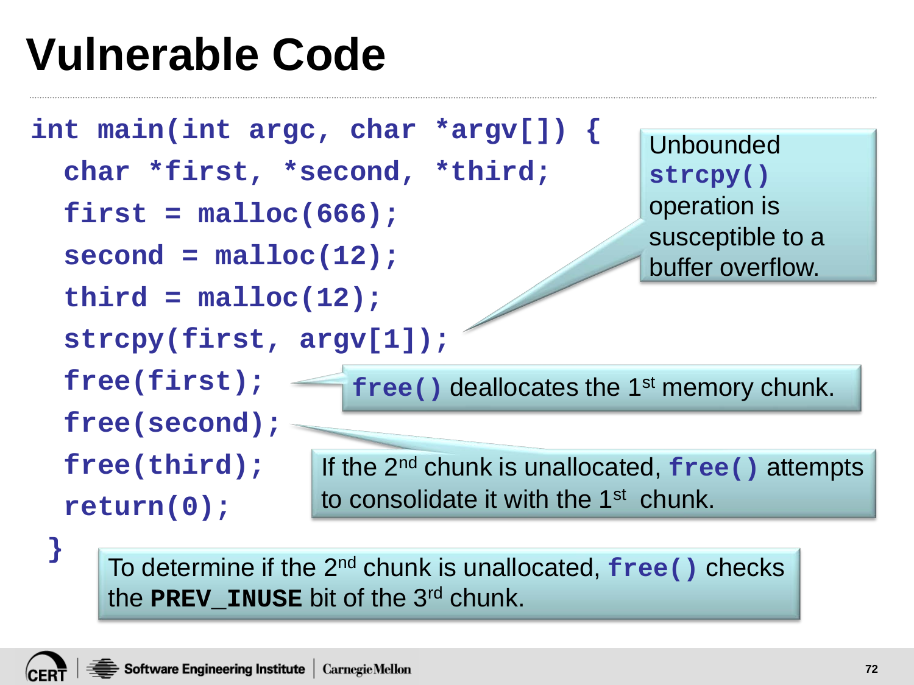# Vulnerable Code

```
int main(int argc, char *argv[]) {
  char *first, *second, *third;
  first = malloc(666);
  second = malloc(12);
  third = malloc(12);
  strcpy(first, argv[1]);
  free(first);
  free(second);
  free(third);
  return(0);
}
```

Unbounded `strcpy()` operation is susceptible to a buffer overflow.

`free()` deallocates the 1st memory chunk.

If the 2nd chunk is unallocated, `free()` attempts to consolidate it with the 1st chunk.

To determine if the 2nd chunk is unallocated, `free()` checks the **PREV_INUSE** bit of the 3rd chunk.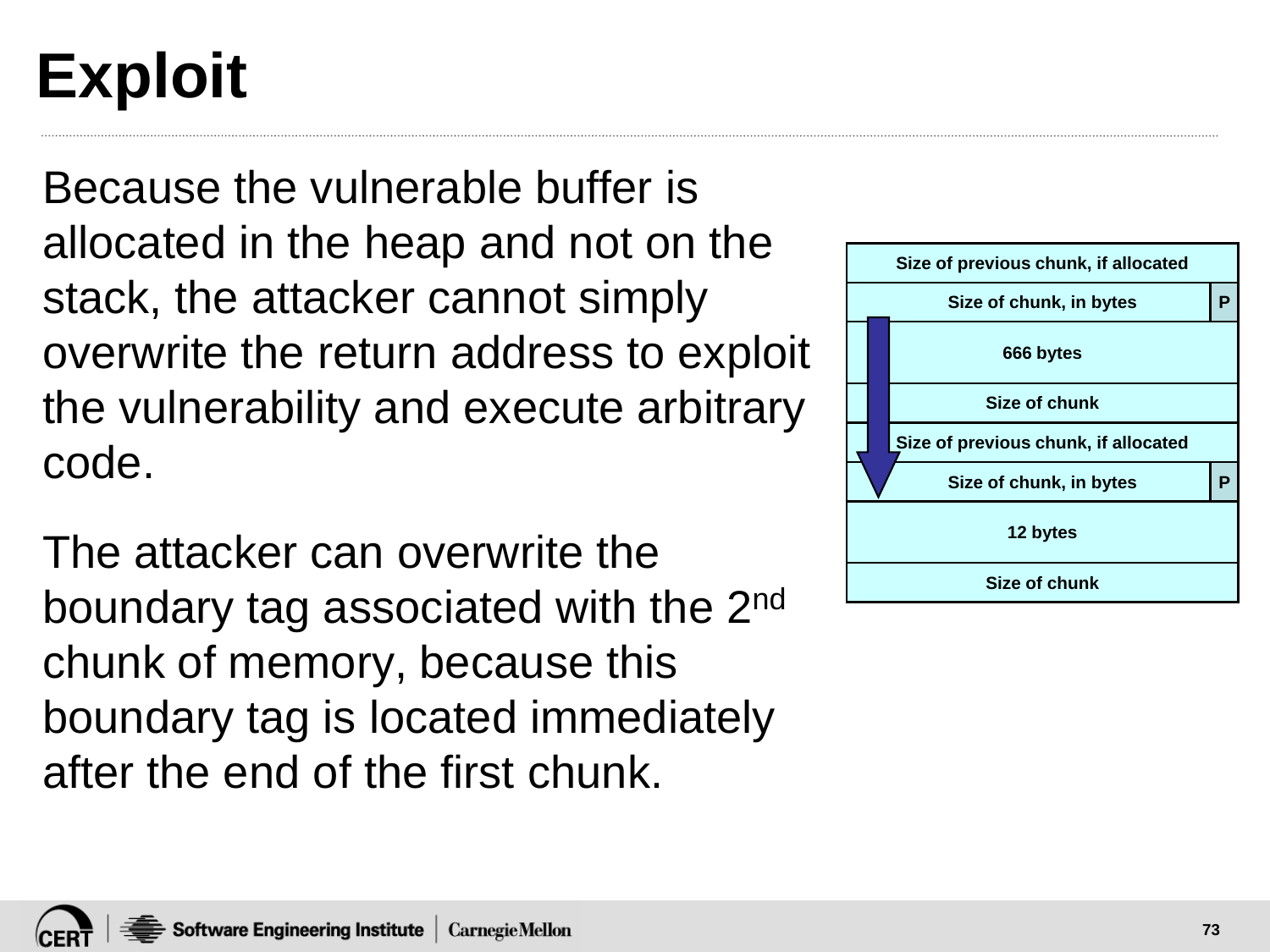# Exploit

Because the vulnerable buffer is allocated in the heap and not on the stack, the attacker cannot simply overwrite the return address to exploit the vulnerability and execute arbitrary code.

The attacker can overwrite the boundary tag associated with the 2nd chunk of memory, because this boundary tag is located immediately after the end of the first chunk.

| Size of previous chunk, if allocated | |
|---|---|
| Size of chunk, in bytes | P |
| 666 bytes | |
| Size of chunk | |
| Size of previous chunk, if allocated | |
| Size of chunk, in bytes | P |
| 12 bytes | |
| Size of chunk | |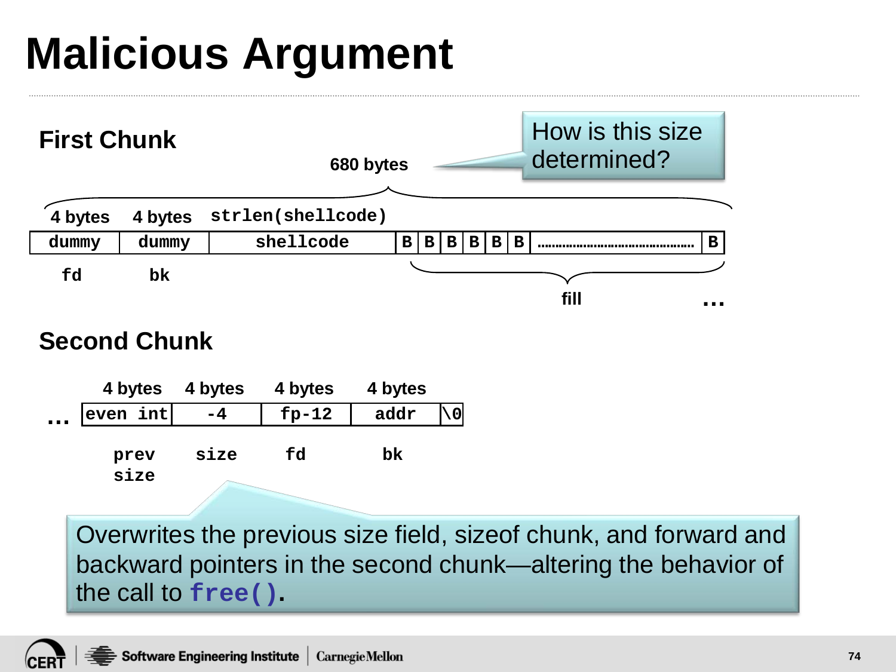# Malicious Argument

## First Chunk

680 bytes

> How is this size determined?

| 4 bytes | 4 bytes | strlen(shellcode) | fill | | | | | | | |
|---|---|---|---|---|---|---|---|---|---|---|
| dummy | dummy | shellcode | B | B | B | B | B | B | ……… | B |
| fd | bk | | | | | | | | | |

…

## Second Chunk

| | 4 bytes | 4 bytes | 4 bytes | 4 bytes | |
|---|---|---|---|---|---|
| … | even int | -4 | fp-12 | addr | \0 |
| | prev size | size | fd | bk | |

> Overwrites the previous size field, sizeof chunk, and forward and backward pointers in the second chunk—altering the behavior of the call to `free()`.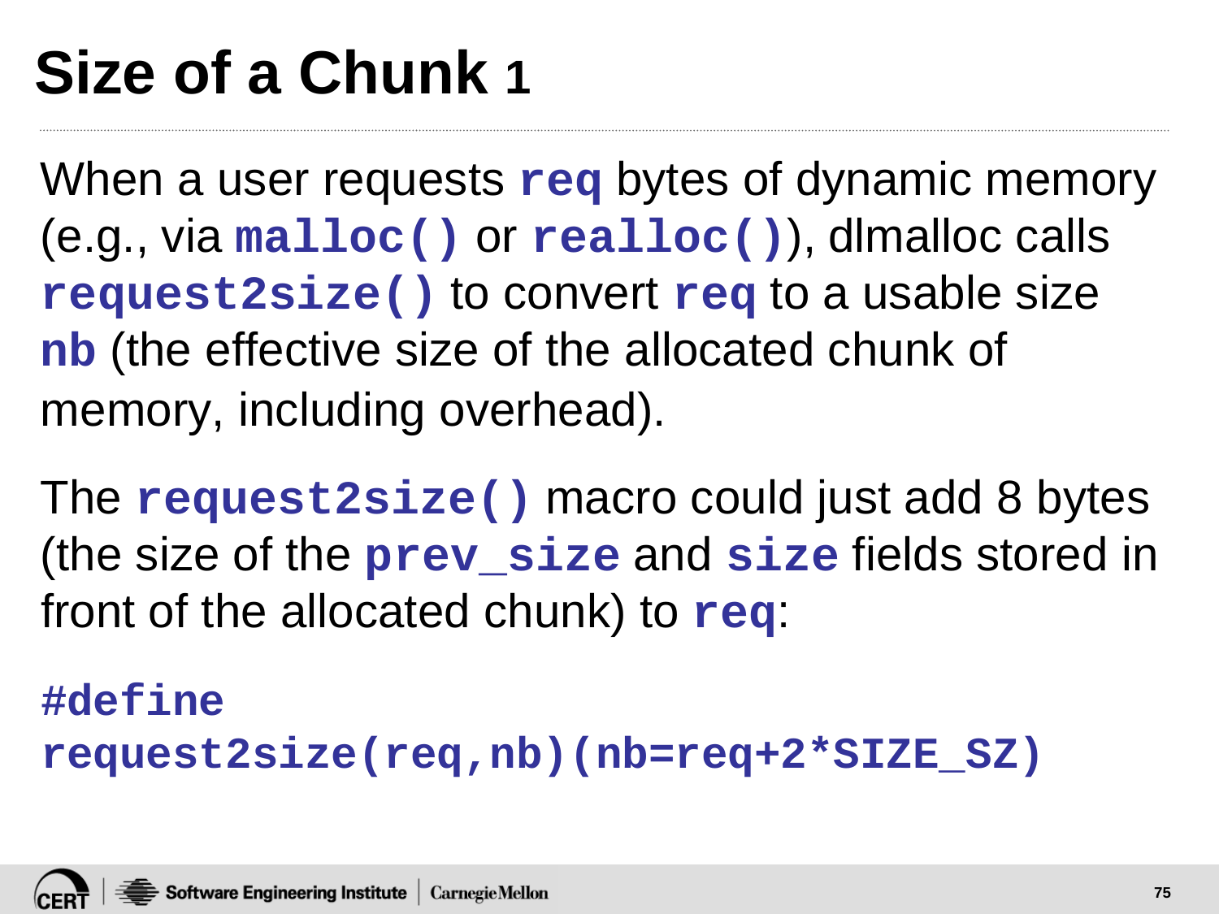# Size of a Chunk 1

When a user requests `req` bytes of dynamic memory (e.g., via `malloc()` or `realloc()`), dlmalloc calls `request2size()` to convert `req` to a usable size `nb` (the effective size of the allocated chunk of memory, including overhead).

The `request2size()` macro could just add 8 bytes (the size of the `prev_size` and `size` fields stored in front of the allocated chunk) to `req`:

```
#define
request2size(req,nb)(nb=req+2*SIZE_SZ)
```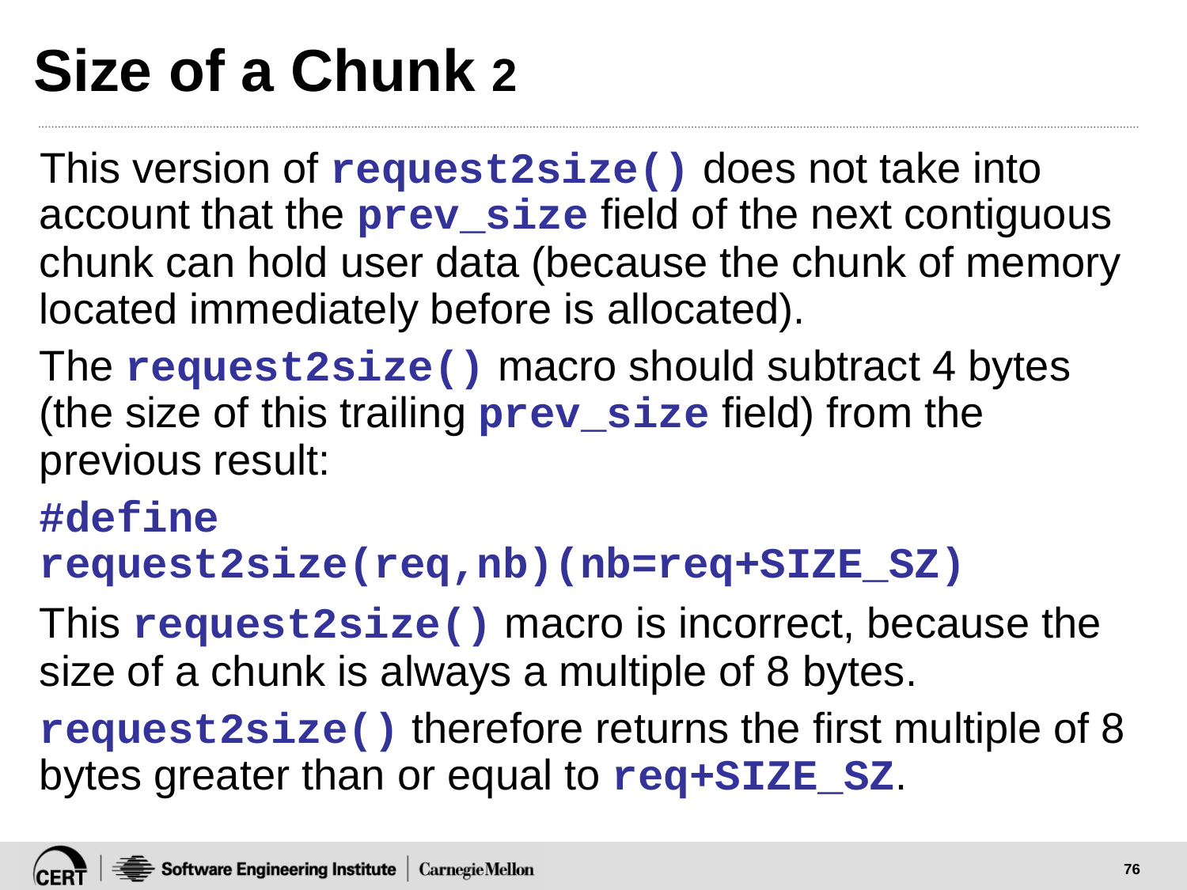# Size of a Chunk 2

This version of `request2size()` does not take into account that the `prev_size` field of the next contiguous chunk can hold user data (because the chunk of memory located immediately before is allocated).

The `request2size()` macro should subtract 4 bytes (the size of this trailing `prev_size` field) from the previous result:

```
#define
request2size(req,nb)(nb=req+SIZE_SZ)
```

This `request2size()` macro is incorrect, because the size of a chunk is always a multiple of 8 bytes.

`request2size()` therefore returns the first multiple of 8 bytes greater than or equal to `req+SIZE_SZ`.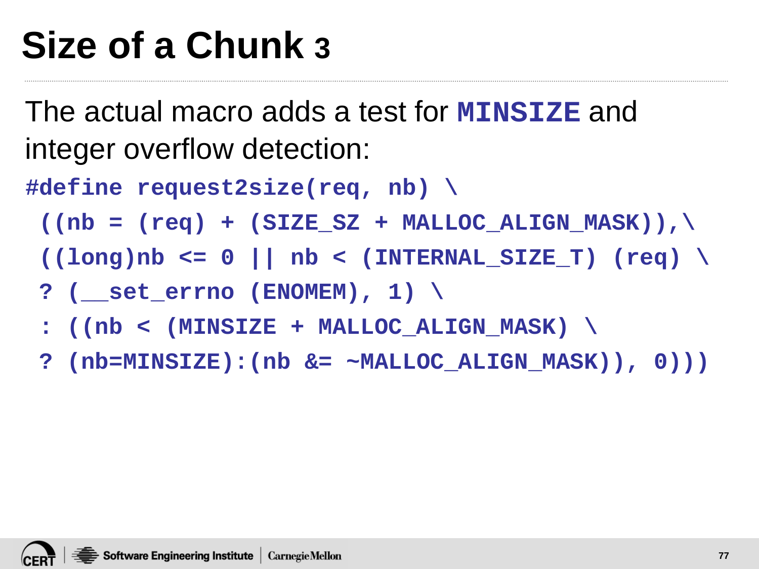# Size of a Chunk 3

The actual macro adds a test for **MINSIZE** and integer overflow detection:

```
#define request2size(req, nb) \
 ((nb = (req) + (SIZE_SZ + MALLOC_ALIGN_MASK)),\
 ((long)nb <= 0 || nb < (INTERNAL_SIZE_T) (req) \
 ? (__set_errno (ENOMEM), 1) \
 : ((nb < (MINSIZE + MALLOC_ALIGN_MASK) \
 ? (nb=MINSIZE):(nb &= ~MALLOC_ALIGN_MASK)), 0)))
```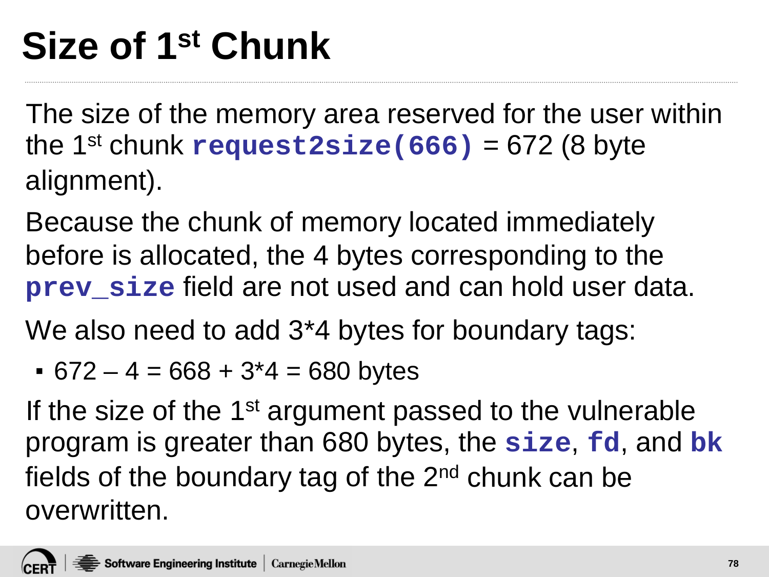# Size of 1st Chunk

The size of the memory area reserved for the user within the 1st chunk `request2size(666)` = 672 (8 byte alignment).

Because the chunk of memory located immediately before is allocated, the 4 bytes corresponding to the `prev_size` field are not used and can hold user data.

We also need to add 3*4 bytes for boundary tags:

- 672 – 4 = 668 + 3*4 = 680 bytes

If the size of the 1st argument passed to the vulnerable program is greater than 680 bytes, the `size`, `fd`, and `bk` fields of the boundary tag of the 2nd chunk can be overwritten.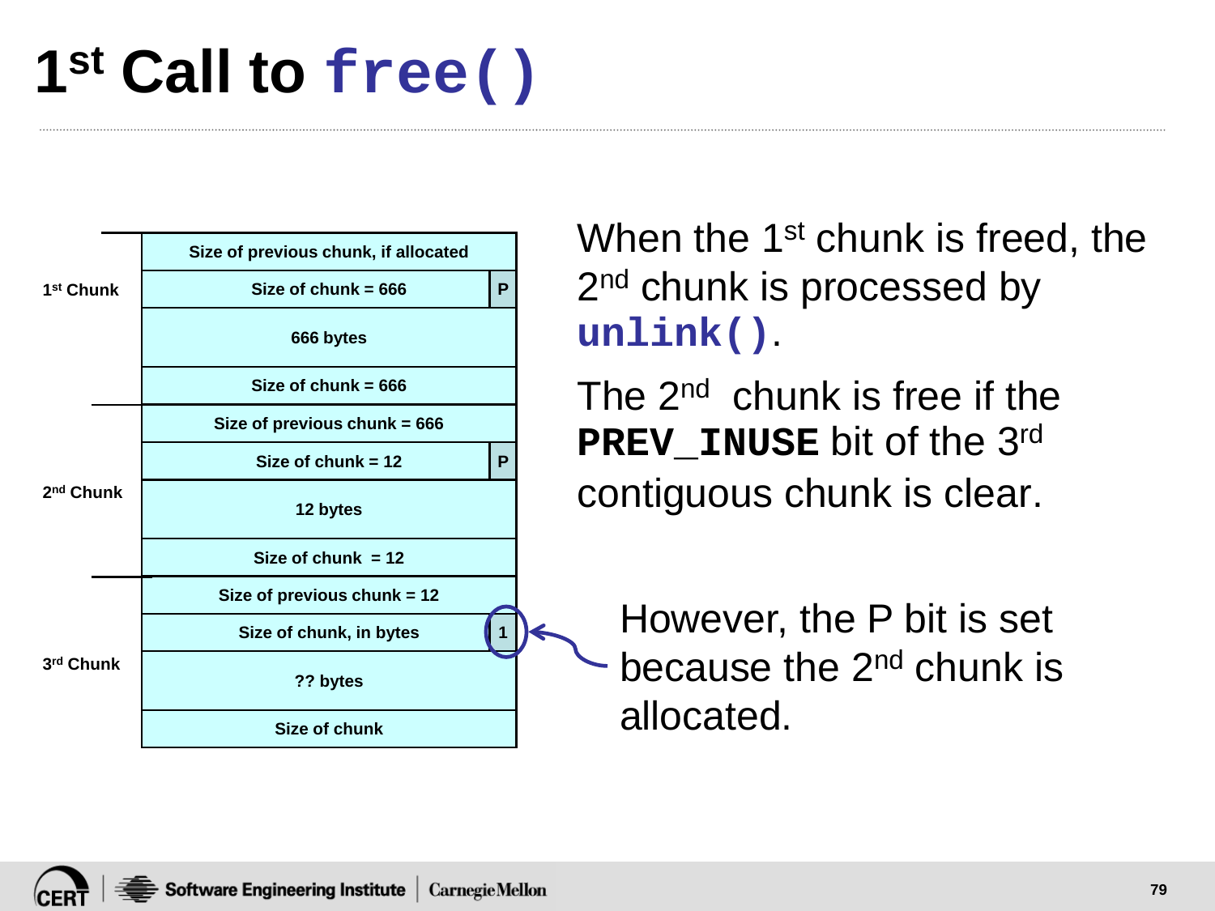# 1st Call to `free()`

| | |
|---|---|
| 1st Chunk | Size of previous chunk, if allocated |
| | Size of chunk = 666 (P) |
| | 666 bytes |
| | Size of chunk = 666 |
| 2nd Chunk | Size of previous chunk = 666 |
| | Size of chunk = 12 (P) |
| | 12 bytes |
| | Size of chunk = 12 |
| 3rd Chunk | Size of previous chunk = 12 |
| | Size of chunk, in bytes (1) |
| | ?? bytes |
| | Size of chunk |

When the 1st chunk is freed, the 2nd chunk is processed by **`unlink()`**.

The 2nd chunk is free if the **`PREV_INUSE`** bit of the 3rd contiguous chunk is clear.

However, the P bit is set because the 2nd chunk is allocated.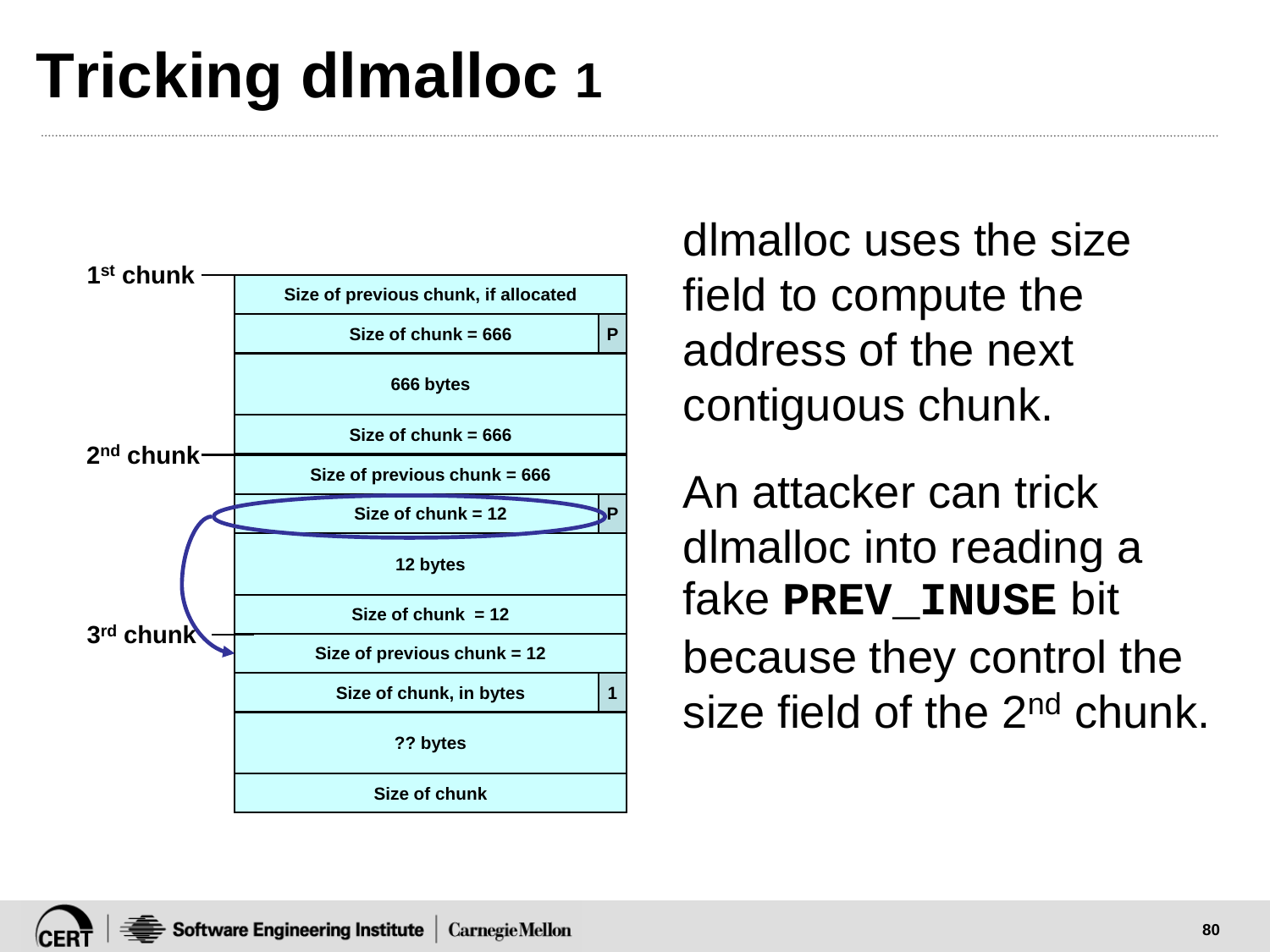# Tricking dlmalloc 1

| 1st chunk | |
|---|---|
| Size of previous chunk, if allocated | |
| Size of chunk = 666 | P |
| 666 bytes | |
| Size of chunk = 666 | |

| 2nd chunk | |
|---|---|
| Size of previous chunk = 666 | |
| Size of chunk = 12 | P |
| 12 bytes | |
| Size of chunk = 12 | |

| 3rd chunk | |
|---|---|
| Size of previous chunk = 12 | |
| Size of chunk, in bytes | 1 |
| ?? bytes | |
| Size of chunk | |

dlmalloc uses the size field to compute the address of the next contiguous chunk.

An attacker can trick dlmalloc into reading a fake **PREV_INUSE** bit because they control the size field of the 2nd chunk.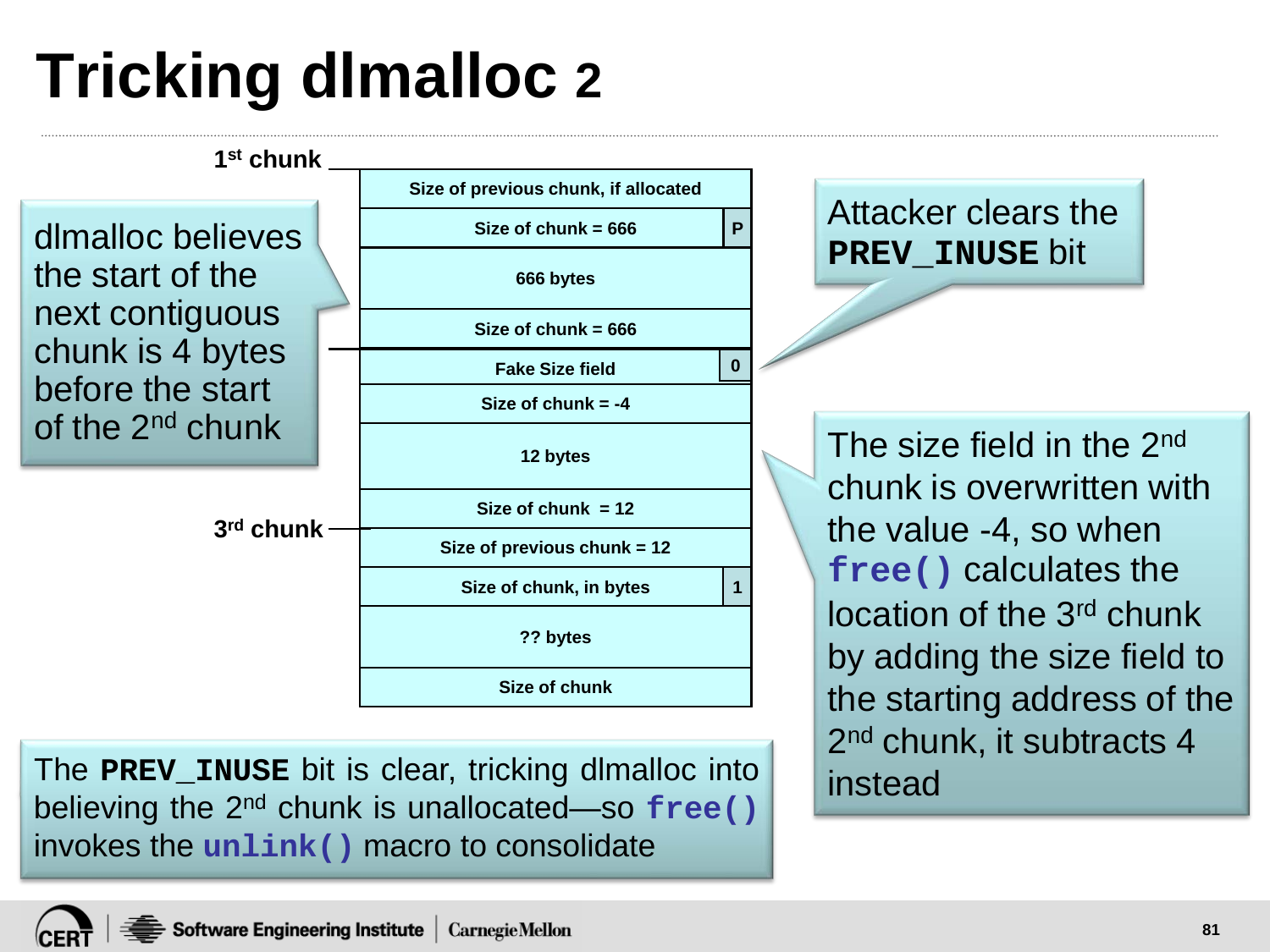# Tricking dlmalloc 2

1st chunk

| Size of previous chunk, if allocated | |
|---|---|
| Size of chunk = 666 | P |
| 666 bytes | |
| Size of chunk = 666 | |
| Fake Size field | 0 |
| Size of chunk = -4 | |
| 12 bytes | |
| Size of chunk = 12 | |
| Size of previous chunk = 12 | |
| Size of chunk, in bytes | 1 |
| ?? bytes | |
| Size of chunk | |

3rd chunk

dlmalloc believes the start of the next contiguous chunk is 4 bytes before the start of the 2nd chunk

Attacker clears the **PREV_INUSE** bit

The size field in the 2nd chunk is overwritten with the value -4, so when `free()` calculates the location of the 3rd chunk by adding the size field to the starting address of the 2nd chunk, it subtracts 4 instead

The **PREV_INUSE** bit is clear, tricking dlmalloc into believing the 2nd chunk is unallocated—so `free()` invokes the `unlink()` macro to consolidate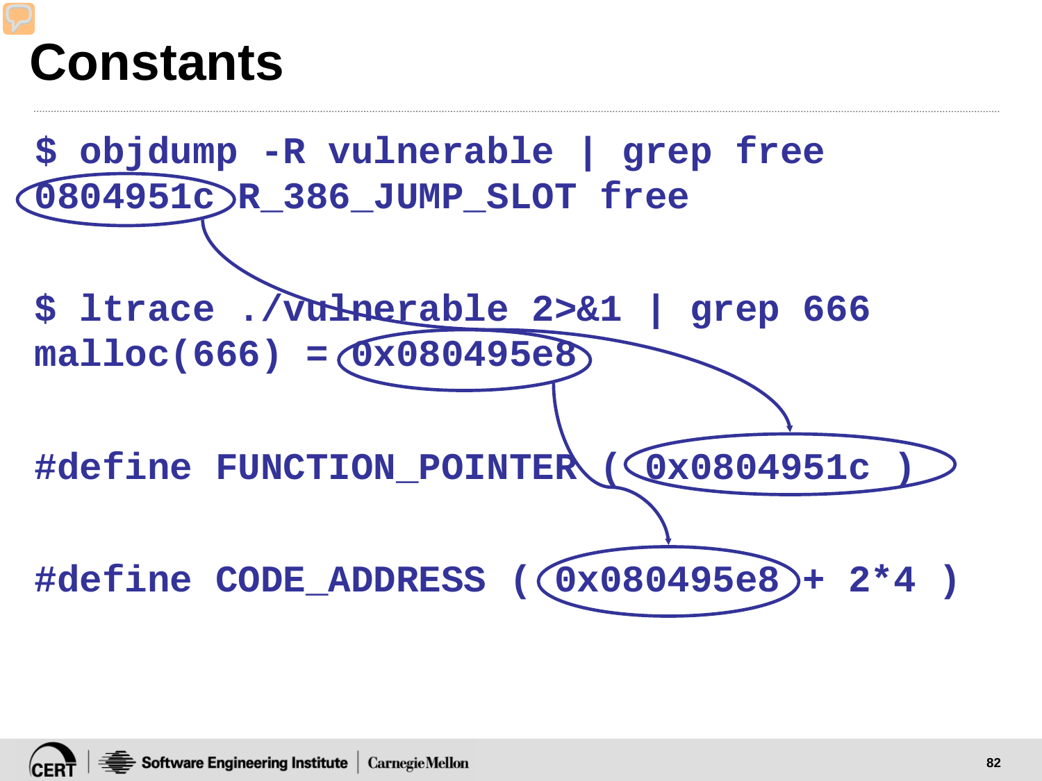# Constants

```
$ objdump -R vulnerable | grep free
0804951c R_386_JUMP_SLOT free

$ ltrace ./vulnerable 2>&1 | grep 666
malloc(666) = 0x080495e8

#define FUNCTION_POINTER ( 0x0804951c )

#define CODE_ADDRESS ( 0x080495e8 + 2*4 )
```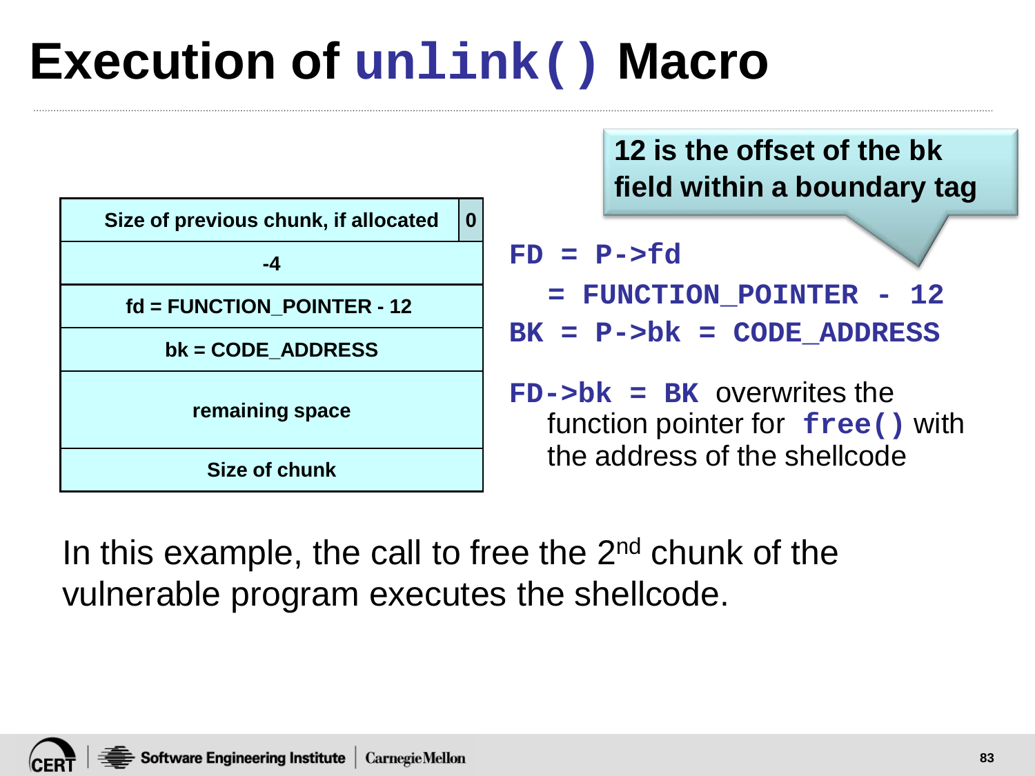# Execution of `unlink()` Macro

| Size of previous chunk, if allocated | 0 |
| --- | --- |
| -4 | |
| fd = FUNCTION_POINTER - 12 | |
| bk = CODE_ADDRESS | |
| remaining space | |
| Size of chunk | |

12 is the offset of the bk field within a boundary tag

```
FD = P->fd
   = FUNCTION_POINTER - 12
BK = P->bk = CODE_ADDRESS
```

`FD->bk = BK` overwrites the function pointer for `free()` with the address of the shellcode

In this example, the call to free the 2nd chunk of the vulnerable program executes the shellcode.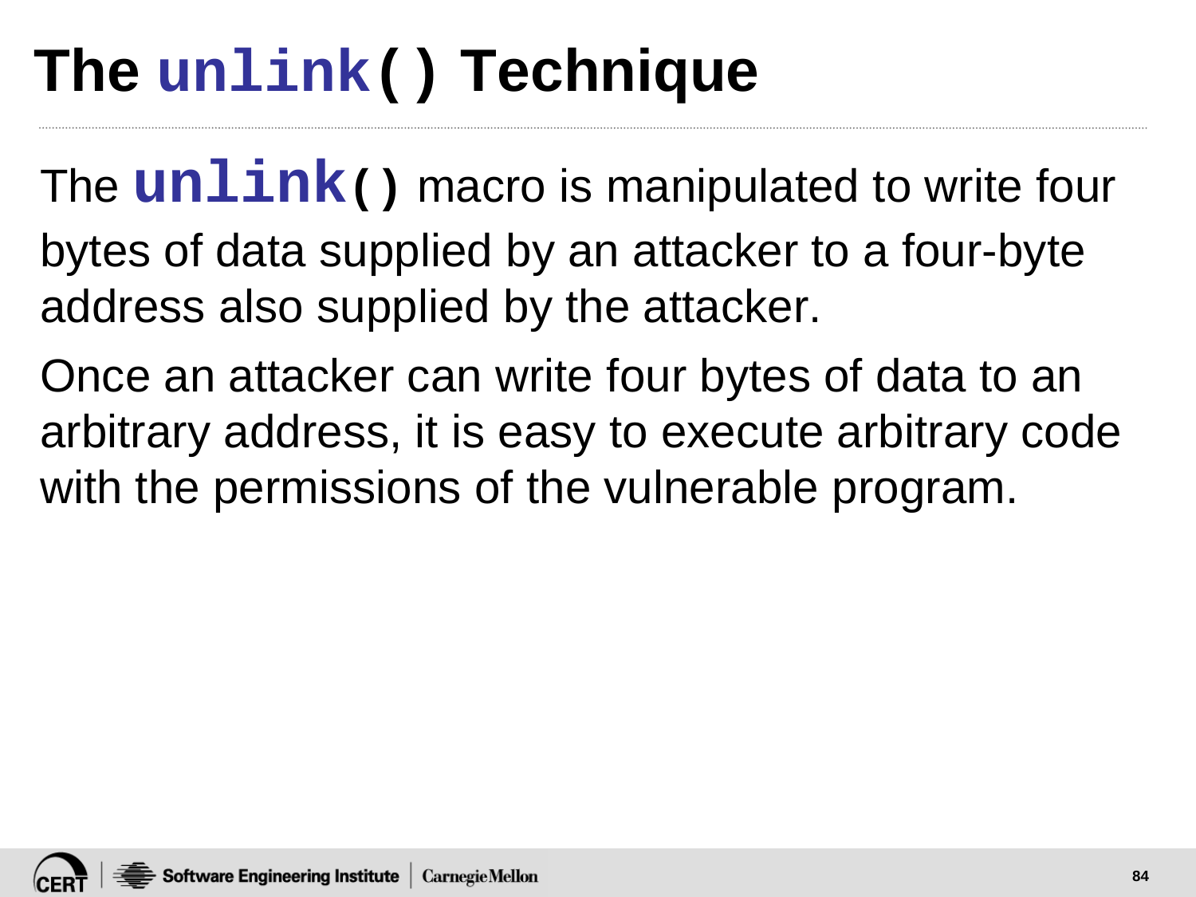# The `unlink()` Technique

The `unlink()` macro is manipulated to write four bytes of data supplied by an attacker to a four-byte address also supplied by the attacker.

Once an attacker can write four bytes of data to an arbitrary address, it is easy to execute arbitrary code with the permissions of the vulnerable program.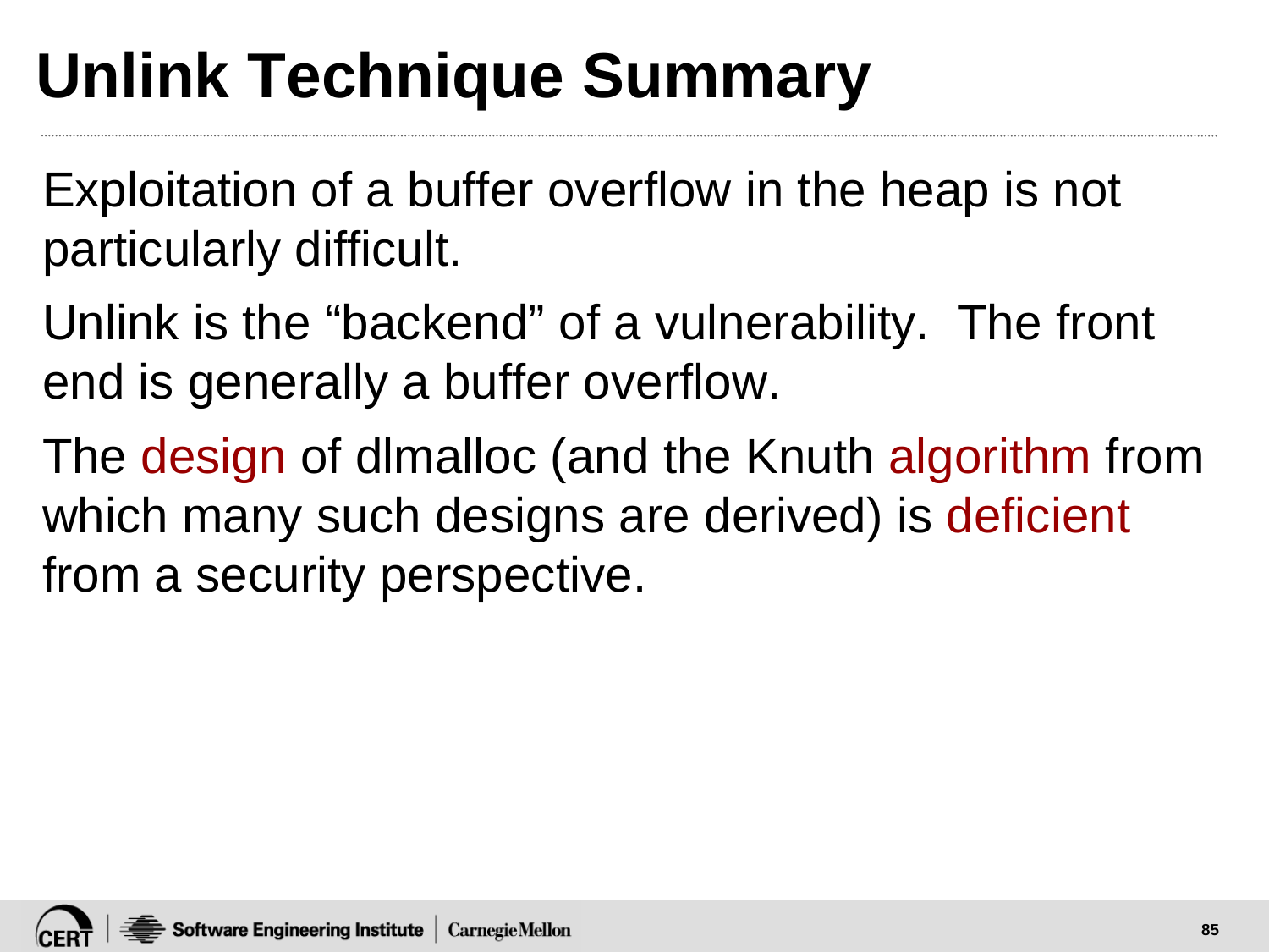# Unlink Technique Summary

Exploitation of a buffer overflow in the heap is not particularly difficult.

Unlink is the "backend" of a vulnerability. The front end is generally a buffer overflow.

The design of dlmalloc (and the Knuth algorithm from which many such designs are derived) is deficient from a security perspective.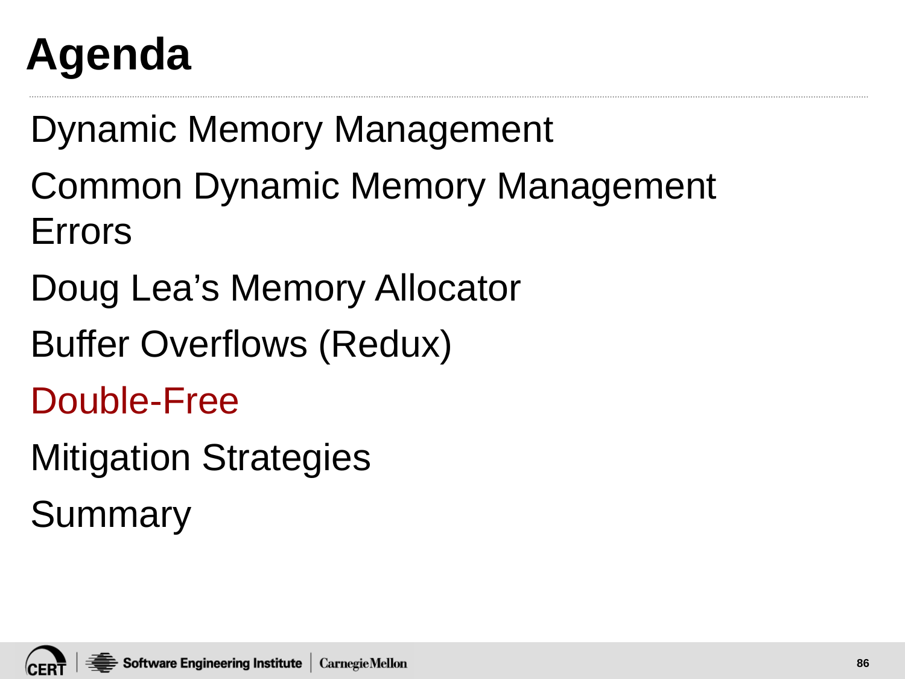# Agenda

Dynamic Memory Management

Common Dynamic Memory Management Errors

Doug Lea's Memory Allocator

Buffer Overflows (Redux)

Double-Free

Mitigation Strategies

Summary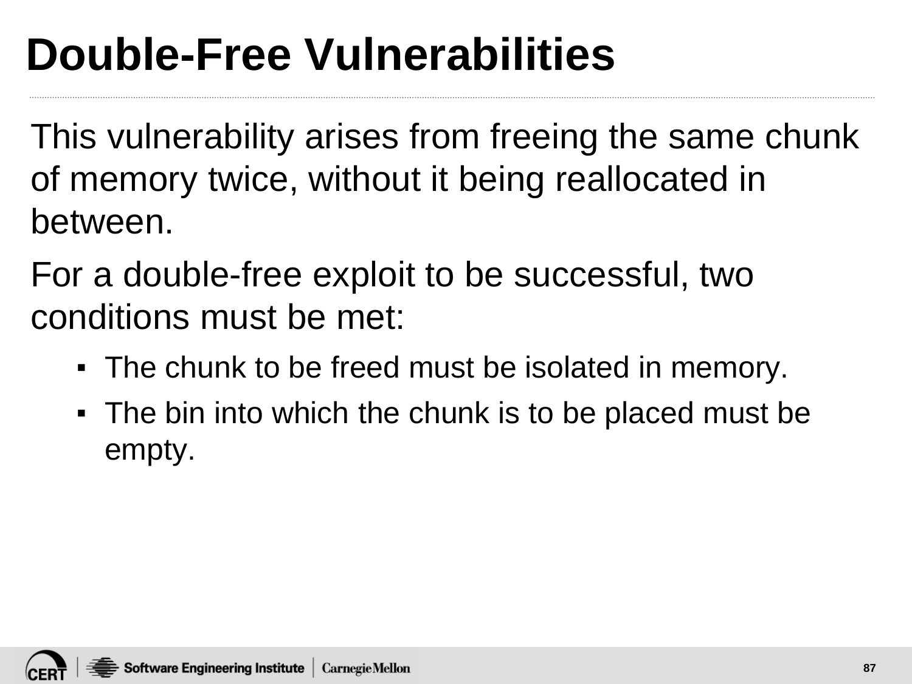# Double-Free Vulnerabilities

This vulnerability arises from freeing the same chunk of memory twice, without it being reallocated in between.

For a double-free exploit to be successful, two conditions must be met:

- The chunk to be freed must be isolated in memory.
- The bin into which the chunk is to be placed must be empty.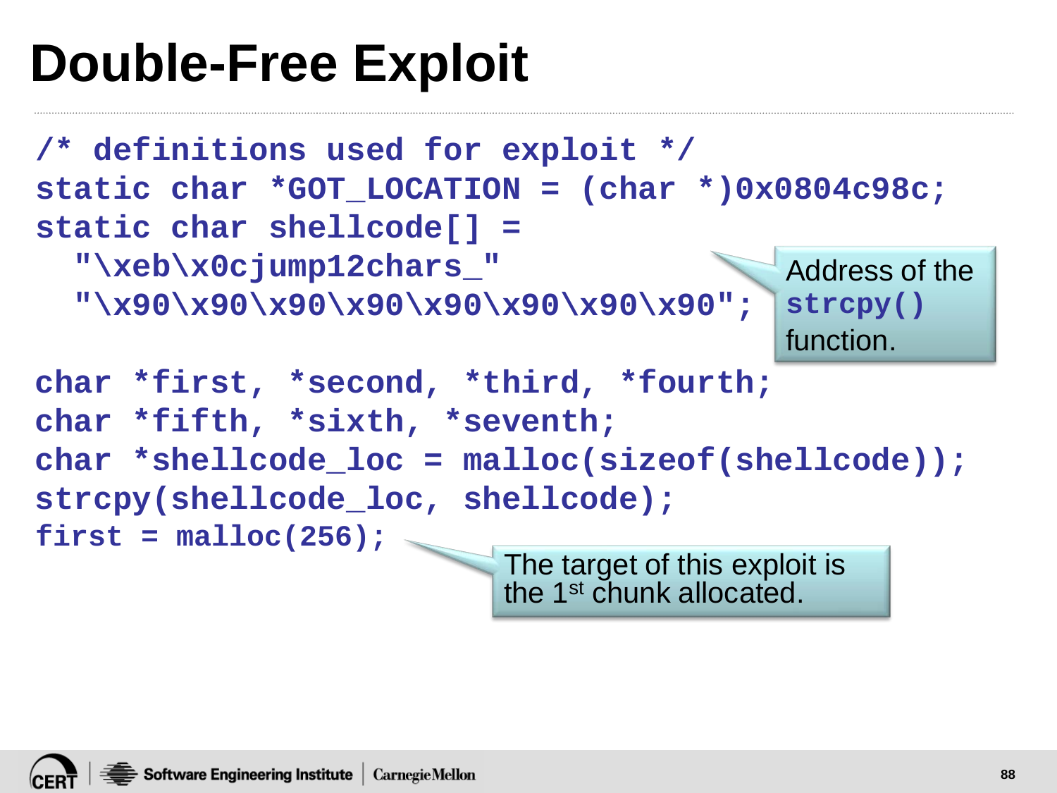# Double-Free Exploit

```
/* definitions used for exploit */
static char *GOT_LOCATION = (char *)0x0804c98c;
static char shellcode[] =
  "\xeb\x0cjump12chars_"
  "\x90\x90\x90\x90\x90\x90\x90\x90";

char *first, *second, *third, *fourth;
char *fifth, *sixth, *seventh;
char *shellcode_loc = malloc(sizeof(shellcode));
strcpy(shellcode_loc, shellcode);
first = malloc(256);
```

Address of the `strcpy()` function.

The target of this exploit is the 1st chunk allocated.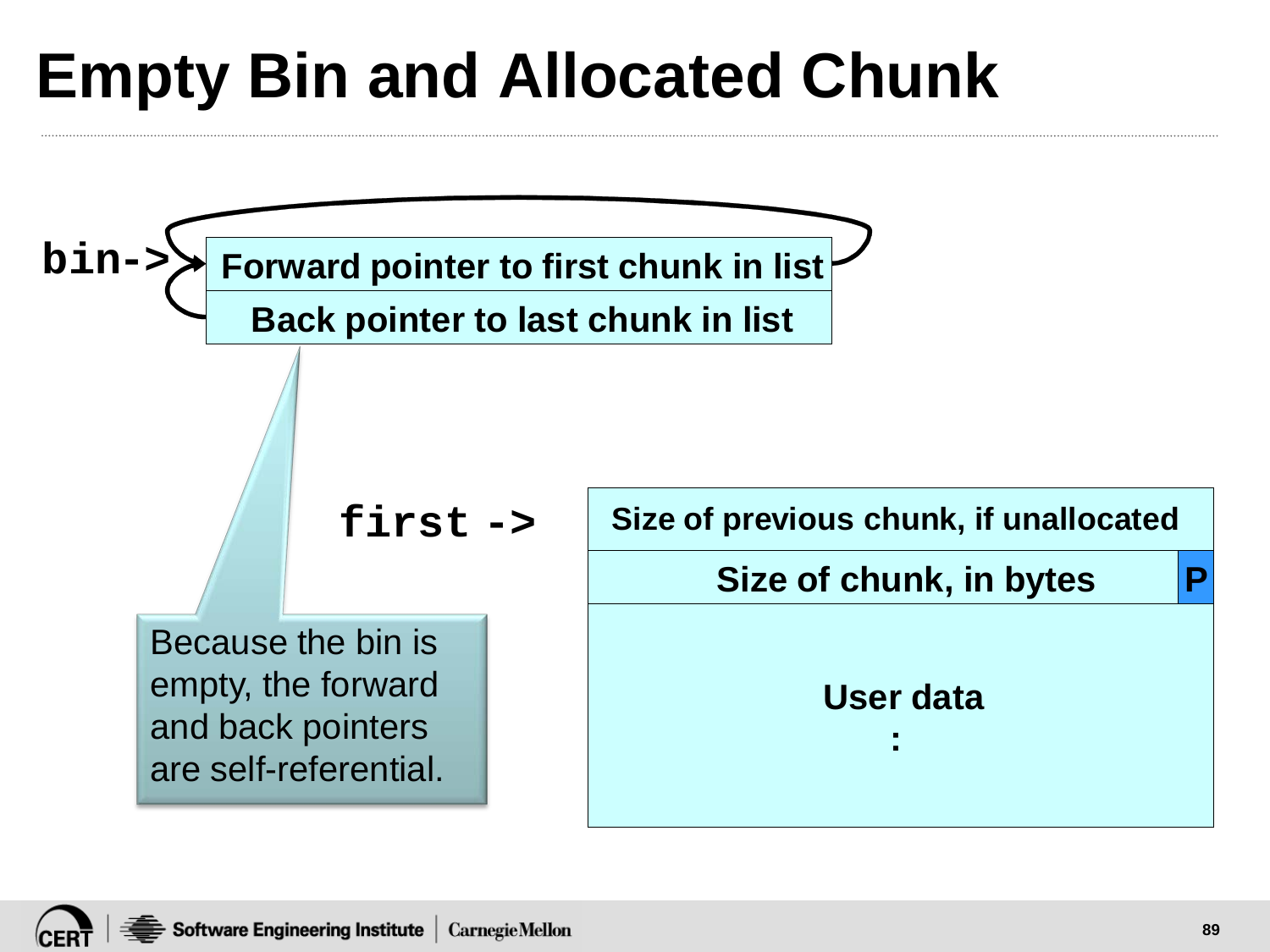# Empty Bin and Allocated Chunk

bin->

| Forward pointer to first chunk in list |
|---|
| Back pointer to last chunk in list |

Because the bin is empty, the forward and back pointers are self-referential.

first ->

| Size of previous chunk, if unallocated | |
|---|---|
| Size of chunk, in bytes | P |
| User data<br>: | |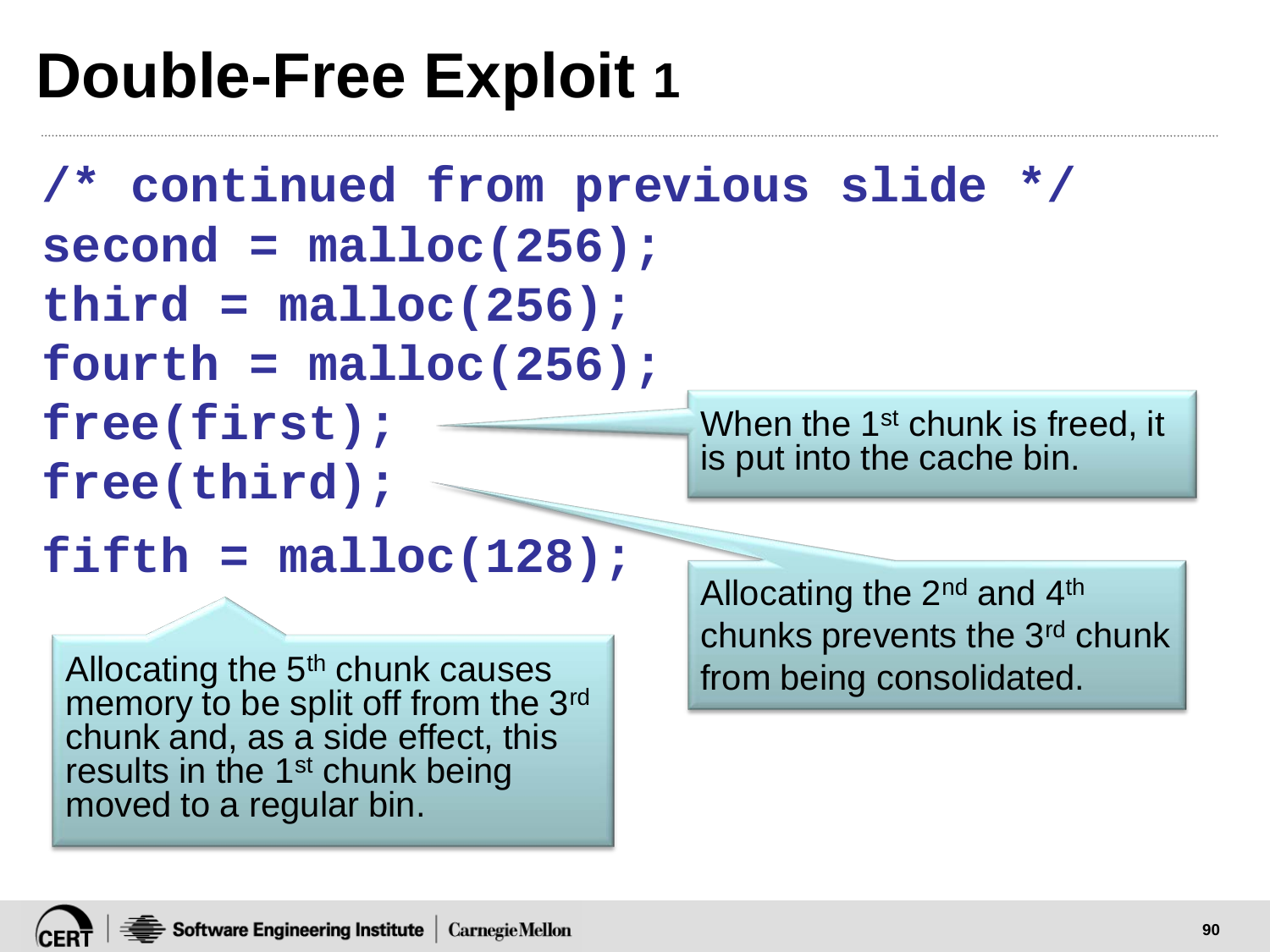# Double-Free Exploit 1

```
/* continued from previous slide */
second = malloc(256);
third = malloc(256);
fourth = malloc(256);
free(first);
free(third);
fifth = malloc(128);
```

When the 1st chunk is freed, it is put into the cache bin.

Allocating the 2nd and 4th chunks prevents the 3rd chunk from being consolidated.

Allocating the 5th chunk causes memory to be split off from the 3rd chunk and, as a side effect, this results in the 1st chunk being moved to a regular bin.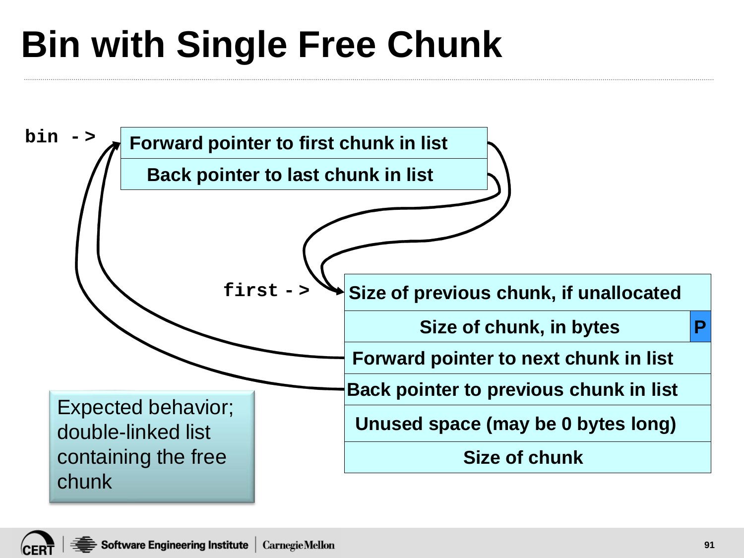# Bin with Single Free Chunk

bin ->

| Forward pointer to first chunk in list |
| --- |
| Back pointer to last chunk in list |

first ->

| Size of previous chunk, if unallocated | |
| --- | --- |
| Size of chunk, in bytes | P |
| Forward pointer to next chunk in list | |
| Back pointer to previous chunk in list | |
| Unused space (may be 0 bytes long) | |
| Size of chunk | |

Expected behavior; double-linked list containing the free chunk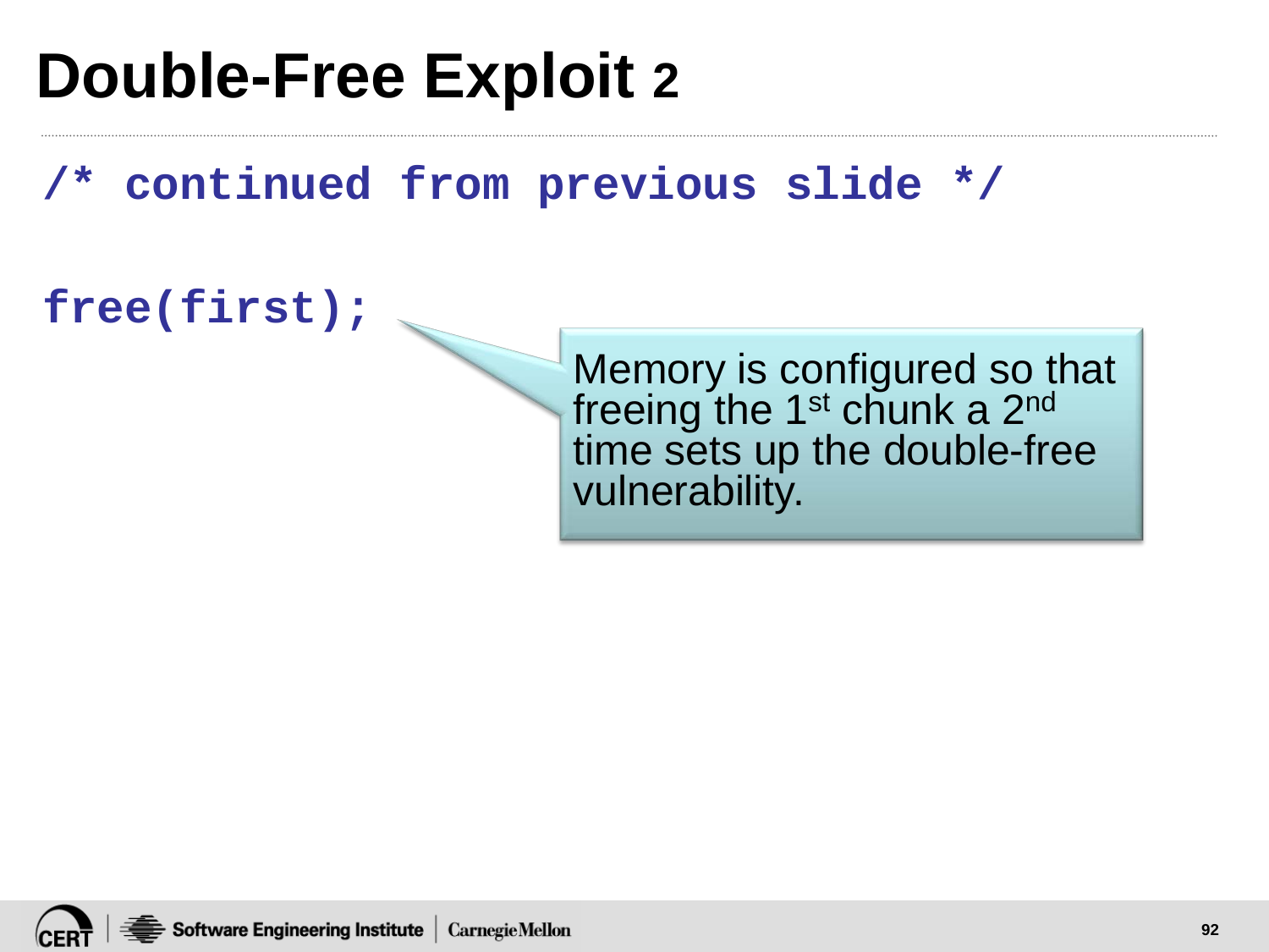# Double-Free Exploit 2

```
/* continued from previous slide */

free(first);
```

Memory is configured so that freeing the 1st chunk a 2nd time sets up the double-free vulnerability.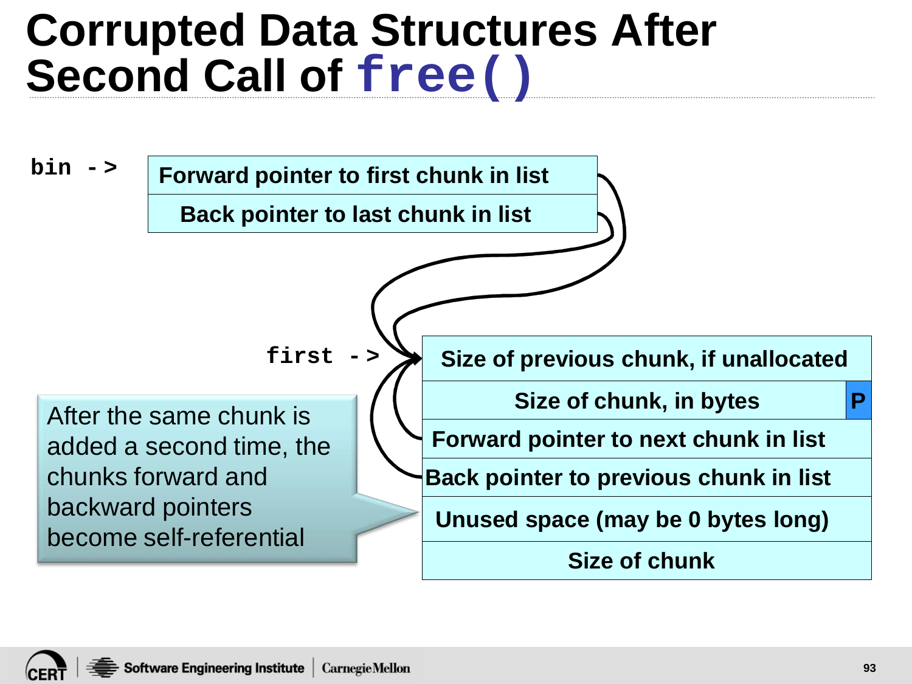# Corrupted Data Structures After Second Call of `free()`

**bin ->**

| Forward pointer to first chunk in list |
|---|
| Back pointer to last chunk in list |

**first ->**

| Size of previous chunk, if unallocated | |
|---|---|
| Size of chunk, in bytes | P |
| Forward pointer to next chunk in list | |
| Back pointer to previous chunk in list | |
| Unused space (may be 0 bytes long) | |
| Size of chunk | |

After the same chunk is added a second time, the chunks forward and backward pointers become self-referential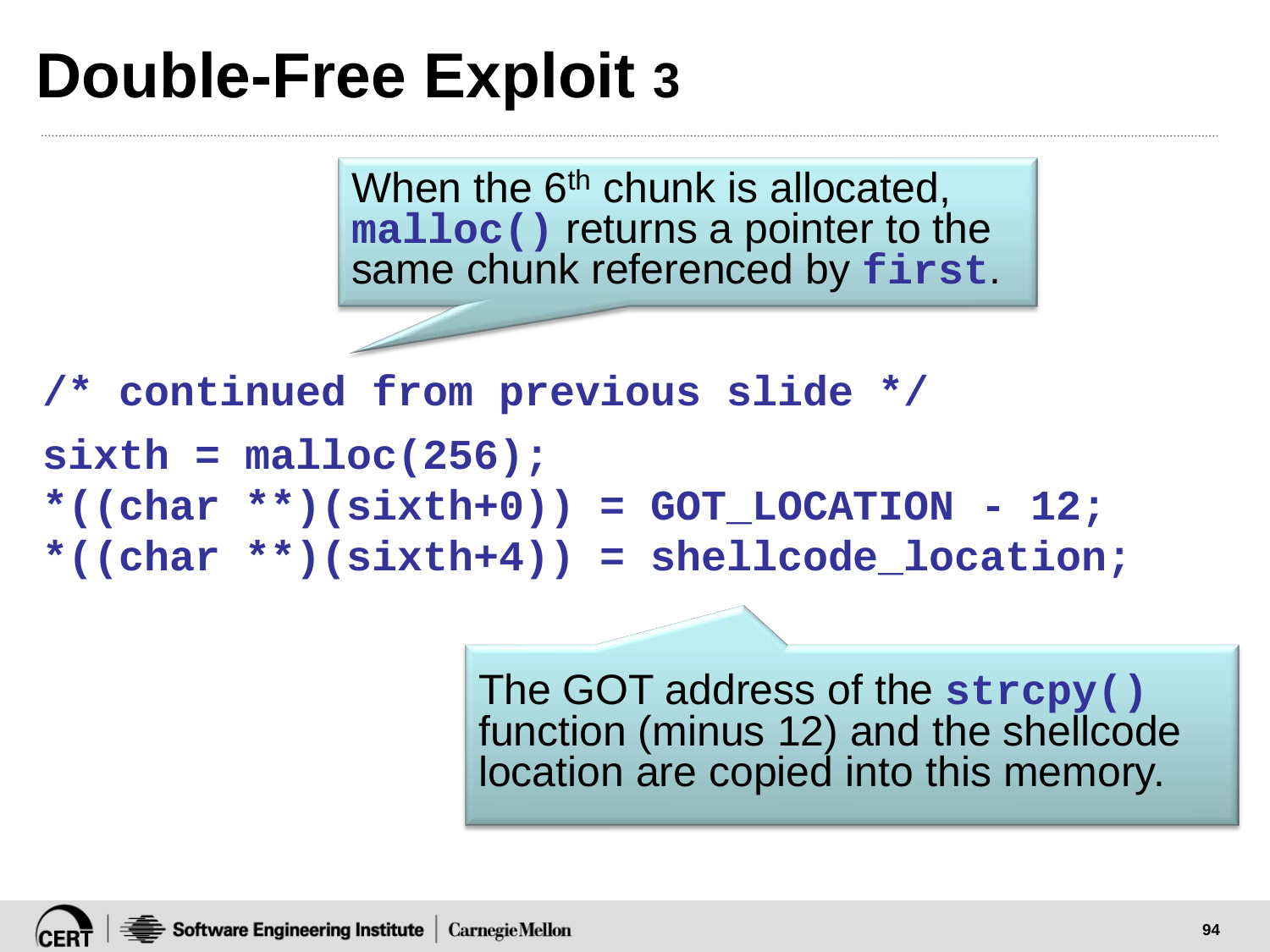# Double-Free Exploit 3

When the 6[th] chunk is allocated, **malloc()** returns a pointer to the same chunk referenced by **first**.

```
/* continued from previous slide */
sixth = malloc(256);
*((char **)(sixth+0)) = GOT_LOCATION - 12;
*((char **)(sixth+4)) = shellcode_location;
```

The GOT address of the **strcpy()** function (minus 12) and the shellcode location are copied into this memory.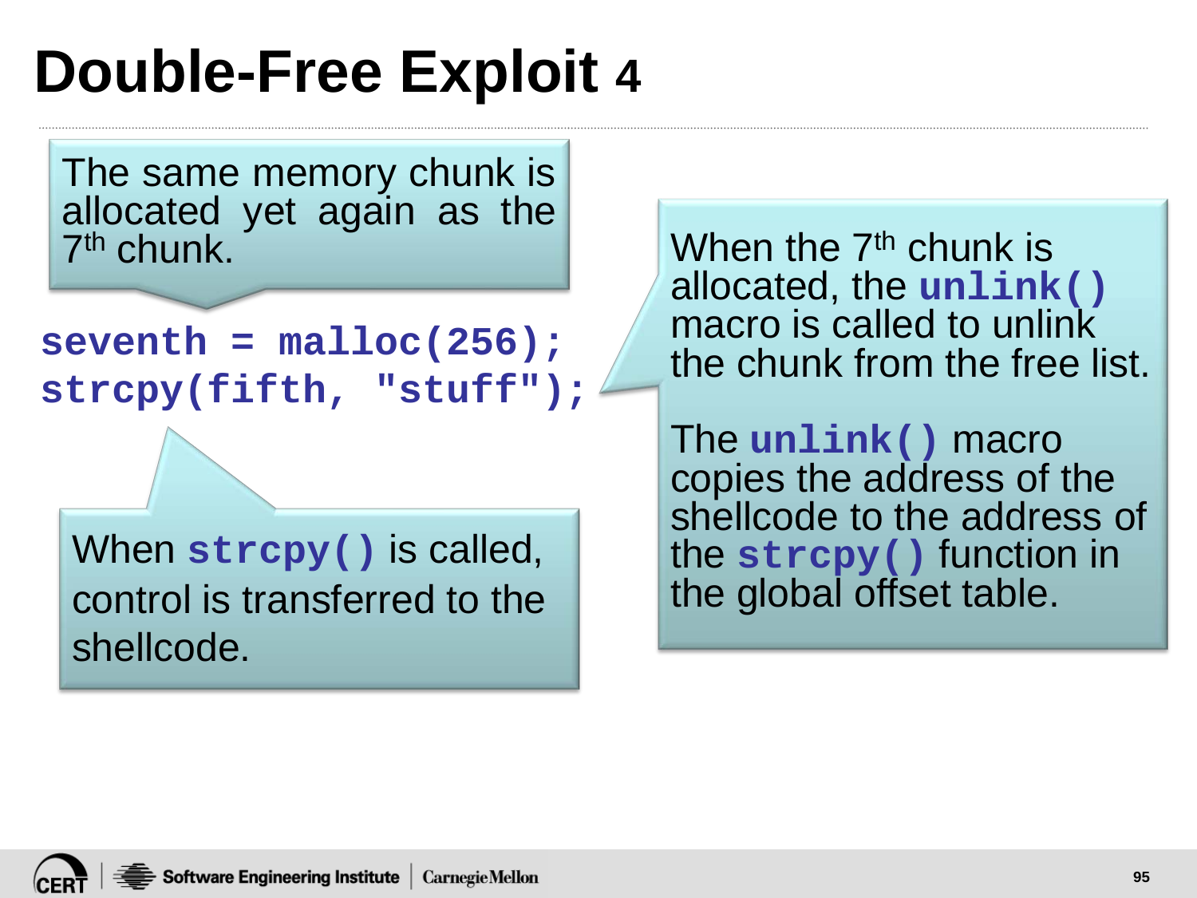# Double-Free Exploit 4

The same memory chunk is allocated yet again as the 7th chunk.

```
seventh = malloc(256);
strcpy(fifth, "stuff");
```

When `strcpy()` is called, control is transferred to the shellcode.

When the 7th chunk is allocated, the `unlink()` macro is called to unlink the chunk from the free list.

The `unlink()` macro copies the address of the shellcode to the address of the `strcpy()` function in the global offset table.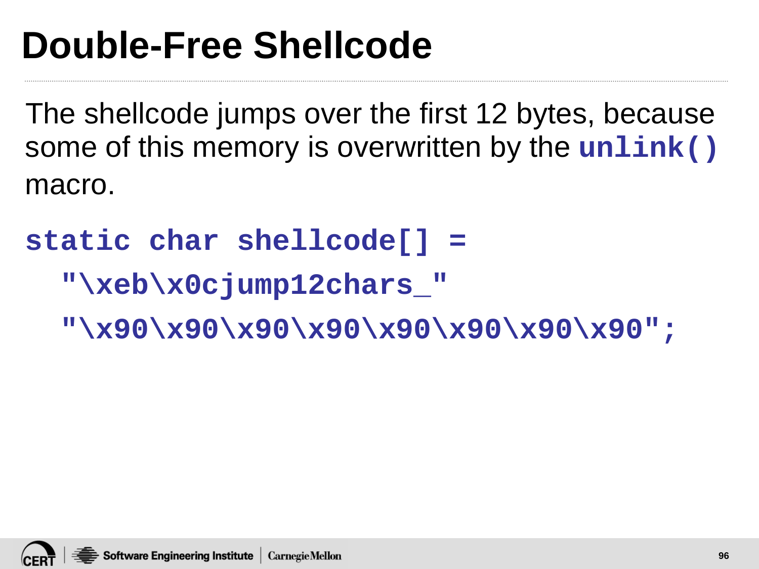# Double-Free Shellcode

The shellcode jumps over the first 12 bytes, because some of this memory is overwritten by the `unlink()` macro.

```
static char shellcode[] =
  "\xeb\x0cjump12chars_"
  "\x90\x90\x90\x90\x90\x90\x90\x90";
```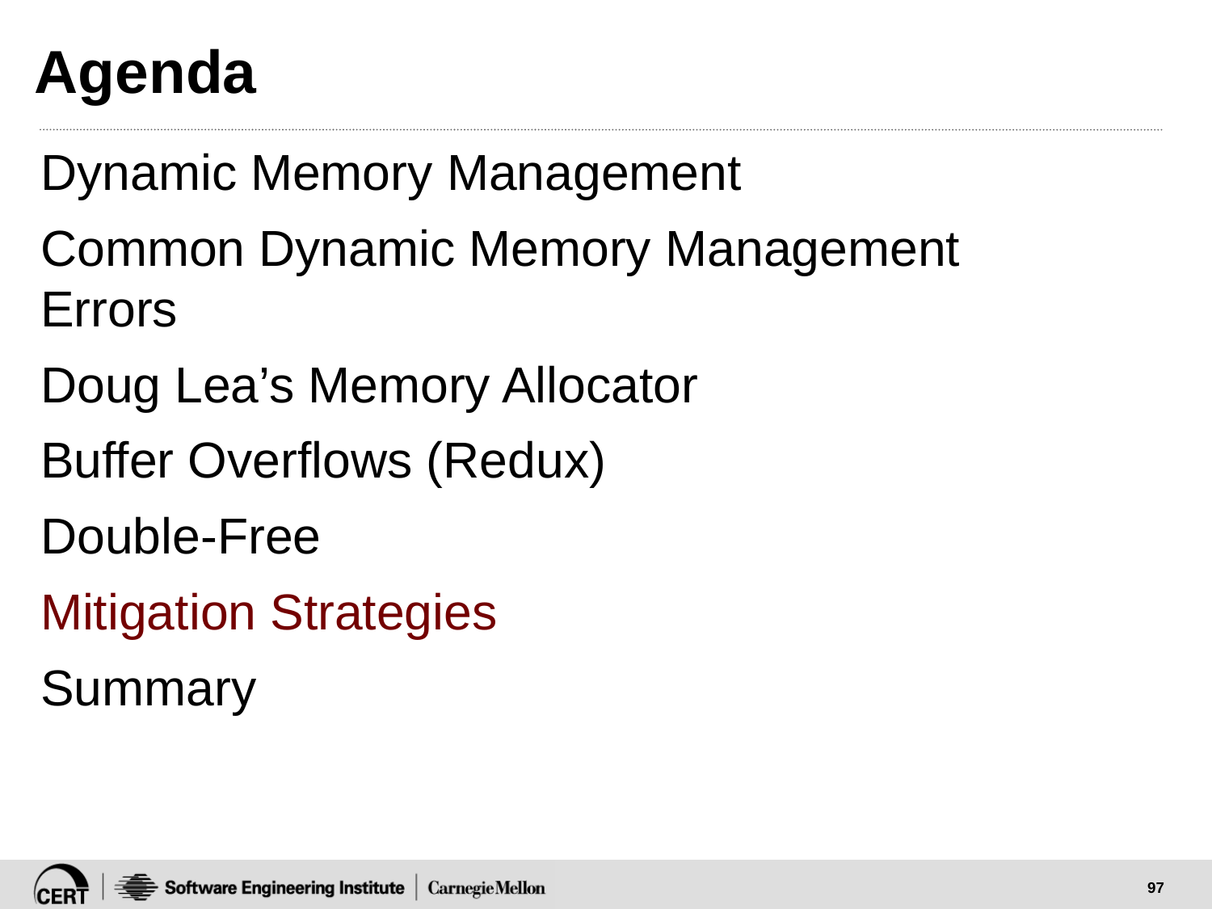# Agenda

Dynamic Memory Management

Common Dynamic Memory Management Errors

Doug Lea's Memory Allocator

Buffer Overflows (Redux)

Double-Free

Mitigation Strategies

Summary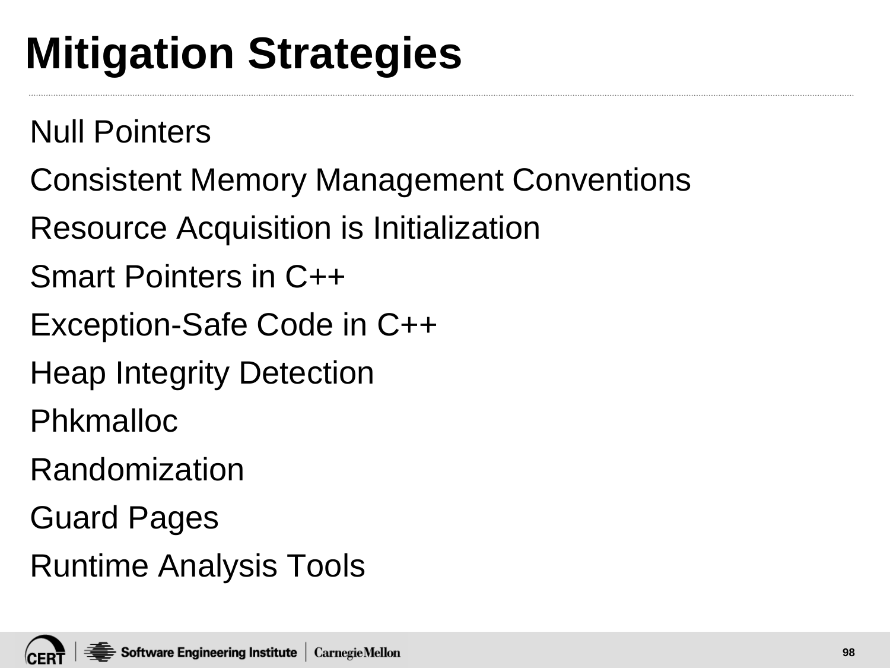# Mitigation Strategies

Null Pointers

Consistent Memory Management Conventions

Resource Acquisition is Initialization

Smart Pointers in C++

Exception-Safe Code in C++

Heap Integrity Detection

Phkmalloc

Randomization

Guard Pages

Runtime Analysis Tools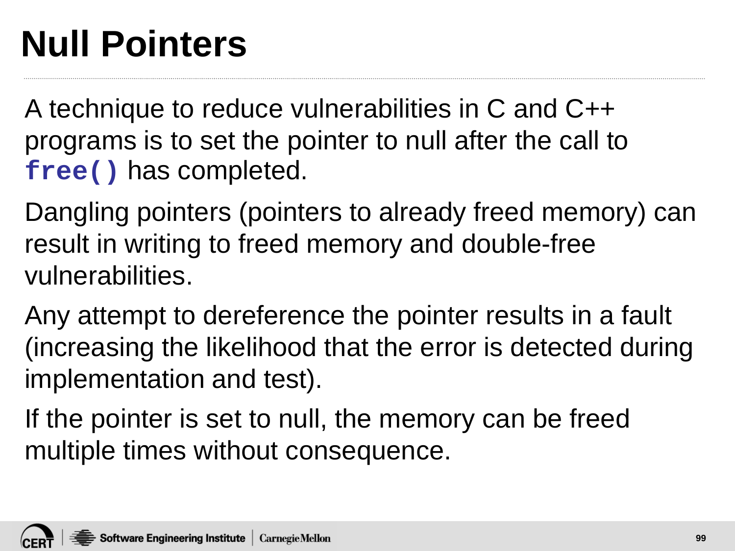# Null Pointers

A technique to reduce vulnerabilities in C and C++ programs is to set the pointer to null after the call to `free()` has completed.

Dangling pointers (pointers to already freed memory) can result in writing to freed memory and double-free vulnerabilities.

Any attempt to dereference the pointer results in a fault (increasing the likelihood that the error is detected during implementation and test).

If the pointer is set to null, the memory can be freed multiple times without consequence.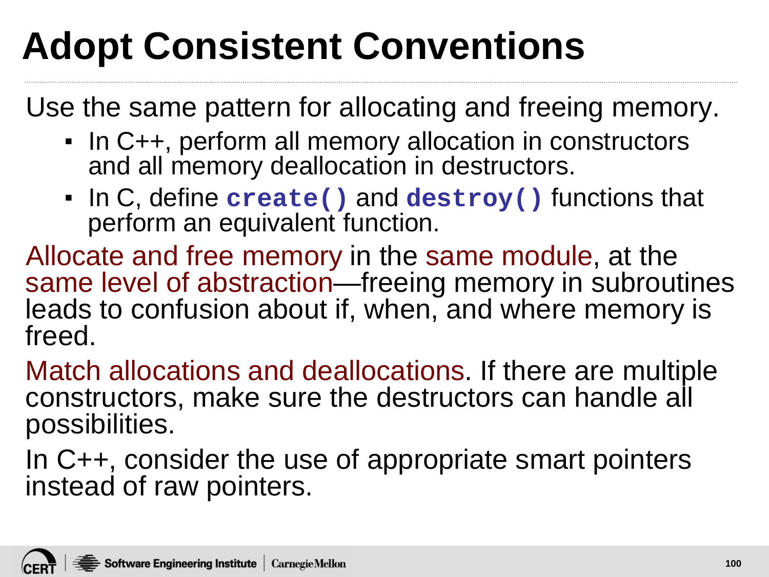# Adopt Consistent Conventions

Use the same pattern for allocating and freeing memory.

- In C++, perform all memory allocation in constructors and all memory deallocation in destructors.
- In C, define `create()` and `destroy()` functions that perform an equivalent function.

Allocate and free memory in the same module, at the same level of abstraction—freeing memory in subroutines leads to confusion about if, when, and where memory is freed.

Match allocations and deallocations. If there are multiple constructors, make sure the destructors can handle all possibilities.

In C++, consider the use of appropriate smart pointers instead of raw pointers.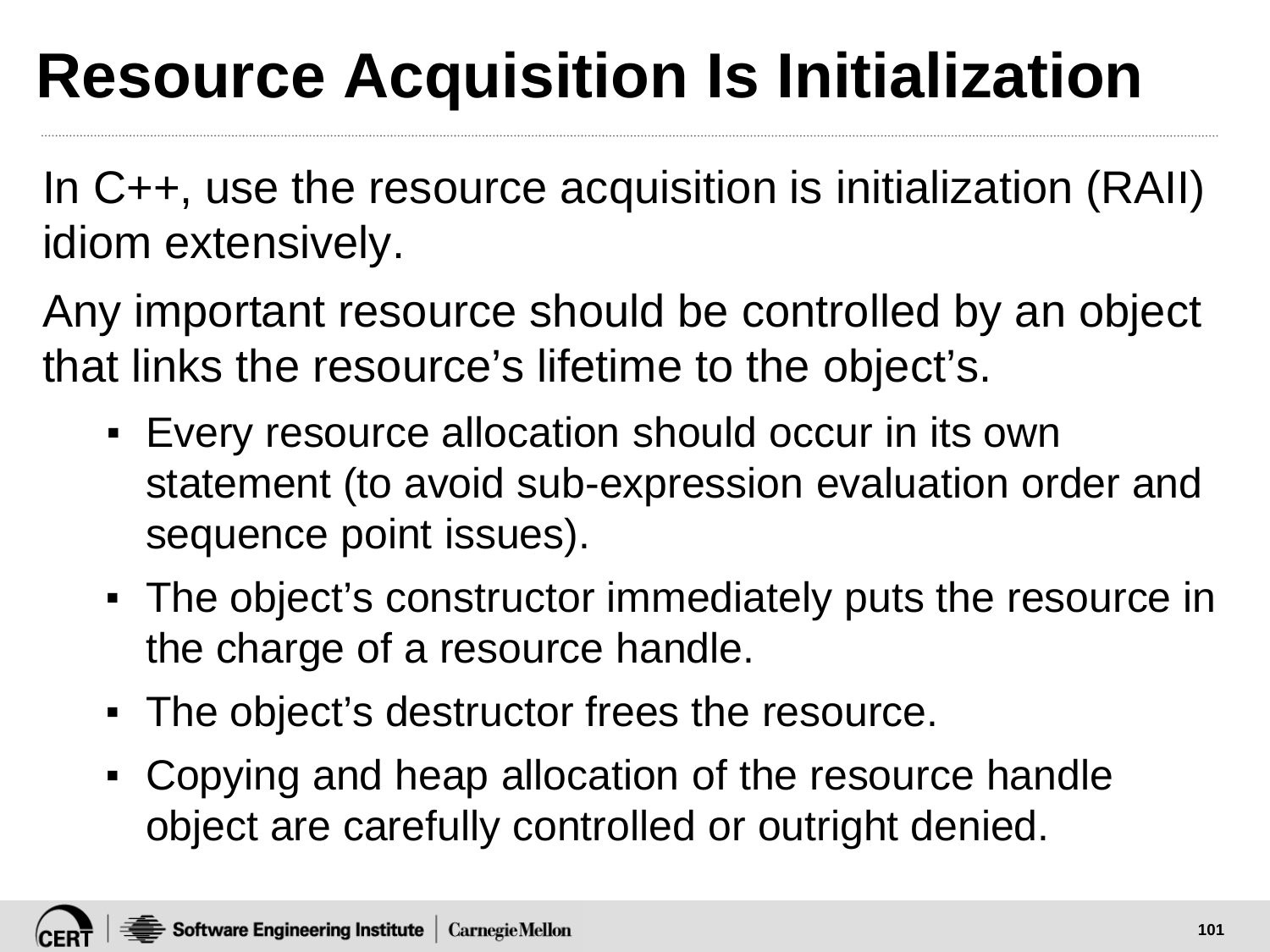# Resource Acquisition Is Initialization

In C++, use the resource acquisition is initialization (RAII) idiom extensively.

Any important resource should be controlled by an object that links the resource’s lifetime to the object’s.

- Every resource allocation should occur in its own statement (to avoid sub-expression evaluation order and sequence point issues).
- The object’s constructor immediately puts the resource in the charge of a resource handle.
- The object’s destructor frees the resource.
- Copying and heap allocation of the resource handle object are carefully controlled or outright denied.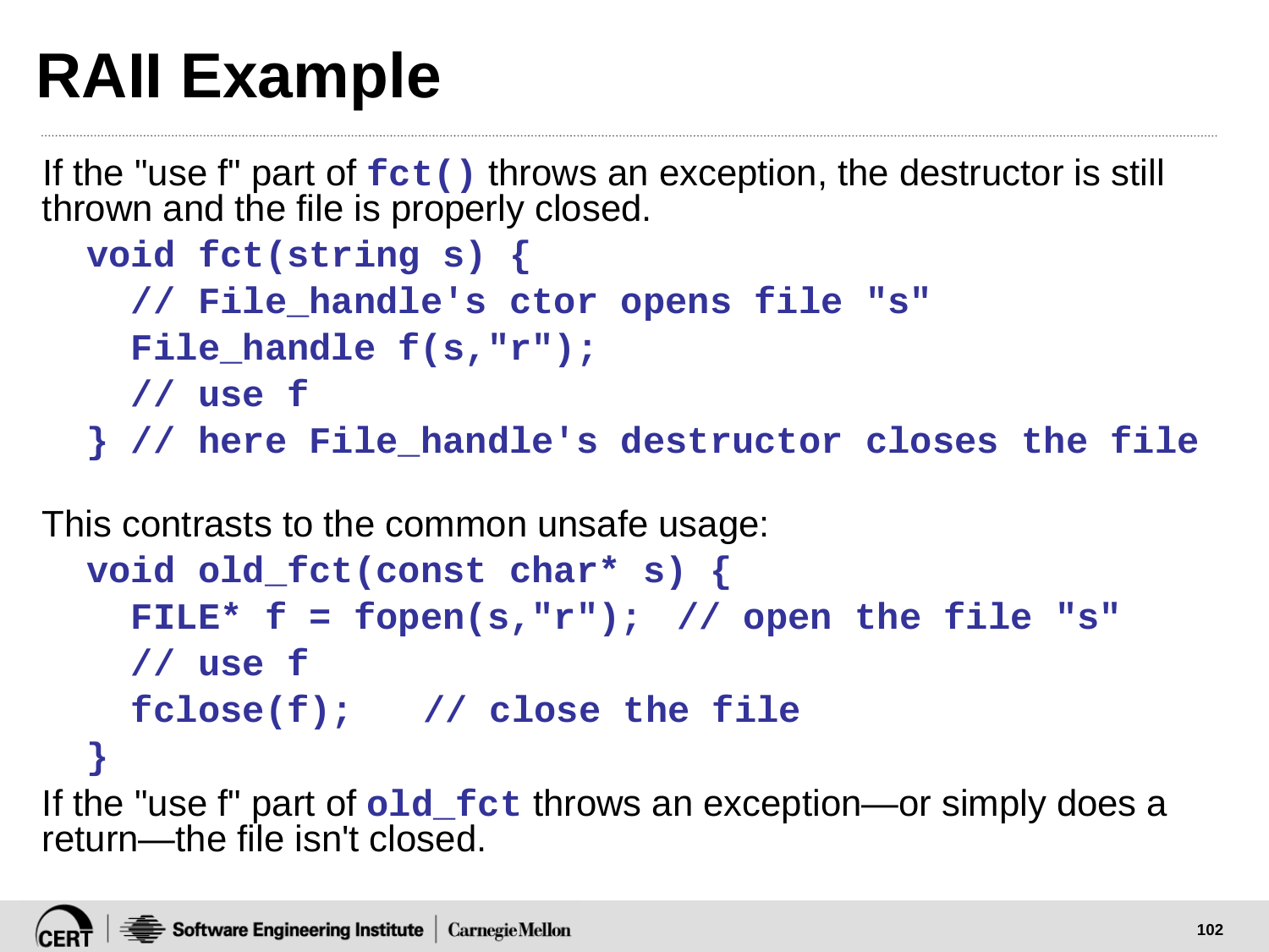# RAII Example

If the "use f" part of **`fct()`** throws an exception, the destructor is still thrown and the file is properly closed.

```
void fct(string s) {
  // File_handle's ctor opens file "s"
  File_handle f(s,"r");
  // use f
} // here File_handle's destructor closes the file
```

This contrasts to the common unsafe usage:

```
void old_fct(const char* s) {
  FILE* f = fopen(s,"r");  // open the file "s"
  // use f
  fclose(f);   // close the file
}
```

If the "use f" part of **`old_fct`** throws an exception—or simply does a return—the file isn't closed.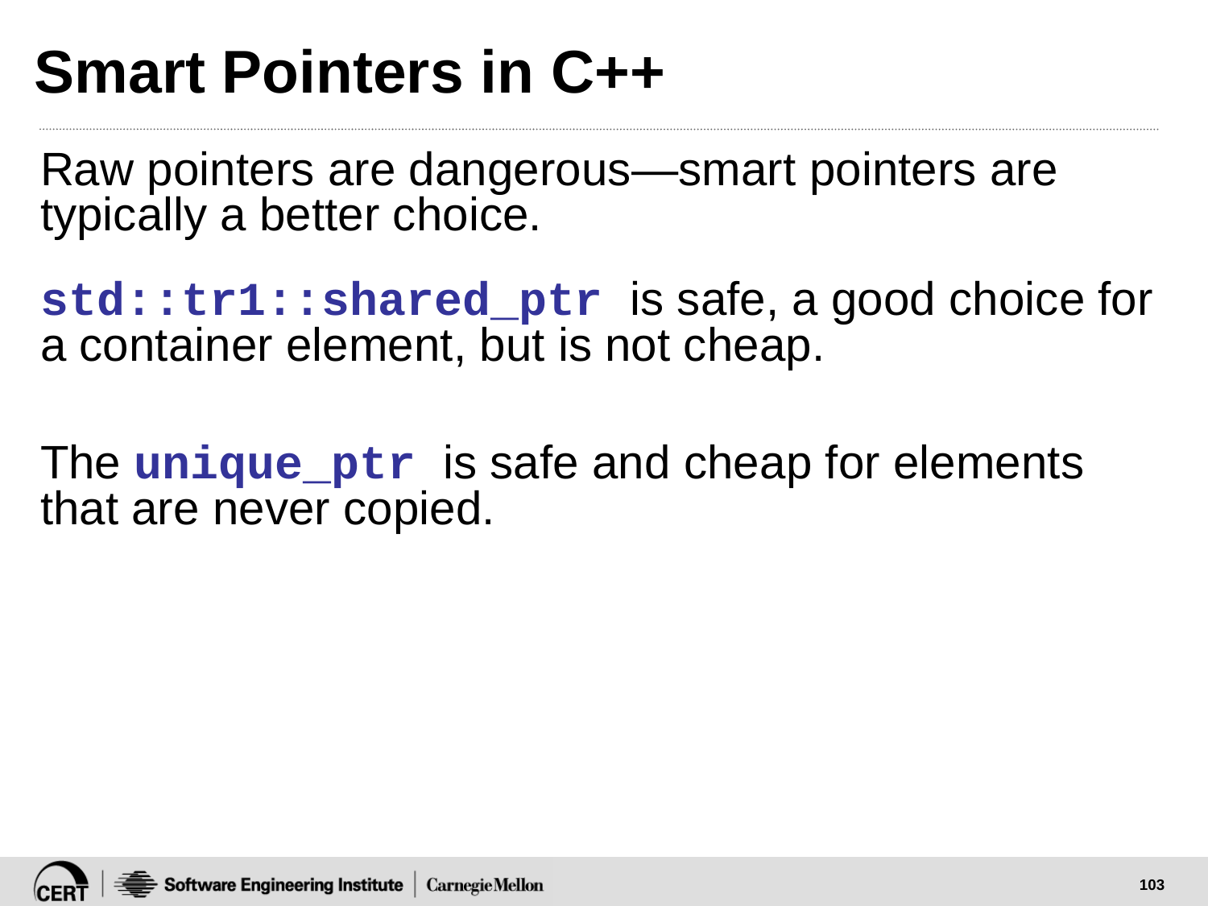# Smart Pointers in C++

Raw pointers are dangerous—smart pointers are typically a better choice.

`std::tr1::shared_ptr` is safe, a good choice for a container element, but is not cheap.

The `unique_ptr` is safe and cheap for elements that are never copied.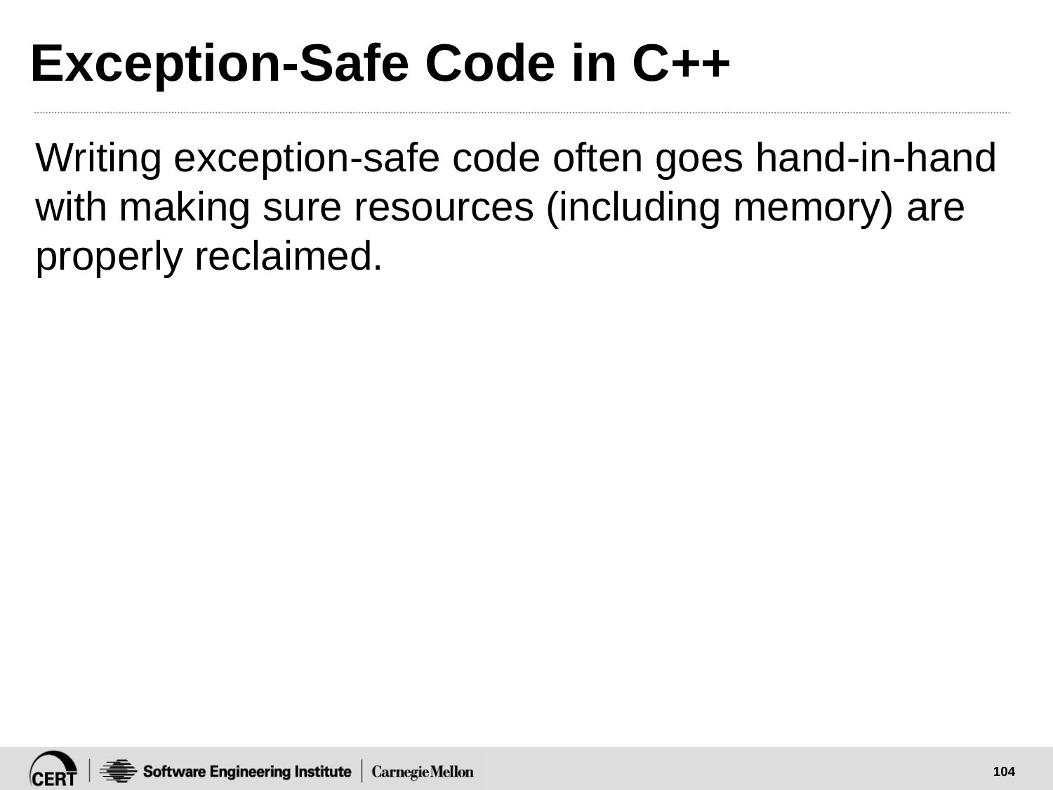# Exception-Safe Code in C++

Writing exception-safe code often goes hand-in-hand with making sure resources (including memory) are properly reclaimed.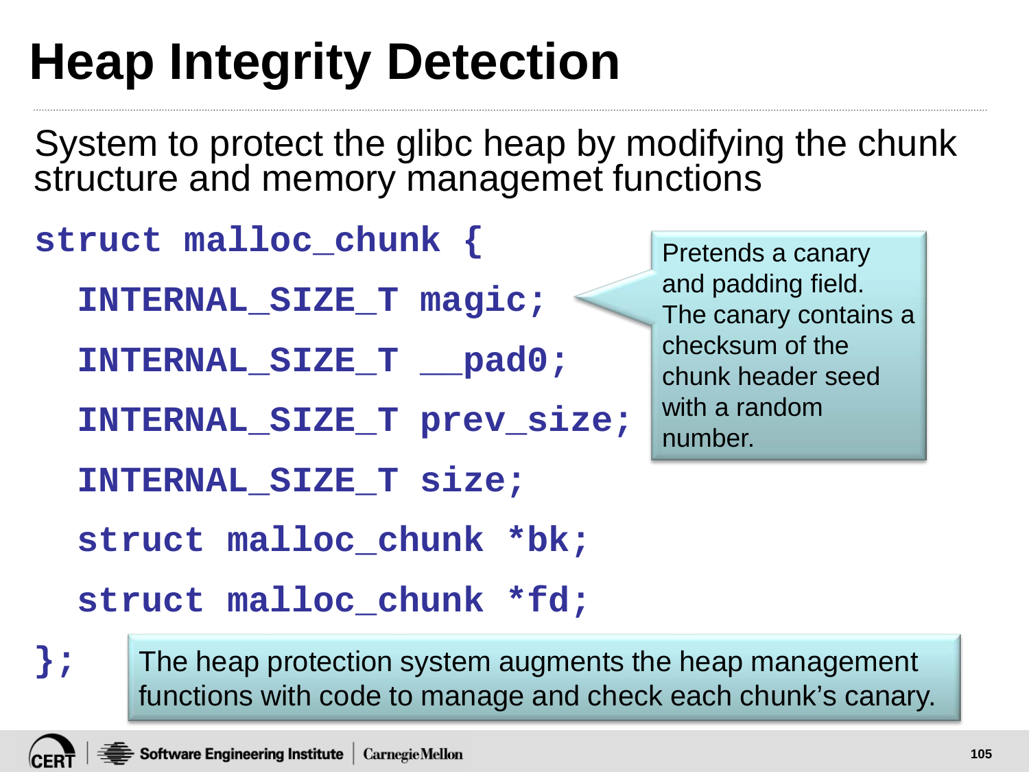# Heap Integrity Detection

System to protect the glibc heap by modifying the chunk structure and memory managemet functions

```
struct malloc_chunk {
  INTERNAL_SIZE_T magic;
  INTERNAL_SIZE_T __pad0;
  INTERNAL_SIZE_T prev_size;
  INTERNAL_SIZE_T size;
  struct malloc_chunk *bk;
  struct malloc_chunk *fd;
};
```

Pretends a canary and padding field. The canary contains a checksum of the chunk header seed with a random number.

The heap protection system augments the heap management functions with code to manage and check each chunk's canary.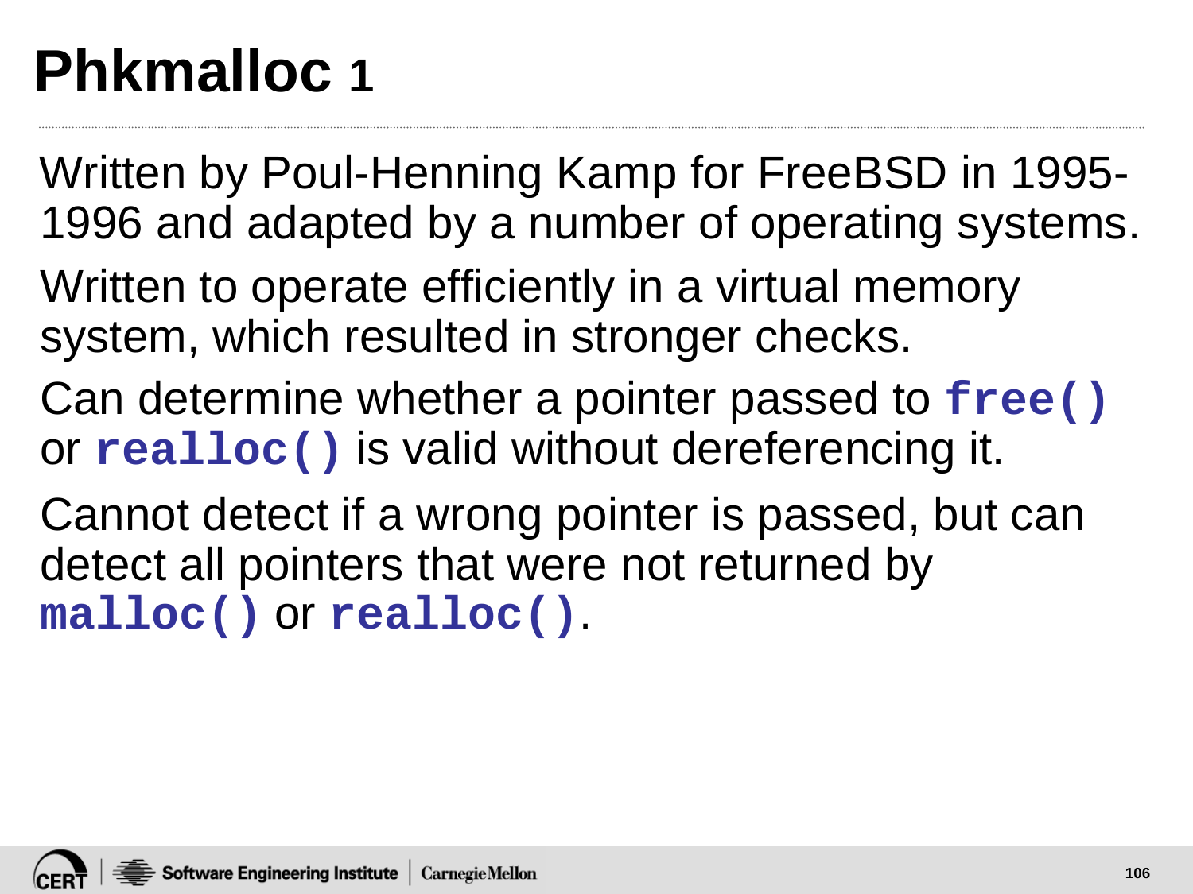# Phkmalloc 1

Written by Poul-Henning Kamp for FreeBSD in 1995-1996 and adapted by a number of operating systems.

Written to operate efficiently in a virtual memory system, which resulted in stronger checks.

Can determine whether a pointer passed to **`free()`** or **`realloc()`** is valid without dereferencing it.

Cannot detect if a wrong pointer is passed, but can detect all pointers that were not returned by **`malloc()`** or **`realloc()`**.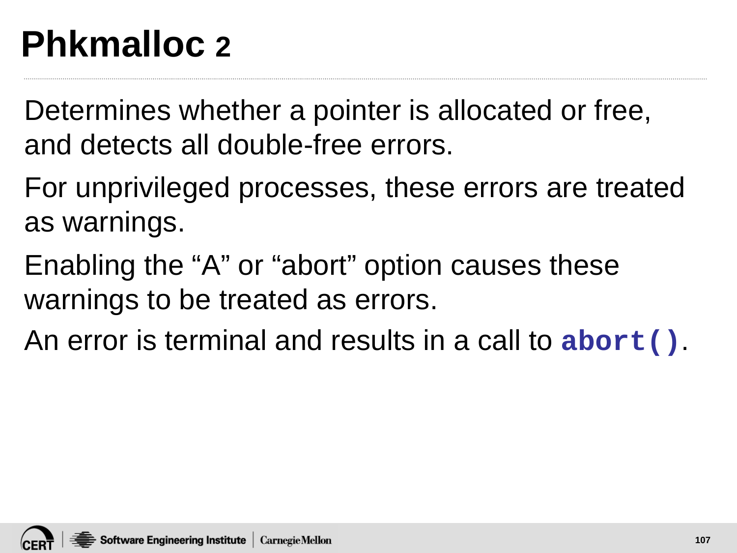# Phkmalloc 2

Determines whether a pointer is allocated or free, and detects all double-free errors.

For unprivileged processes, these errors are treated as warnings.

Enabling the “A” or “abort” option causes these warnings to be treated as errors.

An error is terminal and results in a call to `abort()`.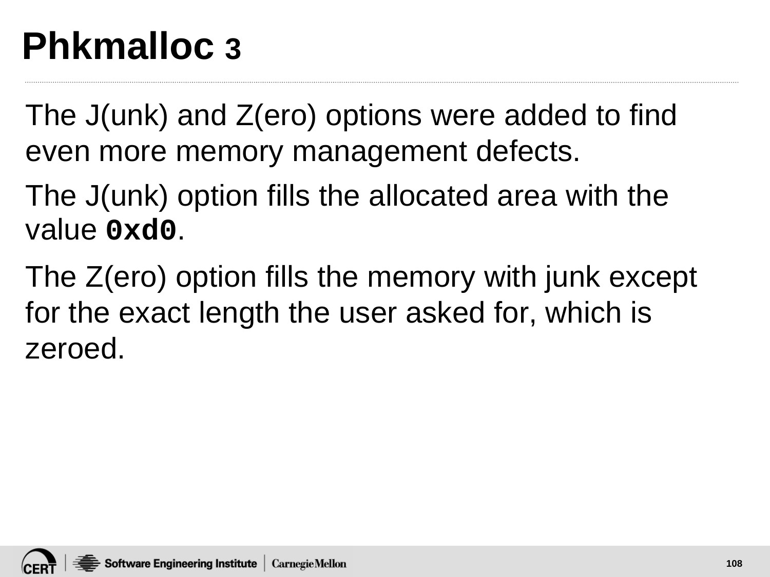# Phkmalloc 3

The J(unk) and Z(ero) options were added to find even more memory management defects.

The J(unk) option fills the allocated area with the value **`0xd0`**.

The Z(ero) option fills the memory with junk except for the exact length the user asked for, which is zeroed.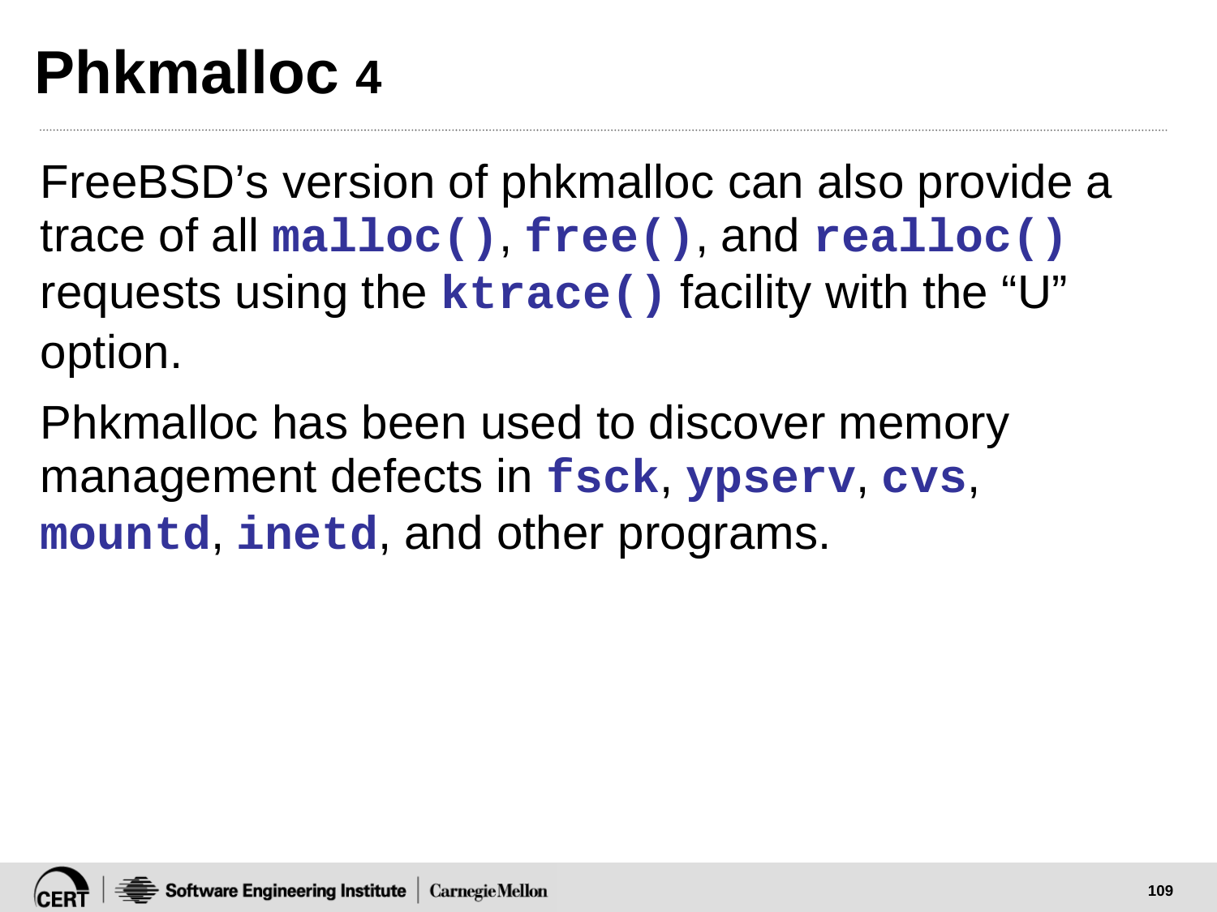# Phkmalloc 4

FreeBSD's version of phkmalloc can also provide a trace of all `malloc()`, `free()`, and `realloc()` requests using the `ktrace()` facility with the "U" option.

Phkmalloc has been used to discover memory management defects in `fsck`, `ypserv`, `cvs`, `mountd`, `inetd`, and other programs.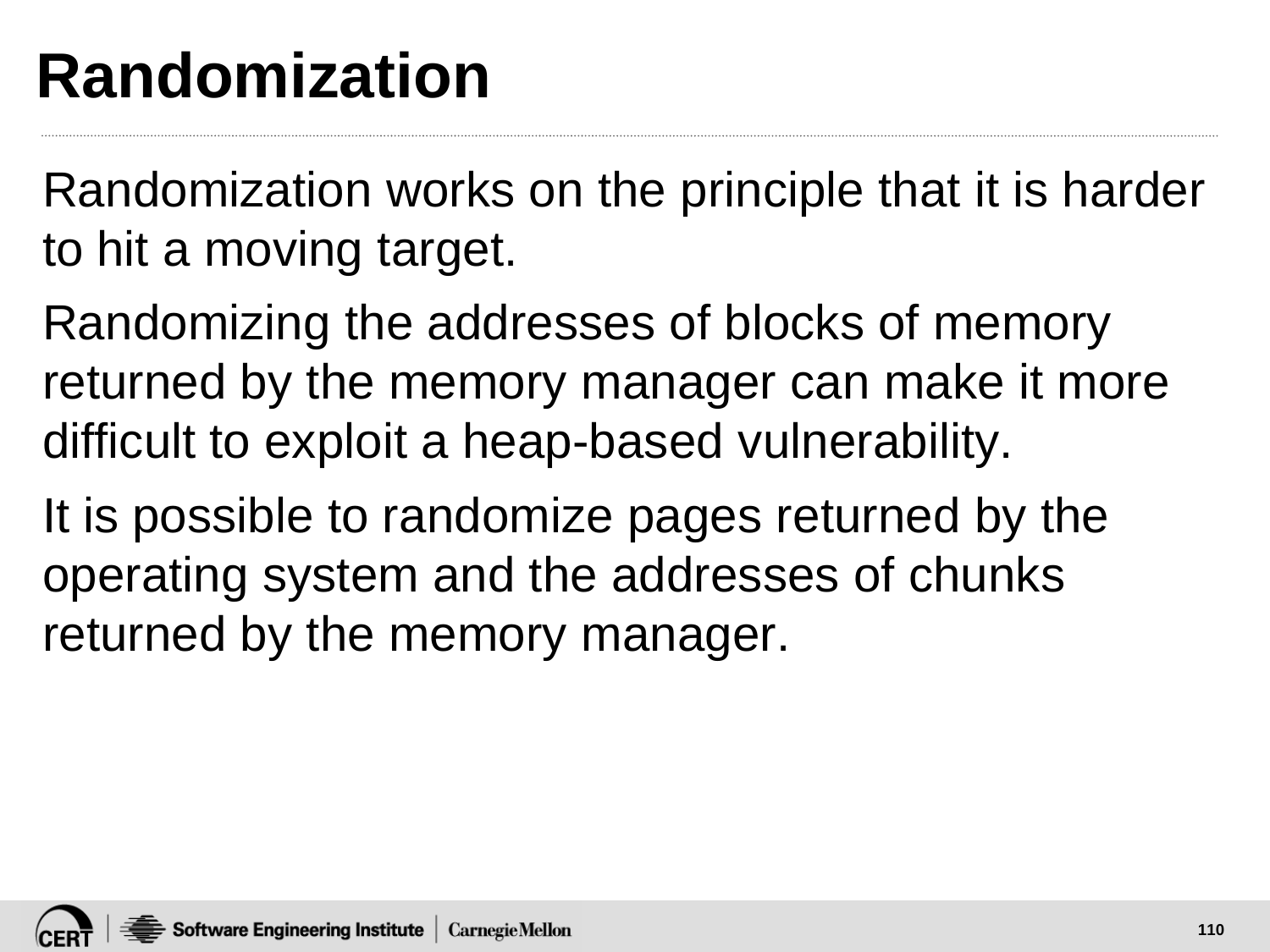# Randomization

Randomization works on the principle that it is harder to hit a moving target.

Randomizing the addresses of blocks of memory returned by the memory manager can make it more difficult to exploit a heap-based vulnerability.

It is possible to randomize pages returned by the operating system and the addresses of chunks returned by the memory manager.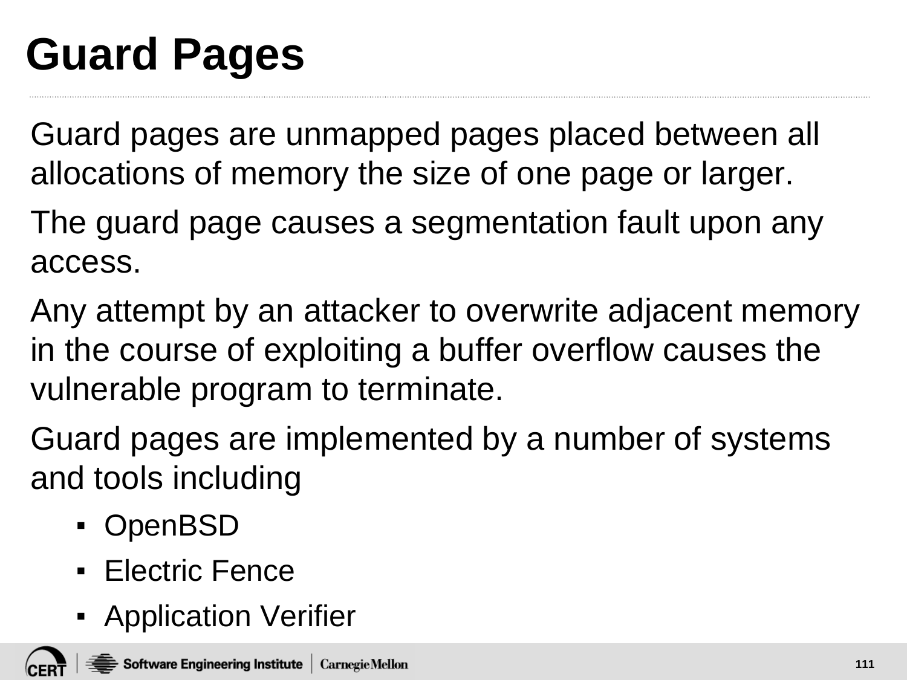# Guard Pages

Guard pages are unmapped pages placed between all allocations of memory the size of one page or larger.

The guard page causes a segmentation fault upon any access.

Any attempt by an attacker to overwrite adjacent memory in the course of exploiting a buffer overflow causes the vulnerable program to terminate.

Guard pages are implemented by a number of systems and tools including

- OpenBSD
- Electric Fence
- Application Verifier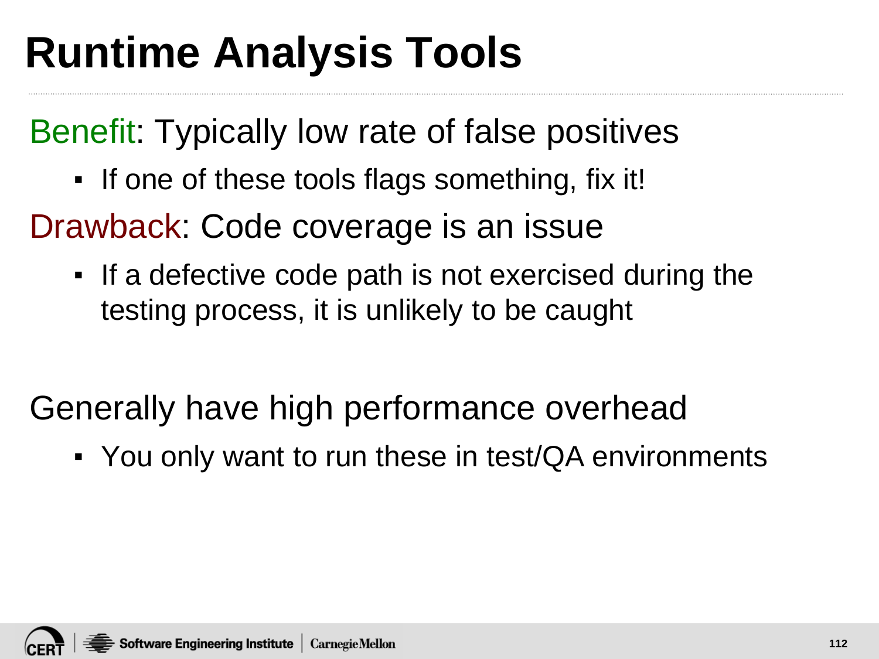# Runtime Analysis Tools

Benefit: Typically low rate of false positives

- If one of these tools flags something, fix it!

Drawback: Code coverage is an issue

- If a defective code path is not exercised during the testing process, it is unlikely to be caught

Generally have high performance overhead

- You only want to run these in test/QA environments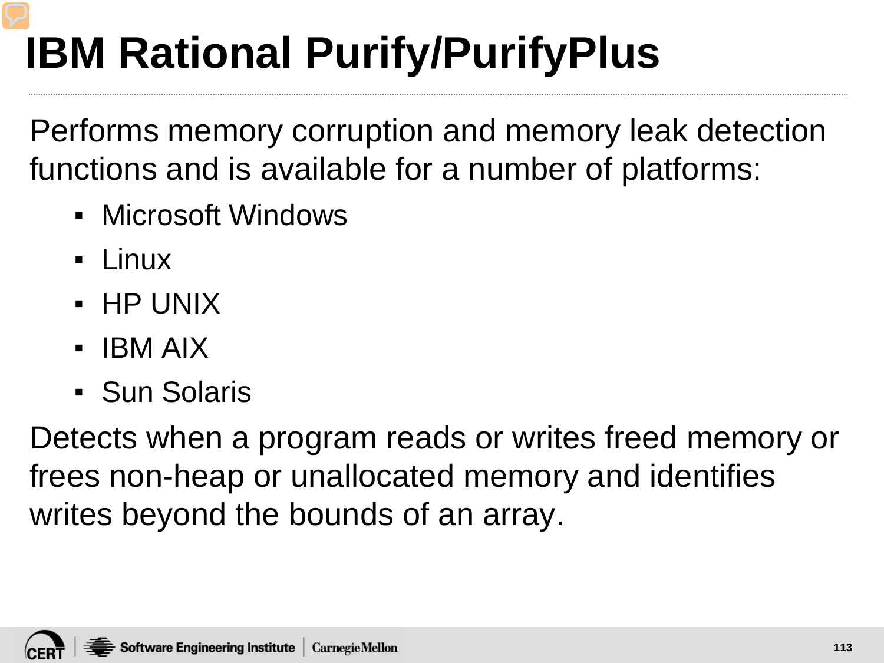# IBM Rational Purify/PurifyPlus

Performs memory corruption and memory leak detection functions and is available for a number of platforms:

- Microsoft Windows
- Linux
- HP UNIX
- IBM AIX
- Sun Solaris

Detects when a program reads or writes freed memory or frees non-heap or unallocated memory and identifies writes beyond the bounds of an array.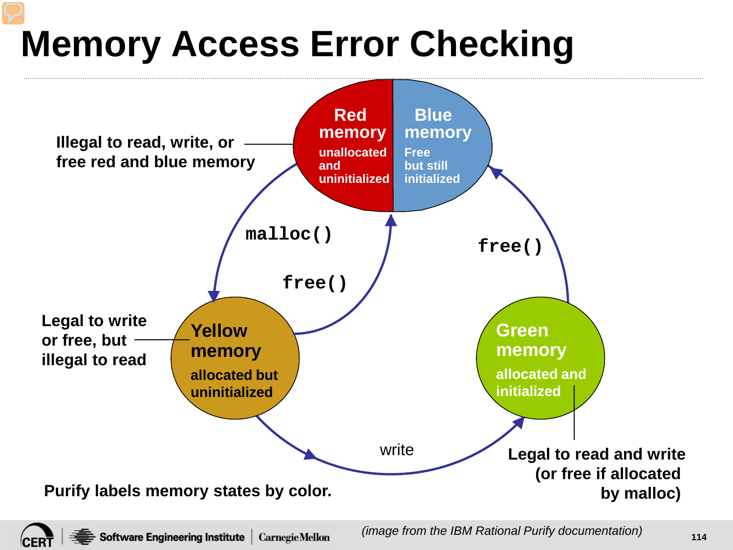# Memory Access Error Checking

**Red memory**
unallocated and uninitialized

**Blue memory**
Free but still initialized

**Illegal to read, write, or free red and blue memory**

`malloc()`

`free()`

`free()`

**Yellow memory**
allocated but uninitialized

**Legal to write or free, but illegal to read**

**Green memory**
allocated and initialized

write

**Legal to read and write (or free if allocated by malloc)**

**Purify labels memory states by color.**

*(image from the IBM Rational Purify documentation)*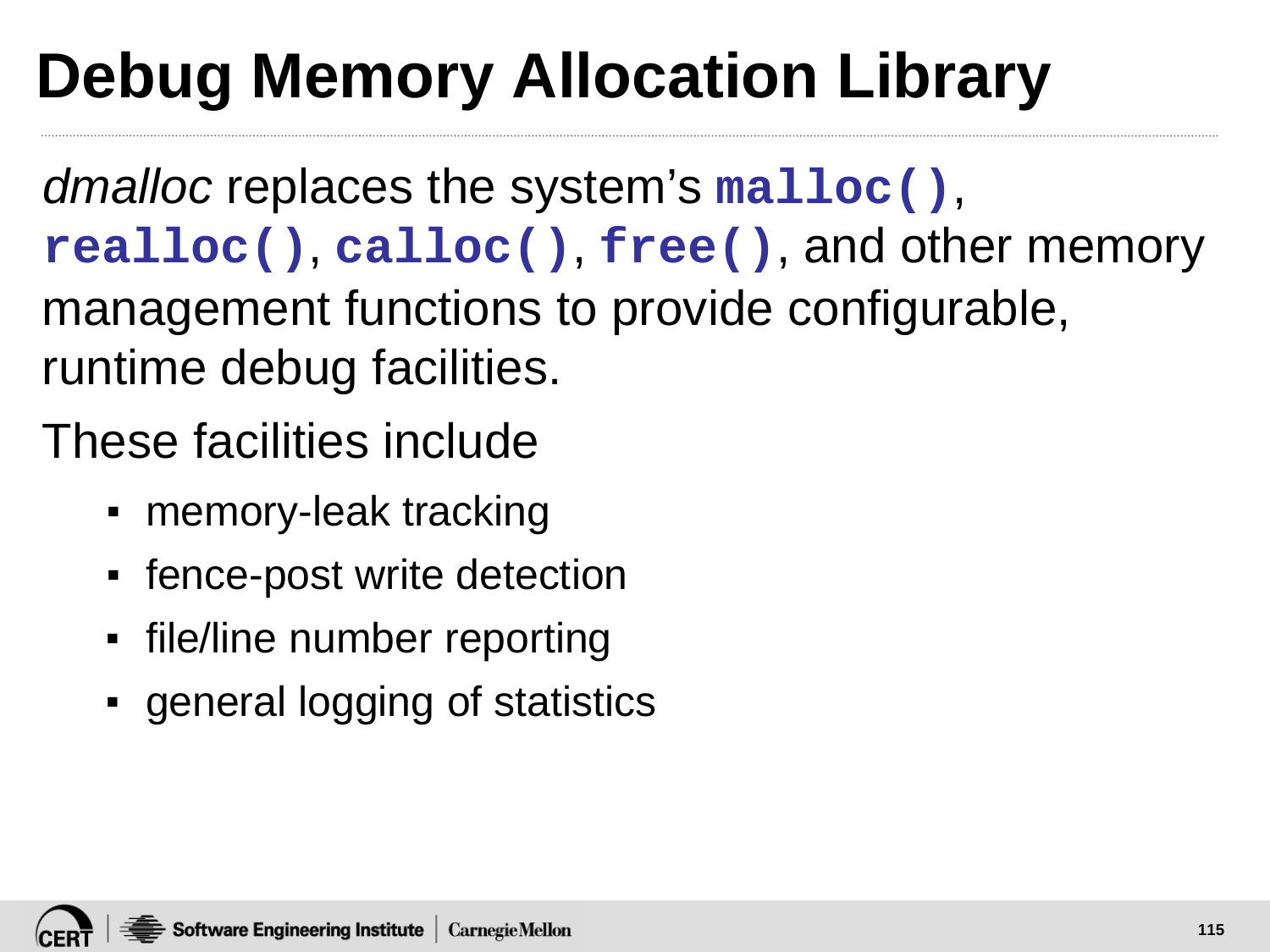# Debug Memory Allocation Library

*dmalloc* replaces the system's `malloc()`, `realloc()`, `calloc()`, `free()`, and other memory management functions to provide configurable, runtime debug facilities.

These facilities include

- memory-leak tracking
- fence-post write detection
- file/line number reporting
- general logging of statistics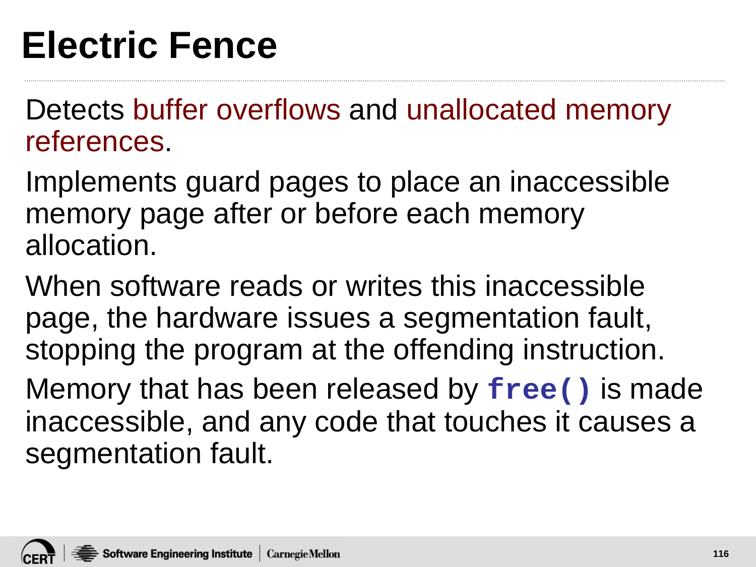# Electric Fence

Detects buffer overflows and unallocated memory references.

Implements guard pages to place an inaccessible memory page after or before each memory allocation.

When software reads or writes this inaccessible page, the hardware issues a segmentation fault, stopping the program at the offending instruction.

Memory that has been released by `free()` is made inaccessible, and any code that touches it causes a segmentation fault.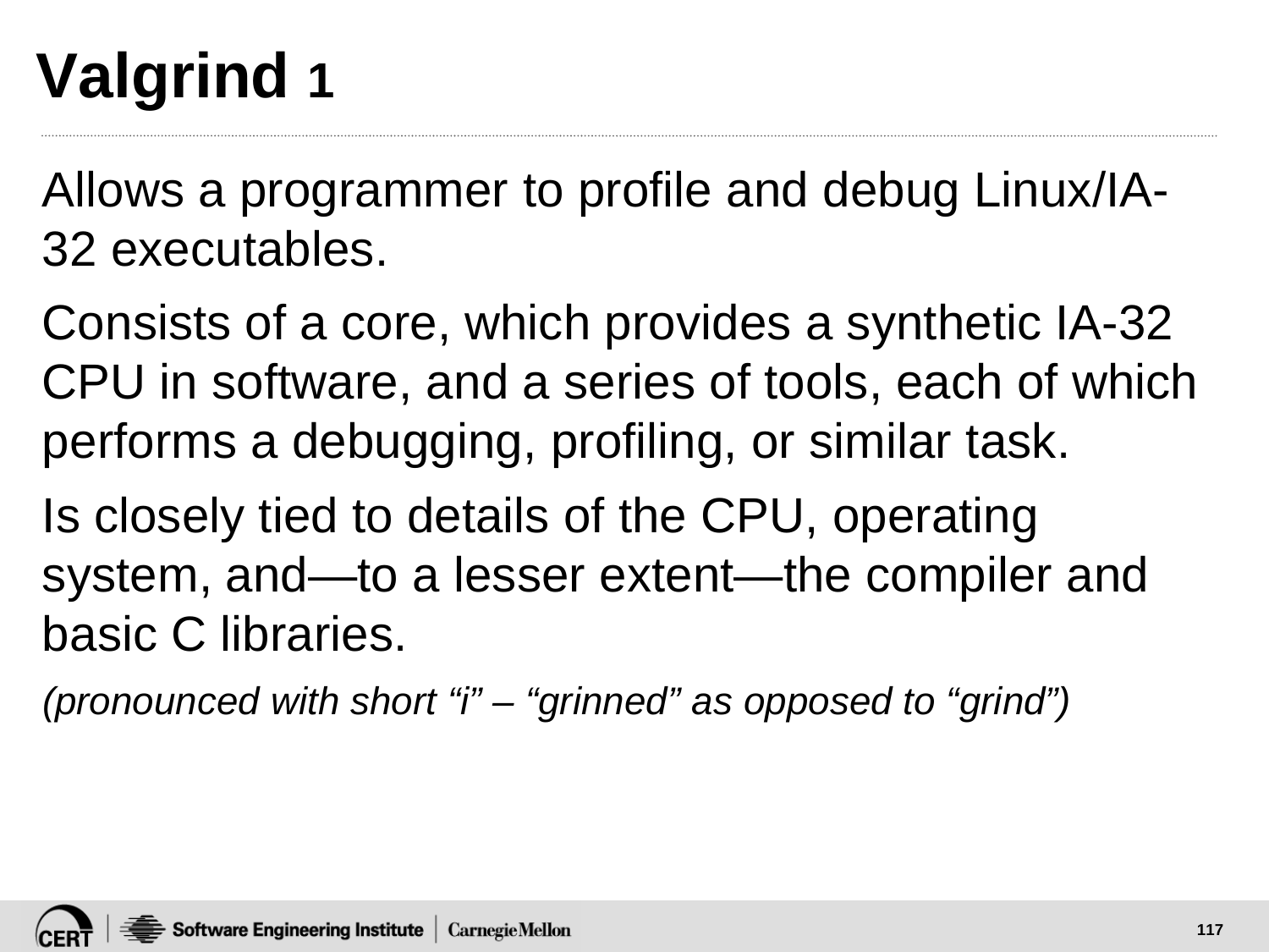# Valgrind 1

Allows a programmer to profile and debug Linux/IA-32 executables.

Consists of a core, which provides a synthetic IA-32 CPU in software, and a series of tools, each of which performs a debugging, profiling, or similar task.

Is closely tied to details of the CPU, operating system, and—to a lesser extent—the compiler and basic C libraries.

*(pronounced with short “i” – “grinned” as opposed to “grind”)*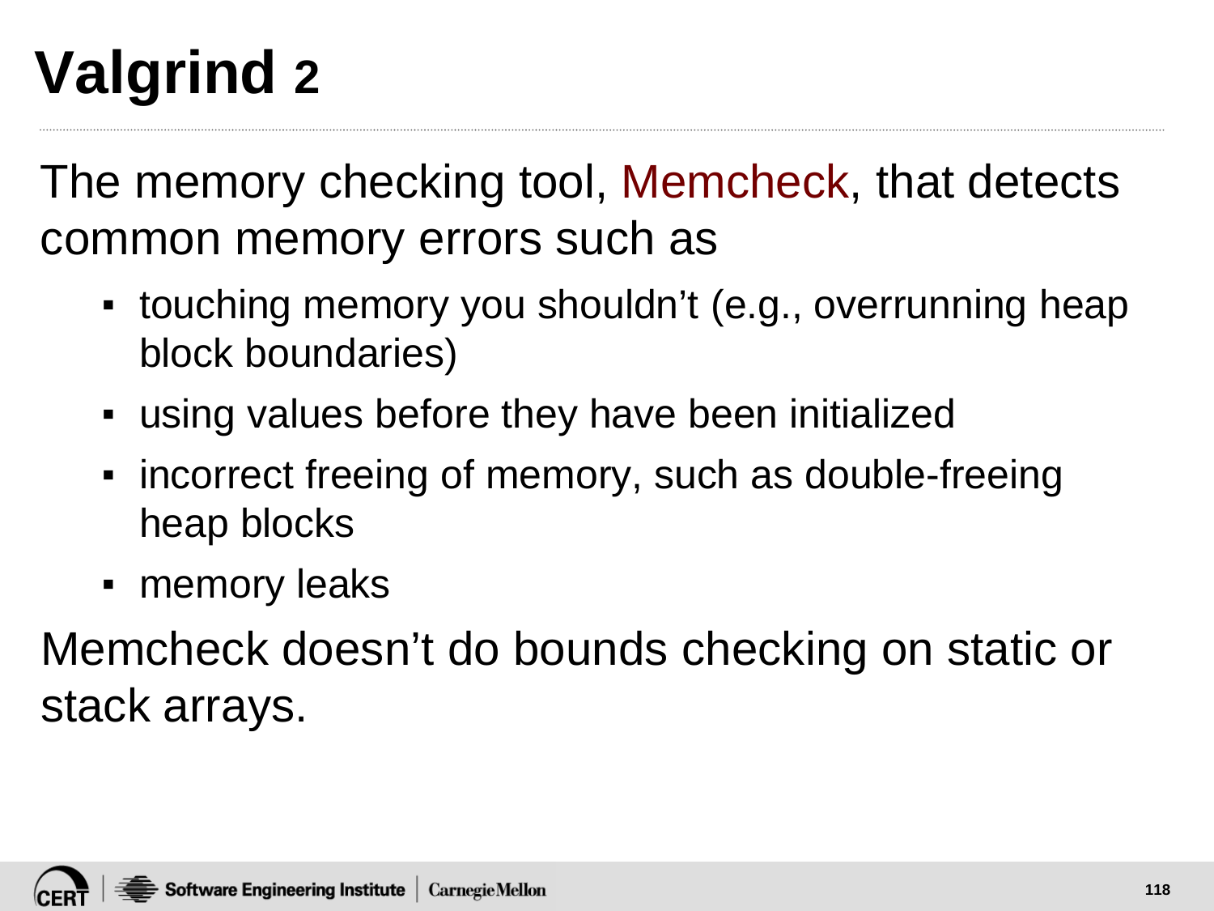# Valgrind 2

The memory checking tool, Memcheck, that detects common memory errors such as

- touching memory you shouldn't (e.g., overrunning heap block boundaries)
- using values before they have been initialized
- incorrect freeing of memory, such as double-freeing heap blocks
- memory leaks

Memcheck doesn't do bounds checking on static or stack arrays.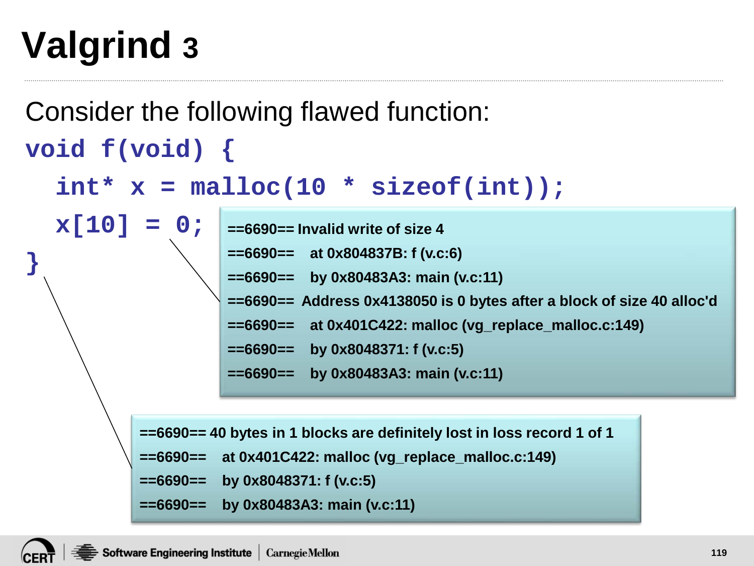# Valgrind 3

Consider the following flawed function:

```
void f(void) {
  int* x = malloc(10 * sizeof(int));
  x[10] = 0;
}
```

```
==6690== Invalid write of size 4
==6690==    at 0x804837B: f (v.c:6)
==6690==    by 0x80483A3: main (v.c:11)
==6690==  Address 0x4138050 is 0 bytes after a block of size 40 alloc'd
==6690==    at 0x401C422: malloc (vg_replace_malloc.c:149)
==6690==    by 0x8048371: f (v.c:5)
==6690==    by 0x80483A3: main (v.c:11)
```

```
==6690== 40 bytes in 1 blocks are definitely lost in loss record 1 of 1
==6690==    at 0x401C422: malloc (vg_replace_malloc.c:149)
==6690==    by 0x8048371: f (v.c:5)
==6690==    by 0x80483A3: main (v.c:11)
```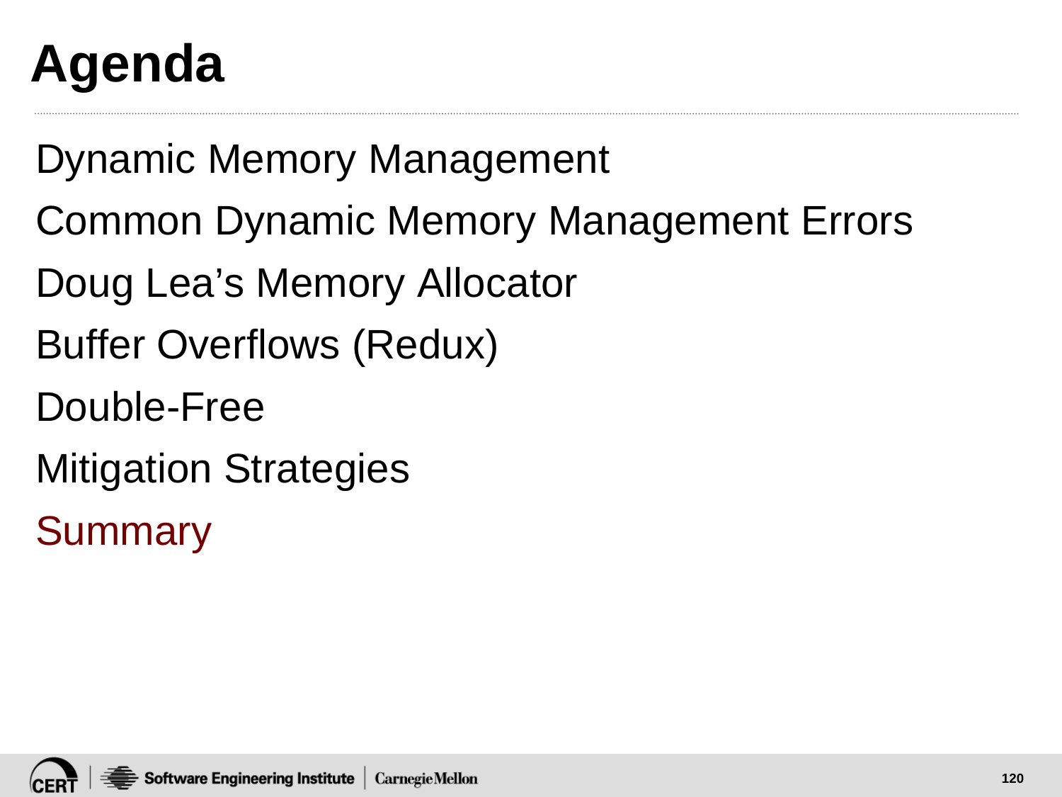# Agenda

Dynamic Memory Management

Common Dynamic Memory Management Errors

Doug Lea’s Memory Allocator

Buffer Overflows (Redux)

Double-Free

Mitigation Strategies

Summary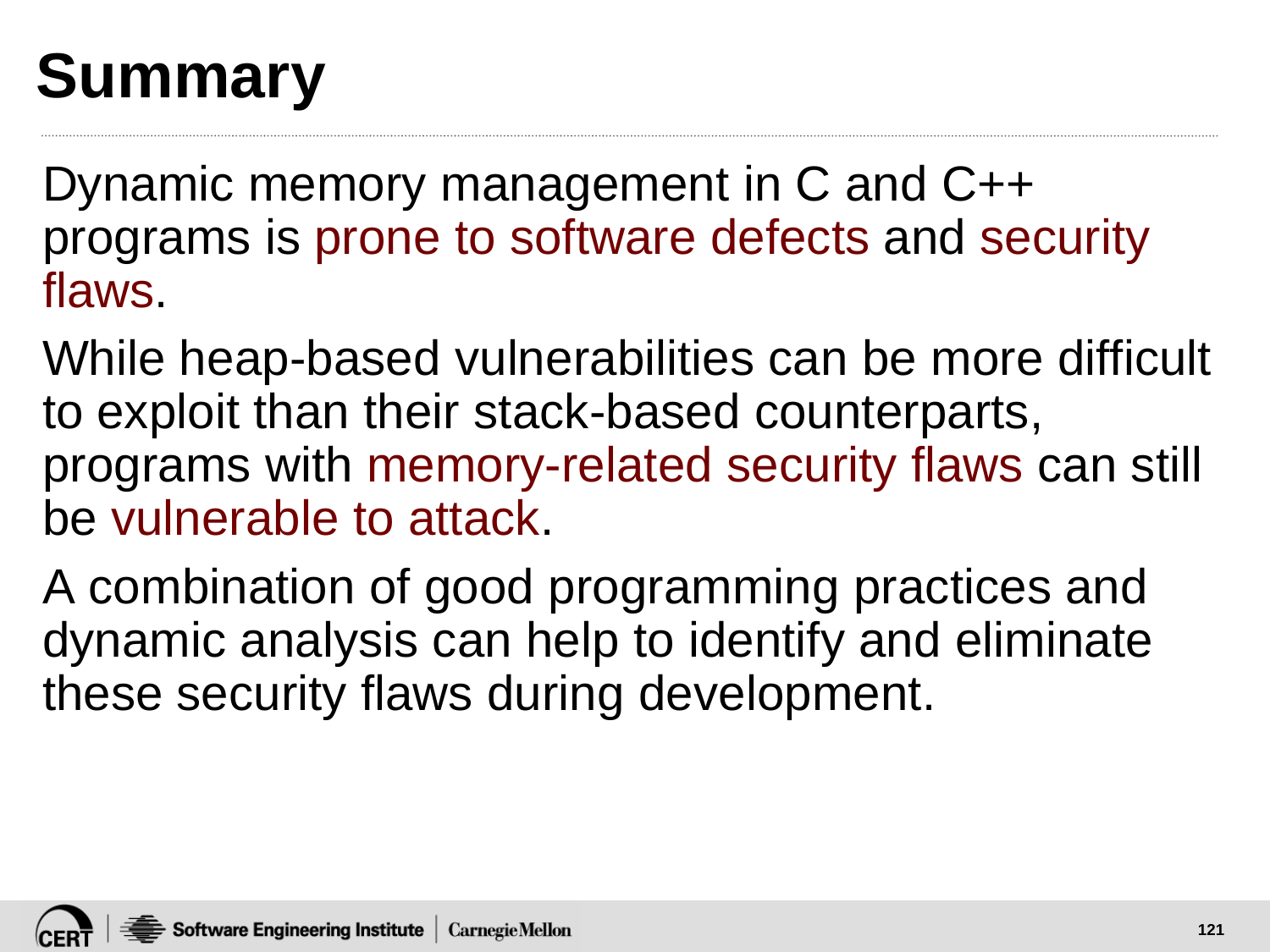# Summary

Dynamic memory management in C and C++ programs is prone to software defects and security flaws.

While heap-based vulnerabilities can be more difficult to exploit than their stack-based counterparts, programs with memory-related security flaws can still be vulnerable to attack.

A combination of good programming practices and dynamic analysis can help to identify and eliminate these security flaws during development.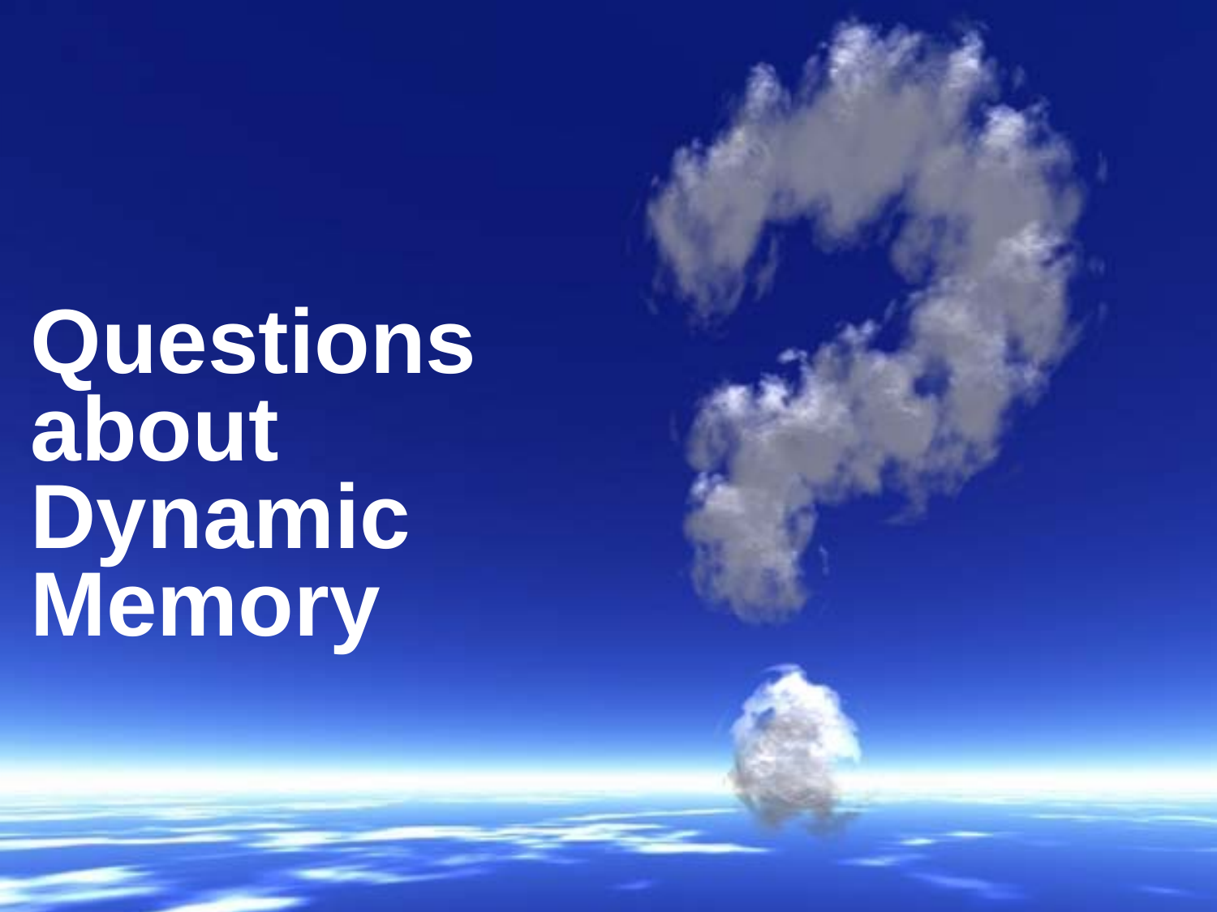# Questions about Dynamic Memory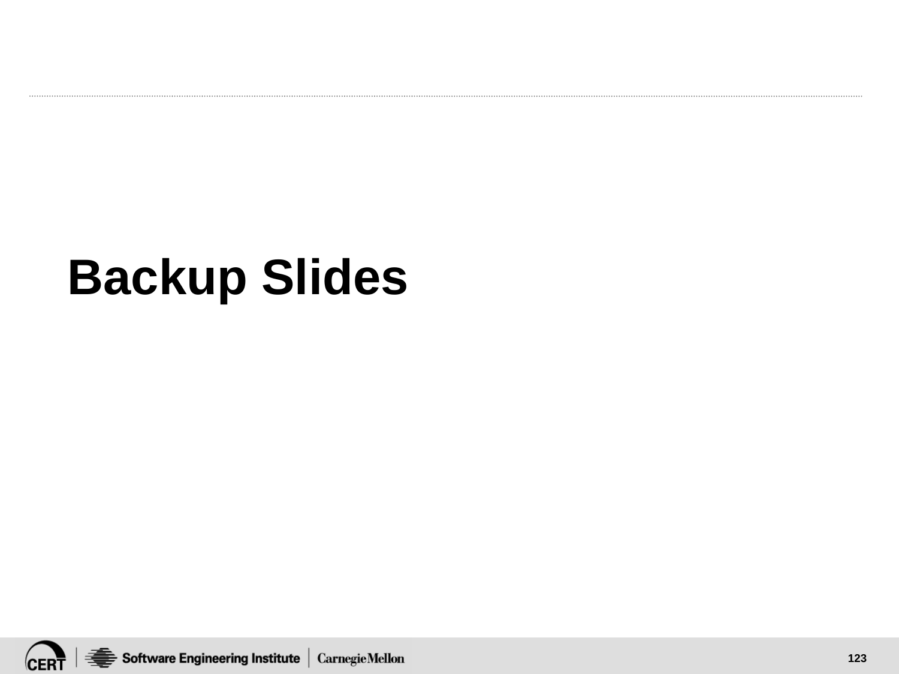# Backup Slides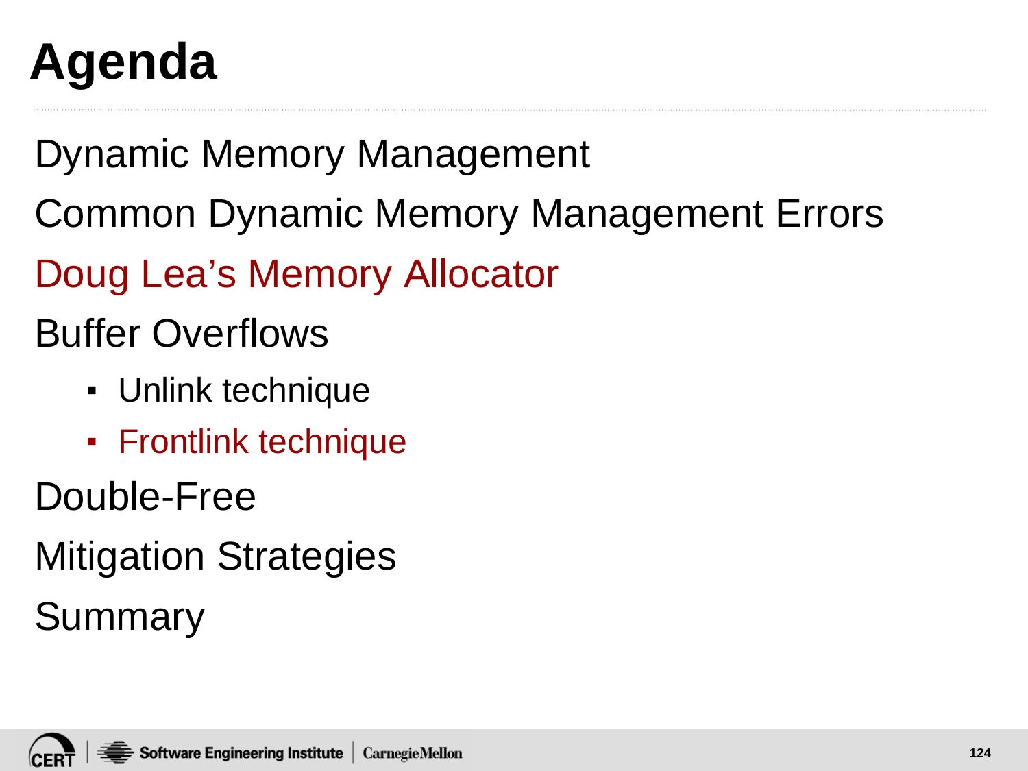# Agenda

Dynamic Memory Management

Common Dynamic Memory Management Errors

Doug Lea's Memory Allocator

Buffer Overflows

- Unlink technique
- Frontlink technique

Double-Free

Mitigation Strategies

Summary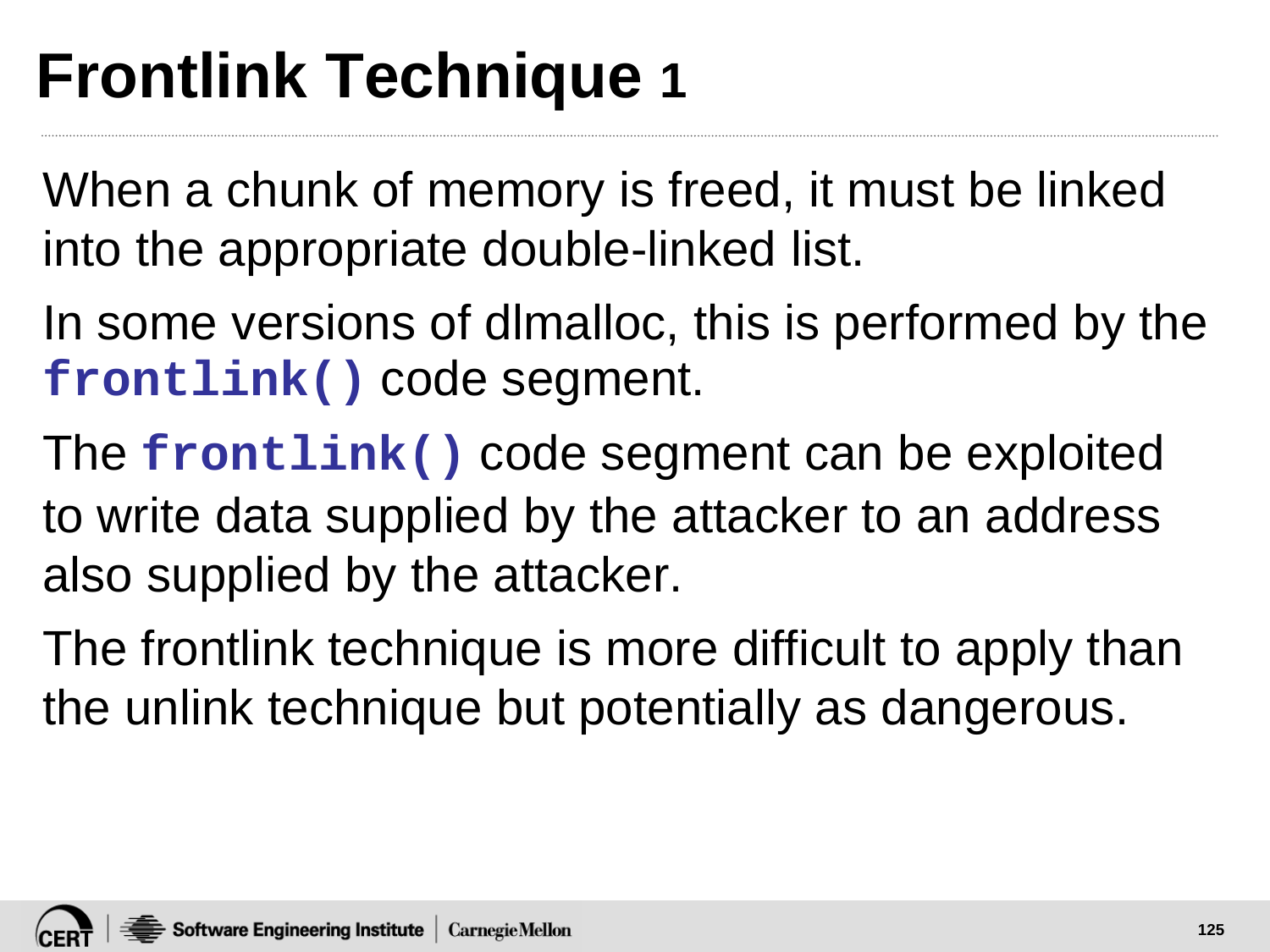# Frontlink Technique 1

When a chunk of memory is freed, it must be linked into the appropriate double-linked list.

In some versions of dlmalloc, this is performed by the `frontlink()` code segment.

The `frontlink()` code segment can be exploited to write data supplied by the attacker to an address also supplied by the attacker.

The frontlink technique is more difficult to apply than the unlink technique but potentially as dangerous.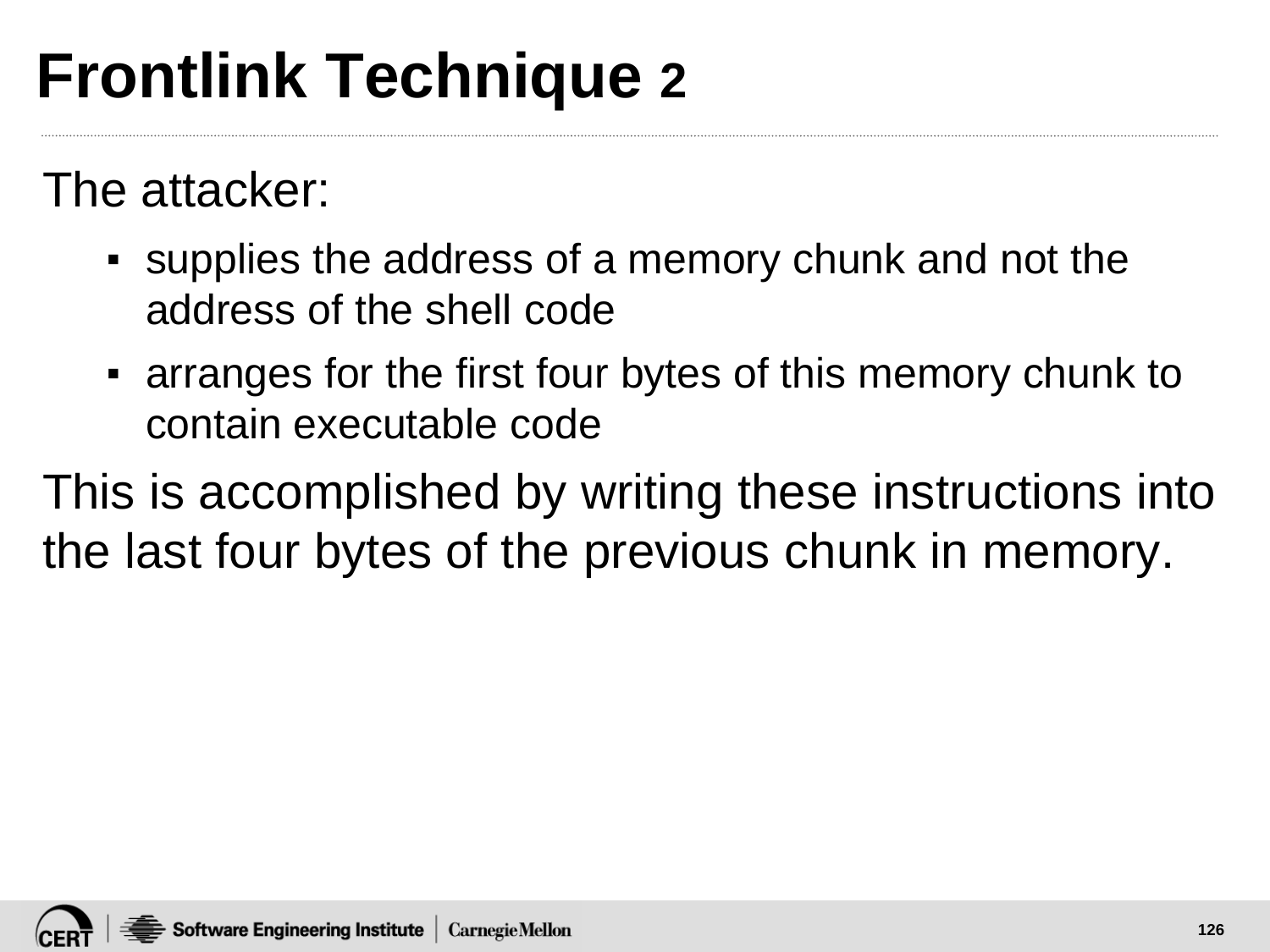# Frontlink Technique 2

The attacker:

- supplies the address of a memory chunk and not the address of the shell code
- arranges for the first four bytes of this memory chunk to contain executable code

This is accomplished by writing these instructions into the last four bytes of the previous chunk in memory.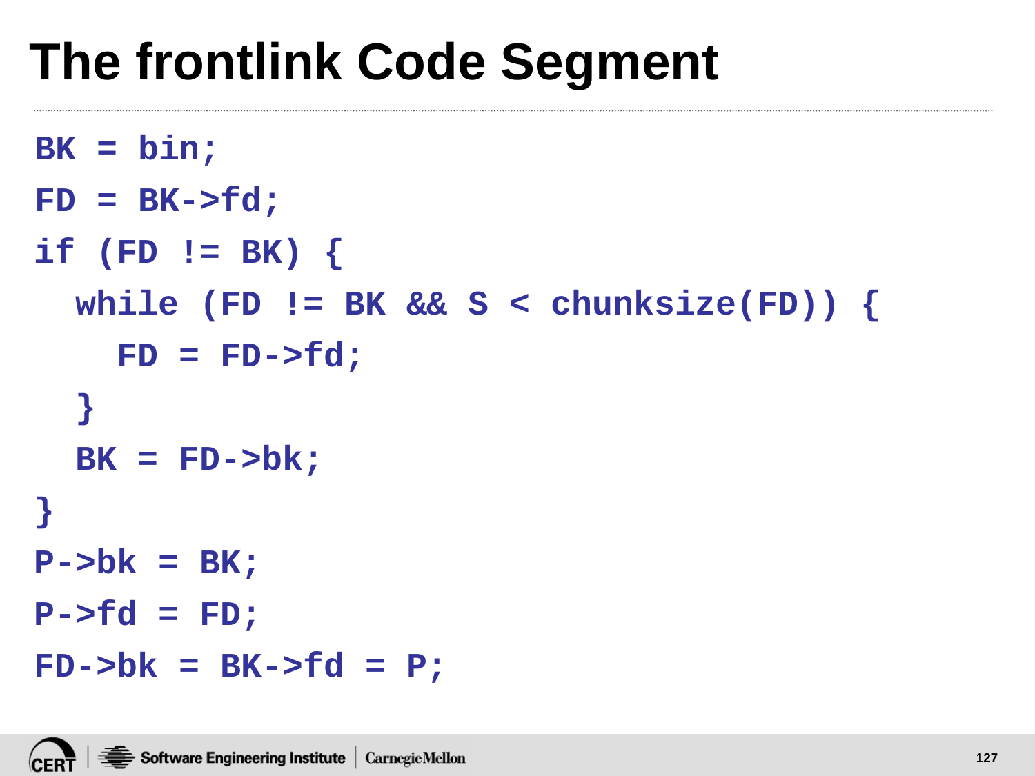# The frontlink Code Segment

```
BK = bin;
FD = BK->fd;
if (FD != BK) {
  while (FD != BK && S < chunksize(FD)) {
    FD = FD->fd;
  }
  BK = FD->bk;
}
P->bk = BK;
P->fd = FD;
FD->bk = BK->fd = P;
```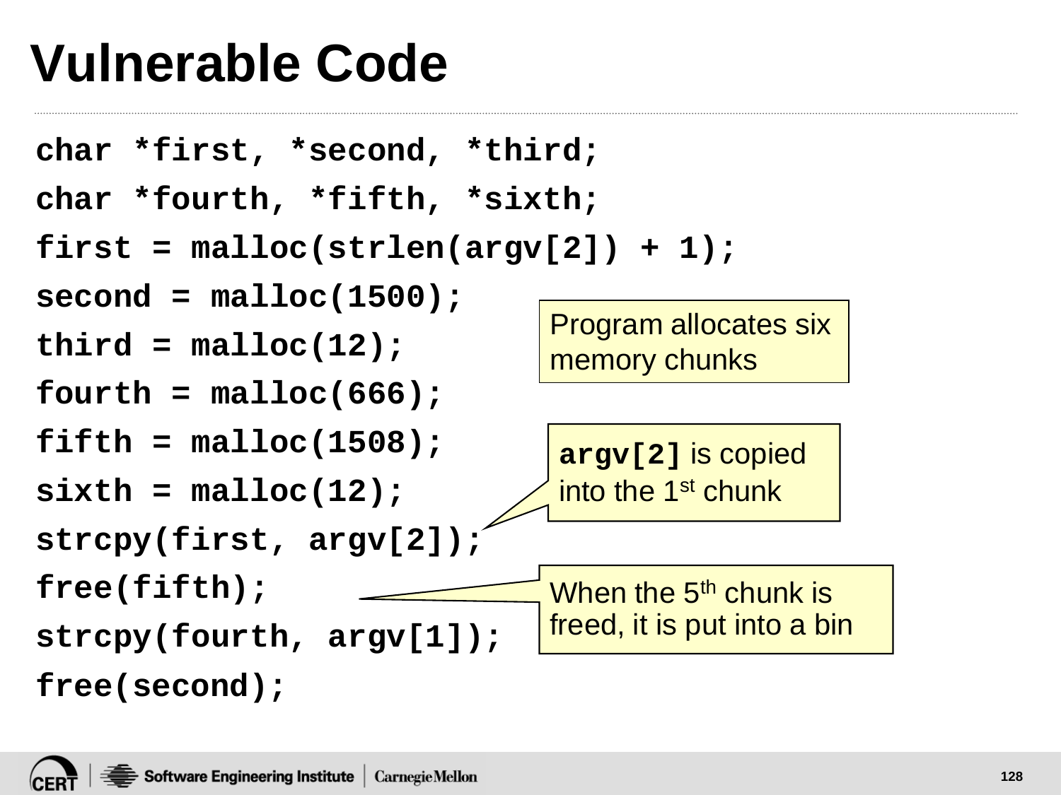# Vulnerable Code

```
char *first, *second, *third;
char *fourth, *fifth, *sixth;
first = malloc(strlen(argv[2]) + 1);
second = malloc(1500);
third = malloc(12);
fourth = malloc(666);
fifth = malloc(1508);
sixth = malloc(12);
strcpy(first, argv[2]);
free(fifth);
strcpy(fourth, argv[1]);
free(second);
```

Program allocates six memory chunks

**argv[2]** is copied into the 1st chunk

When the 5th chunk is freed, it is put into a bin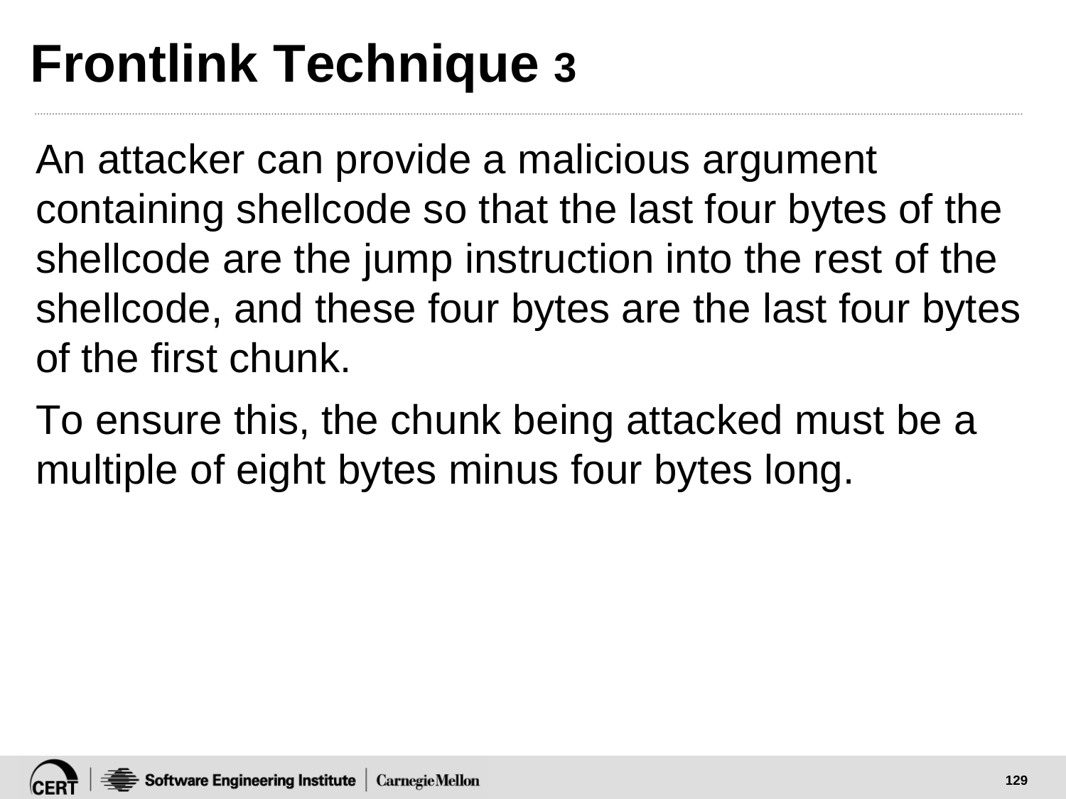# Frontlink Technique 3

An attacker can provide a malicious argument containing shellcode so that the last four bytes of the shellcode are the jump instruction into the rest of the shellcode, and these four bytes are the last four bytes of the first chunk.

To ensure this, the chunk being attacked must be a multiple of eight bytes minus four bytes long.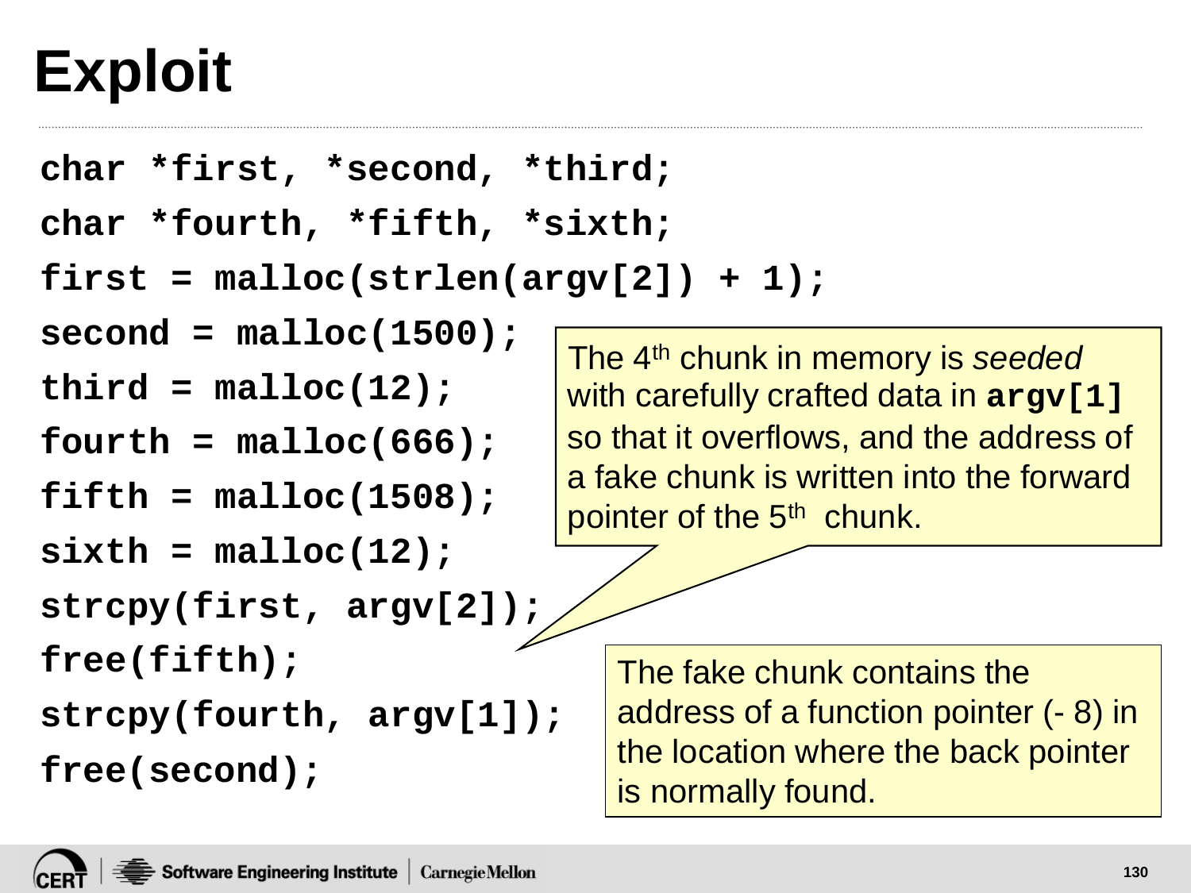# Exploit

```
char *first, *second, *third;
char *fourth, *fifth, *sixth;
first = malloc(strlen(argv[2]) + 1);
second = malloc(1500);
third = malloc(12);
fourth = malloc(666);
fifth = malloc(1508);
sixth = malloc(12);
strcpy(first, argv[2]);
free(fifth);
strcpy(fourth, argv[1]);
free(second);
```

The 4th chunk in memory is *seeded* with carefully crafted data in **`argv[1]`** so that it overflows, and the address of a fake chunk is written into the forward pointer of the 5th chunk.

The fake chunk contains the address of a function pointer (- 8) in the location where the back pointer is normally found.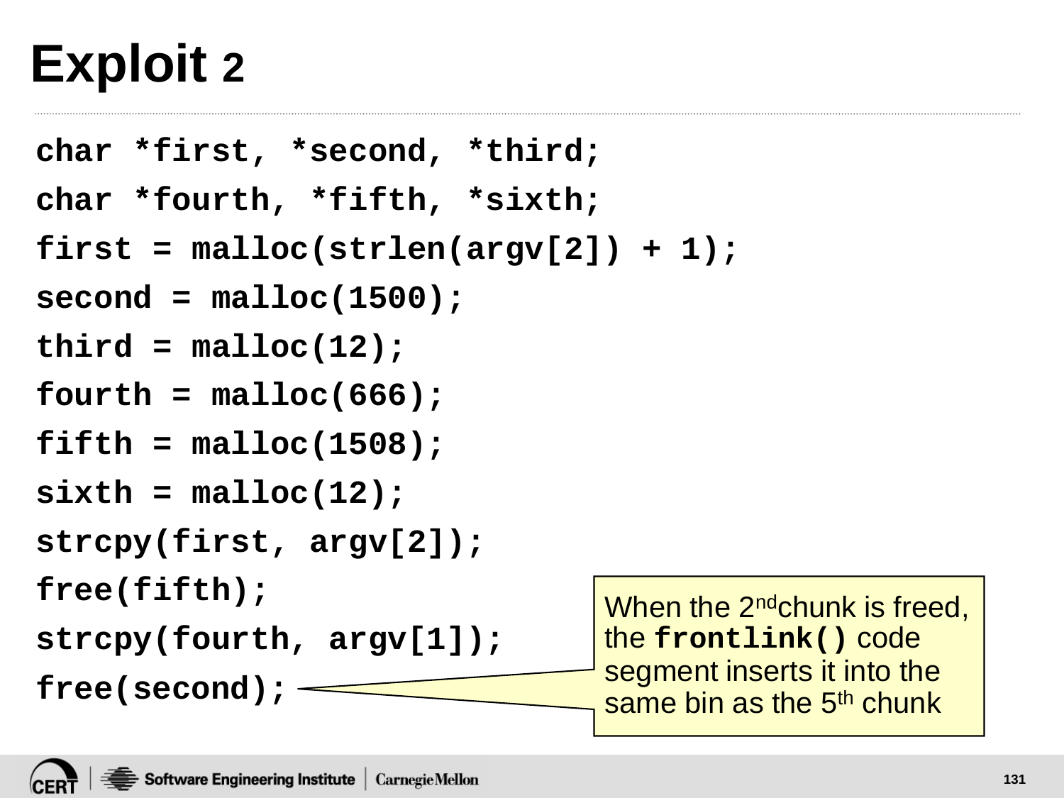# Exploit 2

```
char *first, *second, *third;
char *fourth, *fifth, *sixth;
first = malloc(strlen(argv[2]) + 1);
second = malloc(1500);
third = malloc(12);
fourth = malloc(666);
fifth = malloc(1508);
sixth = malloc(12);
strcpy(first, argv[2]);
free(fifth);
strcpy(fourth, argv[1]);
free(second);
```

When the 2nd chunk is freed, the **`frontlink()`** code segment inserts it into the same bin as the 5th chunk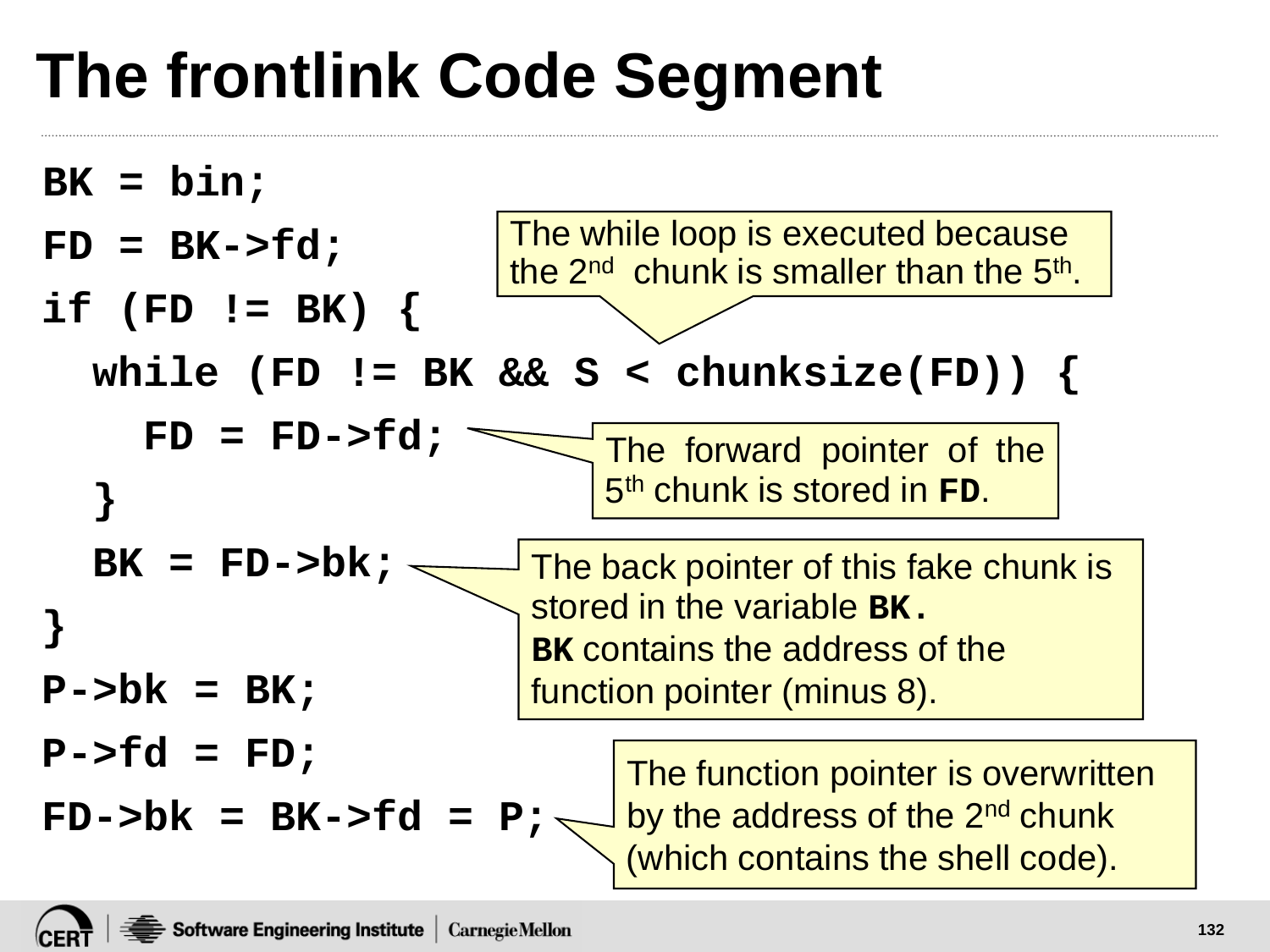# The frontlink Code Segment

```
BK = bin;
FD = BK->fd;
if (FD != BK) {
  while (FD != BK && S < chunksize(FD)) {
    FD = FD->fd;
  }
  BK = FD->bk;
}
P->bk = BK;
P->fd = FD;
FD->bk = BK->fd = P;
```

The while loop is executed because the 2nd chunk is smaller than the 5th.

The forward pointer of the 5th chunk is stored in **FD**.

The back pointer of this fake chunk is stored in the variable **BK.**
**BK** contains the address of the function pointer (minus 8).

The function pointer is overwritten by the address of the 2nd chunk (which contains the shell code).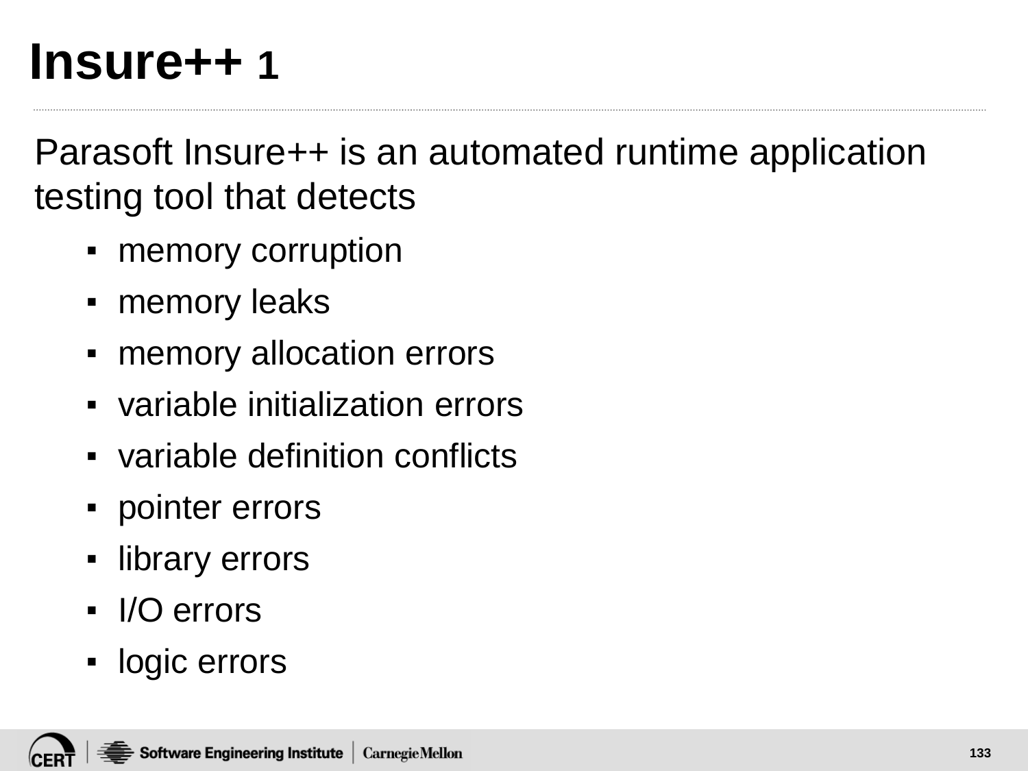# Insure++ 1

Parasoft Insure++ is an automated runtime application testing tool that detects

- memory corruption
- memory leaks
- memory allocation errors
- variable initialization errors
- variable definition conflicts
- pointer errors
- library errors
- I/O errors
- logic errors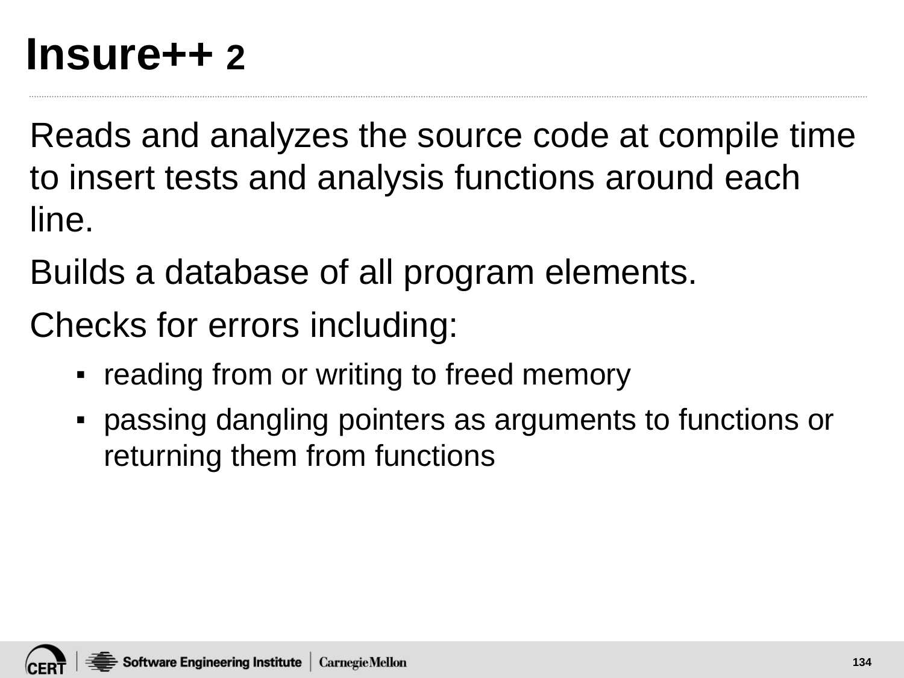# Insure++ 2

Reads and analyzes the source code at compile time to insert tests and analysis functions around each line.

Builds a database of all program elements.

Checks for errors including:

- reading from or writing to freed memory
- passing dangling pointers as arguments to functions or returning them from functions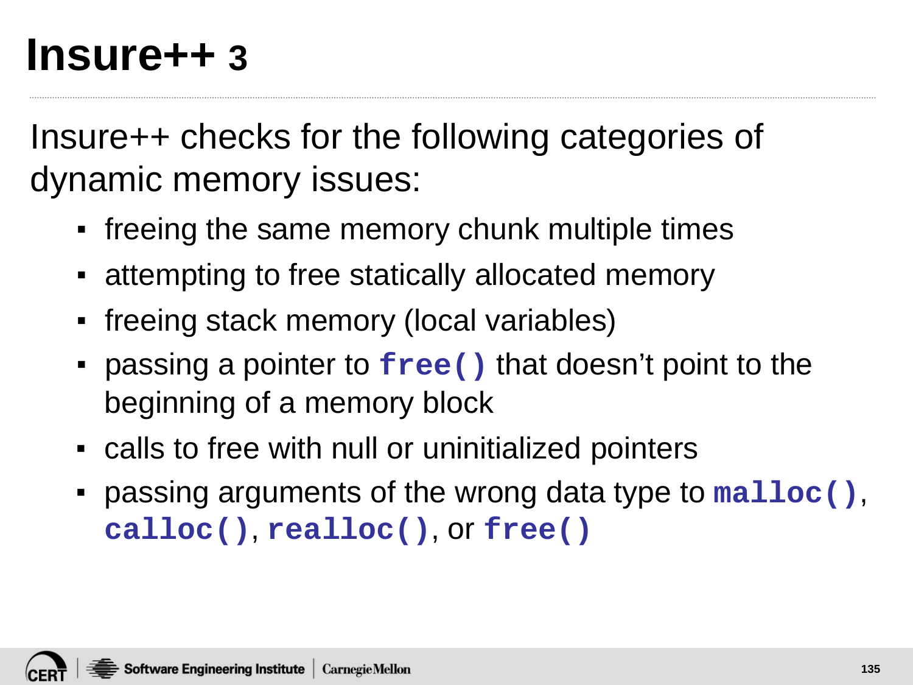# Insure++ 3

Insure++ checks for the following categories of dynamic memory issues:

- freeing the same memory chunk multiple times
- attempting to free statically allocated memory
- freeing stack memory (local variables)
- passing a pointer to `free()` that doesn't point to the beginning of a memory block
- calls to free with null or uninitialized pointers
- passing arguments of the wrong data type to `malloc()`, `calloc()`, `realloc()`, or `free()`